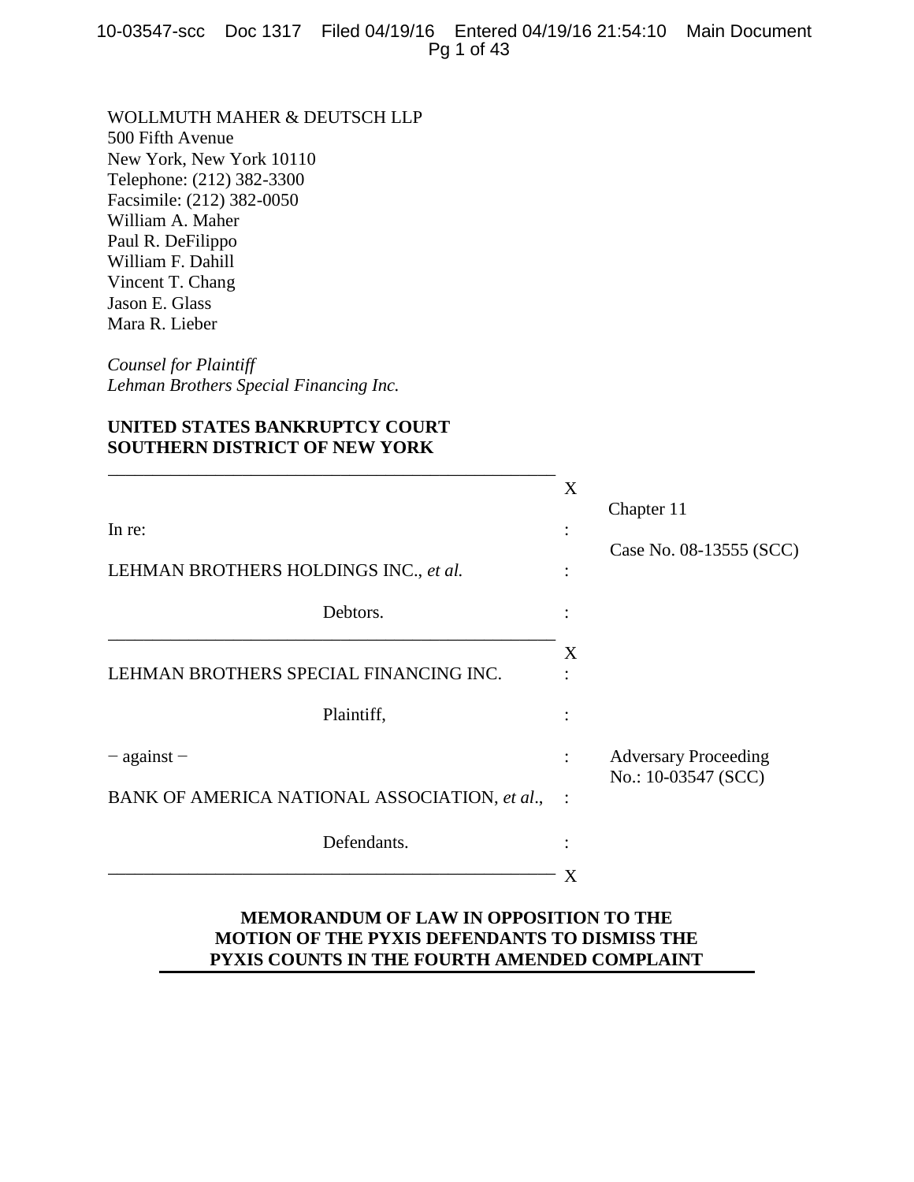WOLLMUTH MAHER & DEUTSCH LLP
500 Fifth Avenue
New York, New York 10110
Telephone: (212) 382-3300
Facsimile: (212) 382-0050
William A. Maher
Paul R. DeFilippo
William F. Dahill
Vincent T. Chang
Jason E. Glass
Mara R. Lieber

*Counsel for Plaintiff*
*Lehman Brothers Special Financing Inc.*

**UNITED STATES BANKRUPTCY COURT**
**SOUTHERN DISTRICT OF NEW YORK**

| | | |
|---|---|---|
| In re: | : | Chapter 11 |
| LEHMAN BROTHERS HOLDINGS INC., *et al.* | : | Case No. 08-13555 (SCC) |
| Debtors. | : | |
| LEHMAN BROTHERS SPECIAL FINANCING INC. | : | |
| Plaintiff, | : | |
| − against − | : | Adversary Proceeding No.: 10-03547 (SCC) |
| BANK OF AMERICA NATIONAL ASSOCIATION, *et al*., | : | |
| Defendants. | : | |

**MEMORANDUM OF LAW IN OPPOSITION TO THE MOTION OF THE PYXIS DEFENDANTS TO DISMISS THE PYXIS COUNTS IN THE FOURTH AMENDED COMPLAINT**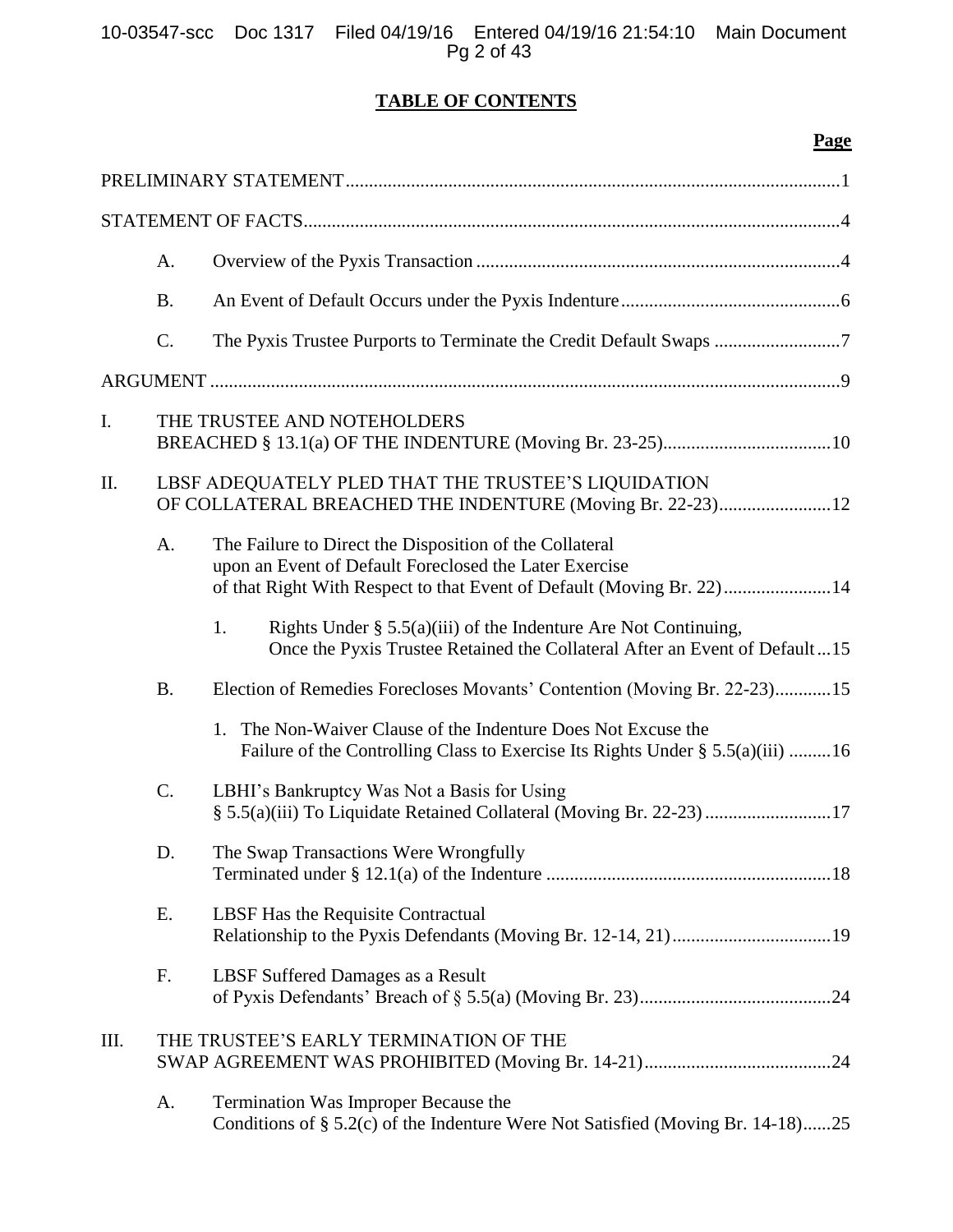## TABLE OF CONTENTS

| | | | Page |
|---|---|---|---|
| PRELIMINARY STATEMENT | | | 1 |
| STATEMENT OF FACTS | | | 4 |
| | A. | Overview of the Pyxis Transaction | 4 |
| | B. | An Event of Default Occurs under the Pyxis Indenture | 6 |
| | C. | The Pyxis Trustee Purports to Terminate the Credit Default Swaps | 7 |
| ARGUMENT | | | 9 |
| I. | THE TRUSTEE AND NOTEHOLDERS BREACHED § 13.1(a) OF THE INDENTURE (Moving Br. 23-25) | | 10 |
| II. | LBSF ADEQUATELY PLED THAT THE TRUSTEE'S LIQUIDATION OF COLLATERAL BREACHED THE INDENTURE (Moving Br. 22-23) | | 12 |
| | A. | The Failure to Direct the Disposition of the Collateral upon an Event of Default Foreclosed the Later Exercise of that Right With Respect to that Event of Default (Moving Br. 22) | 14 |
| | | 1. Rights Under § 5.5(a)(iii) of the Indenture Are Not Continuing, Once the Pyxis Trustee Retained the Collateral After an Event of Default | 15 |
| | B. | Election of Remedies Forecloses Movants' Contention (Moving Br. 22-23) | 15 |
| | | 1. The Non-Waiver Clause of the Indenture Does Not Excuse the Failure of the Controlling Class to Exercise Its Rights Under § 5.5(a)(iii) | 16 |
| | C. | LBHI's Bankruptcy Was Not a Basis for Using § 5.5(a)(iii) To Liquidate Retained Collateral (Moving Br. 22-23) | 17 |
| | D. | The Swap Transactions Were Wrongfully Terminated under § 12.1(a) of the Indenture | 18 |
| | E. | LBSF Has the Requisite Contractual Relationship to the Pyxis Defendants (Moving Br. 12-14, 21) | 19 |
| | F. | LBSF Suffered Damages as a Result of Pyxis Defendants' Breach of § 5.5(a) (Moving Br. 23) | 24 |
| III. | THE TRUSTEE'S EARLY TERMINATION OF THE SWAP AGREEMENT WAS PROHIBITED (Moving Br. 14-21) | | 24 |
| | A. | Termination Was Improper Because the Conditions of § 5.2(c) of the Indenture Were Not Satisfied (Moving Br. 14-18) | 25 |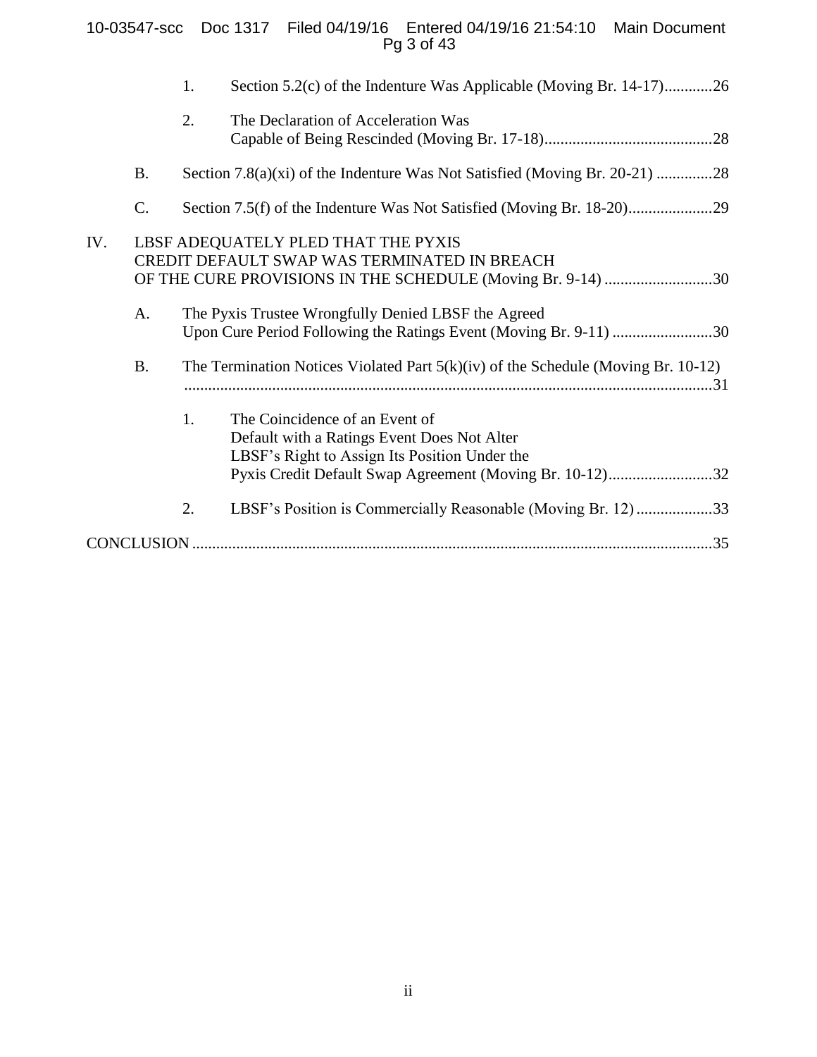1. Section 5.2(c) of the Indenture Was Applicable (Moving Br. 14-17)............26

2. The Declaration of Acceleration Was Capable of Being Rescinded (Moving Br. 17-18)..........................................28

B. Section 7.8(a)(xi) of the Indenture Was Not Satisfied (Moving Br. 20-21) ..............28

C. Section 7.5(f) of the Indenture Was Not Satisfied (Moving Br. 18-20).....................29

IV. LBSF ADEQUATELY PLED THAT THE PYXIS CREDIT DEFAULT SWAP WAS TERMINATED IN BREACH OF THE CURE PROVISIONS IN THE SCHEDULE (Moving Br. 9-14) ...........................30

A. The Pyxis Trustee Wrongfully Denied LBSF the Agreed Upon Cure Period Following the Ratings Event (Moving Br. 9-11) .........................30

B. The Termination Notices Violated Part 5(k)(iv) of the Schedule (Moving Br. 10-12) ...................................................................................................................31

1. The Coincidence of an Event of Default with a Ratings Event Does Not Alter LBSF's Right to Assign Its Position Under the Pyxis Credit Default Swap Agreement (Moving Br. 10-12)..........................32

2. LBSF's Position is Commercially Reasonable (Moving Br. 12) ...................33

CONCLUSION ..................................................................................................................35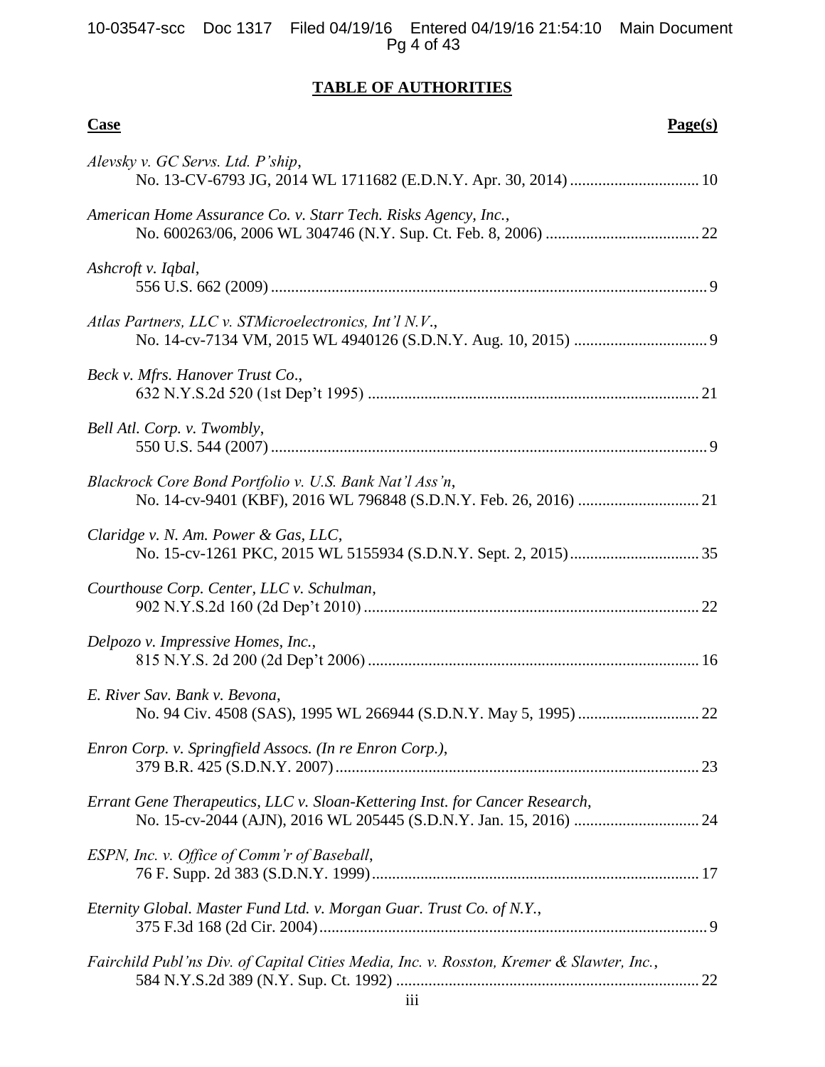## TABLE OF AUTHORITIES

**Case** **Page(s)**

*Alevsky v. GC Servs. Ltd. P'ship*,
No. 13-CV-6793 JG, 2014 WL 1711682 (E.D.N.Y. Apr. 30, 2014) ................................ 10

*American Home Assurance Co. v. Starr Tech. Risks Agency, Inc.*,
No. 600263/06, 2006 WL 304746 (N.Y. Sup. Ct. Feb. 8, 2006) ...................................... 22

*Ashcroft v. Iqbal*,
556 U.S. 662 (2009) ........................................................................................................... 9

*Atlas Partners, LLC v. STMicroelectronics, Int'l N.V.*,
No. 14-cv-7134 VM, 2015 WL 4940126 (S.D.N.Y. Aug. 10, 2015) ................................. 9

*Beck v. Mfrs. Hanover Trust Co.*,
632 N.Y.S.2d 520 (1st Dep't 1995) ................................................................................. 21

*Bell Atl. Corp. v. Twombly*,
550 U.S. 544 (2007) ........................................................................................................... 9

*Blackrock Core Bond Portfolio v. U.S. Bank Nat'l Ass'n*,
No. 14-cv-9401 (KBF), 2016 WL 796848 (S.D.N.Y. Feb. 26, 2016) .............................. 21

*Claridge v. N. Am. Power & Gas, LLC*,
No. 15-cv-1261 PKC, 2015 WL 5155934 (S.D.N.Y. Sept. 2, 2015) ................................ 35

*Courthouse Corp. Center, LLC v. Schulman*,
902 N.Y.S.2d 160 (2d Dep't 2010) .................................................................................. 22

*Delpozo v. Impressive Homes, Inc.*,
815 N.Y.S. 2d 200 (2d Dep't 2006) ................................................................................. 16

*E. River Sav. Bank v. Bevona*,
No. 94 Civ. 4508 (SAS), 1995 WL 266944 (S.D.N.Y. May 5, 1995) .............................. 22

*Enron Corp. v. Springfield Assocs. (In re Enron Corp.)*,
379 B.R. 425 (S.D.N.Y. 2007) ......................................................................................... 23

*Errant Gene Therapeutics, LLC v. Sloan-Kettering Inst. for Cancer Research*,
No. 15-cv-2044 (AJN), 2016 WL 205445 (S.D.N.Y. Jan. 15, 2016) ............................... 24

*ESPN, Inc. v. Office of Comm'r of Baseball*,
76 F. Supp. 2d 383 (S.D.N.Y. 1999) ................................................................................ 17

*Eternity Global. Master Fund Ltd. v. Morgan Guar. Trust Co. of N.Y.*,
375 F.3d 168 (2d Cir. 2004) ............................................................................................... 9

*Fairchild Publ'ns Div. of Capital Cities Media, Inc. v. Rosston, Kremer & Slawter, Inc.*,
584 N.Y.S.2d 389 (N.Y. Sup. Ct. 1992) ........................................................................... 22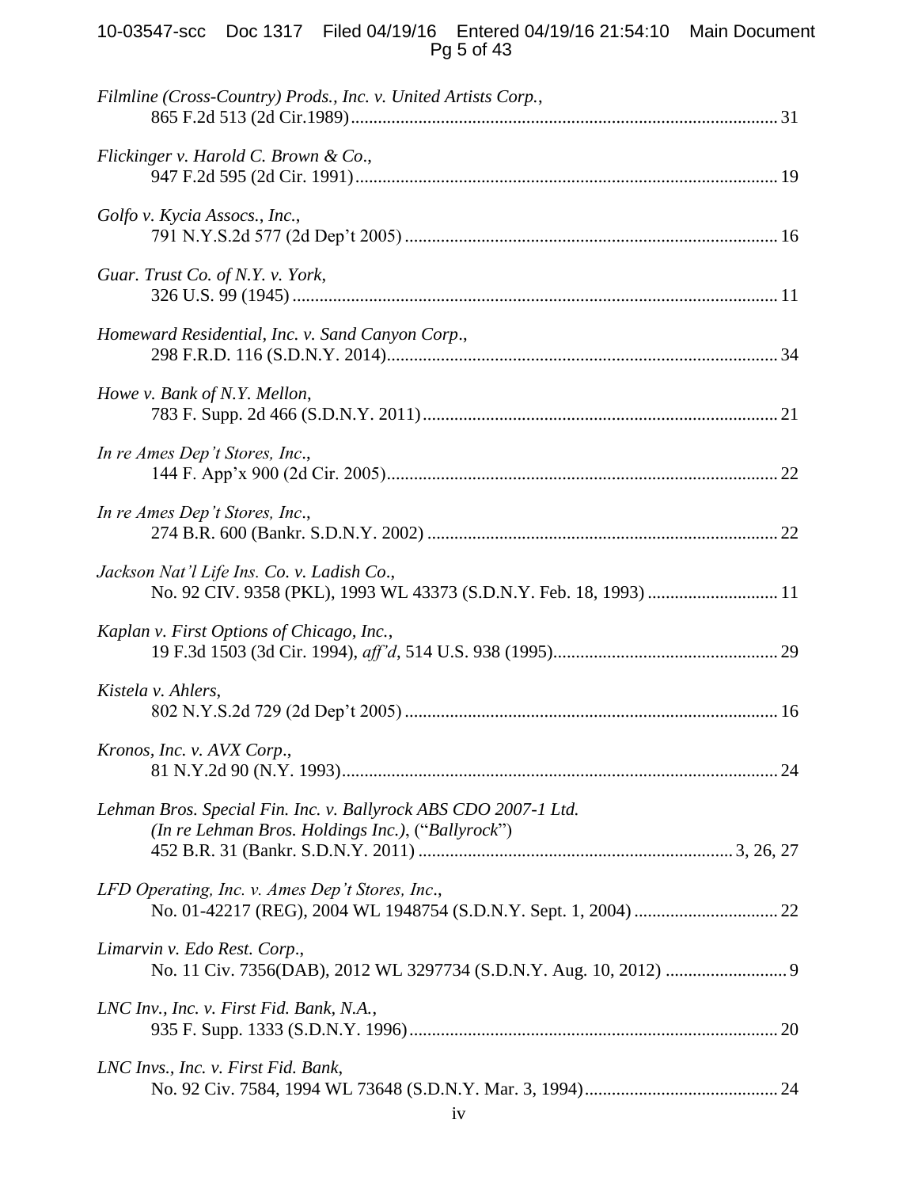*Filmline (Cross-Country) Prods., Inc. v. United Artists Corp.*,
865 F.2d 513 (2d Cir.1989) ............................................................................................. 31

*Flickinger v. Harold C. Brown & Co*.,
947 F.2d 595 (2d Cir. 1991) ............................................................................................ 19

*Golfo v. Kycia Assocs., Inc.*,
791 N.Y.S.2d 577 (2d Dep't 2005) ................................................................................. 16

*Guar. Trust Co. of N.Y. v. York*,
326 U.S. 99 (1945) .......................................................................................................... 11

*Homeward Residential, Inc. v. Sand Canyon Corp*.,
298 F.R.D. 116 (S.D.N.Y. 2014) ..................................................................................... 34

*Howe v. Bank of N.Y. Mellon*,
783 F. Supp. 2d 466 (S.D.N.Y. 2011) ............................................................................. 21

*In re Ames Dep't Stores, Inc*.,
144 F. App'x 900 (2d Cir. 2005) ..................................................................................... 22

*In re Ames Dep't Stores, Inc*.,
274 B.R. 600 (Bankr. S.D.N.Y. 2002) ............................................................................ 22

*Jackson Nat'l Life Ins. Co. v. Ladish Co*.,
No. 92 CIV. 9358 (PKL), 1993 WL 43373 (S.D.N.Y. Feb. 18, 1993) ........................... 11

*Kaplan v. First Options of Chicago, Inc.*,
19 F.3d 1503 (3d Cir. 1994), *aff'd*, 514 U.S. 938 (1995) ................................................. 29

*Kistela v. Ahlers*,
802 N.Y.S.2d 729 (2d Dep't 2005) ................................................................................. 16

*Kronos, Inc. v. AVX Corp*.,
81 N.Y.2d 90 (N.Y. 1993) ............................................................................................... 24

*Lehman Bros. Special Fin. Inc. v. Ballyrock ABS CDO 2007-1 Ltd. (In re Lehman Bros. Holdings Inc.)*, ("*Ballyrock*")
452 B.R. 31 (Bankr. S.D.N.Y. 2011) ................................................................... 3, 26, 27

*LFD Operating, Inc. v. Ames Dep't Stores, Inc*.,
No. 01-42217 (REG), 2004 WL 1948754 (S.D.N.Y. Sept. 1, 2004) ............................... 22

*Limarvin v. Edo Rest. Corp*.,
No. 11 Civ. 7356(DAB), 2012 WL 3297734 (S.D.N.Y. Aug. 10, 2012) .......................... 9

*LNC Inv., Inc. v. First Fid. Bank, N.A.*,
935 F. Supp. 1333 (S.D.N.Y. 1996) ................................................................................ 20

*LNC Invs., Inc. v. First Fid. Bank*,
No. 92 Civ. 7584, 1994 WL 73648 (S.D.N.Y. Mar. 3, 1994) .......................................... 24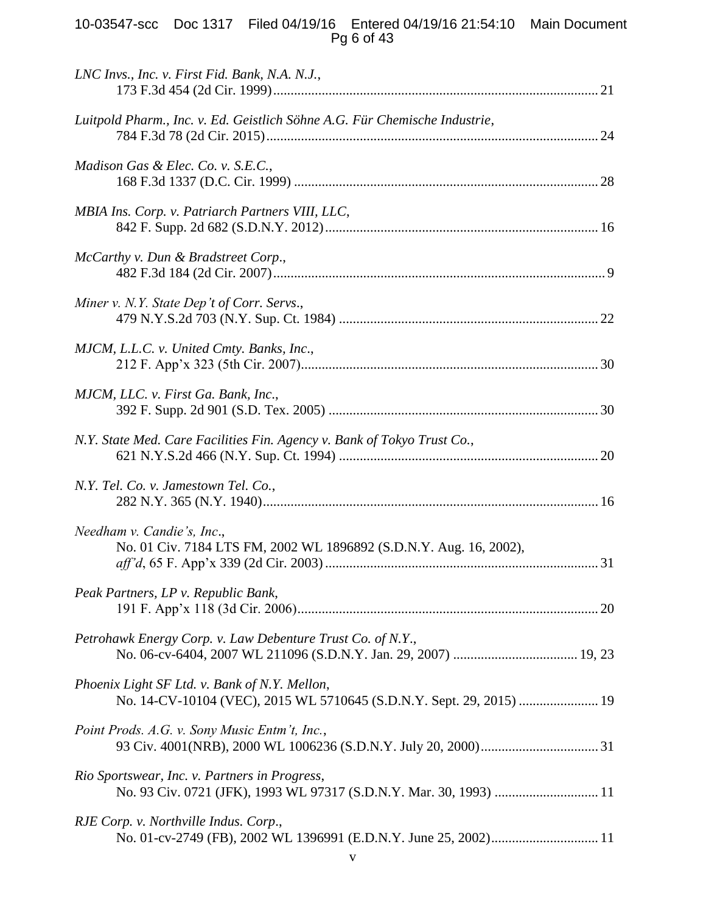*LNC Invs., Inc. v. First Fid. Bank, N.A. N.J.*,
173 F.3d 454 (2d Cir. 1999) ....................................................................................... 21

*Luitpold Pharm., Inc. v. Ed. Geistlich Söhne A.G. Für Chemische Industrie*,
784 F.3d 78 (2d Cir. 2015) ......................................................................................... 24

*Madison Gas & Elec. Co. v. S.E.C.*,
168 F.3d 1337 (D.C. Cir. 1999) ................................................................................. 28

*MBIA Ins. Corp. v. Patriarch Partners VIII, LLC*,
842 F. Supp. 2d 682 (S.D.N.Y. 2012) ........................................................................ 16

*McCarthy v. Dun & Bradstreet Corp*.,
482 F.3d 184 (2d Cir. 2007) ......................................................................................... 9

*Miner v. N.Y. State Dep't of Corr. Servs*.,
479 N.Y.S.2d 703 (N.Y. Sup. Ct. 1984) .................................................................... 22

*MJCM, L.L.C. v. United Cmty. Banks, Inc*.,
212 F. App'x 323 (5th Cir. 2007) ............................................................................... 30

*MJCM, LLC. v. First Ga. Bank, Inc*.,
392 F. Supp. 2d 901 (S.D. Tex. 2005) ....................................................................... 30

*N.Y. State Med. Care Facilities Fin. Agency v. Bank of Tokyo Trust Co.*,
621 N.Y.S.2d 466 (N.Y. Sup. Ct. 1994) .................................................................... 20

*N.Y. Tel. Co. v. Jamestown Tel. Co.*,
282 N.Y. 365 (N.Y. 1940) .......................................................................................... 16

*Needham v. Candie's, Inc*.,
No. 01 Civ. 7184 LTS FM, 2002 WL 1896892 (S.D.N.Y. Aug. 16, 2002),
*aff'd*, 65 F. App'x 339 (2d Cir. 2003) ........................................................................ 31

*Peak Partners, LP v. Republic Bank*,
191 F. App'x 118 (3d Cir. 2006) ................................................................................. 20

*Petrohawk Energy Corp. v. Law Debenture Trust Co. of N.Y*.,
No. 06-cv-6404, 2007 WL 211096 (S.D.N.Y. Jan. 29, 2007) ................................... 19, 23

*Phoenix Light SF Ltd. v. Bank of N.Y. Mellon*,
No. 14-CV-10104 (VEC), 2015 WL 5710645 (S.D.N.Y. Sept. 29, 2015) ...................... 19

*Point Prods. A.G. v. Sony Music Entm't, Inc.*,
93 Civ. 4001(NRB), 2000 WL 1006236 (S.D.N.Y. July 20, 2000) ................................. 31

*Rio Sportswear, Inc. v. Partners in Progress*,
No. 93 Civ. 0721 (JFK), 1993 WL 97317 (S.D.N.Y. Mar. 30, 1993) ............................. 11

*RJE Corp. v. Northville Indus. Corp*.,
No. 01-cv-2749 (FB), 2002 WL 1396991 (E.D.N.Y. June 25, 2002) .............................. 11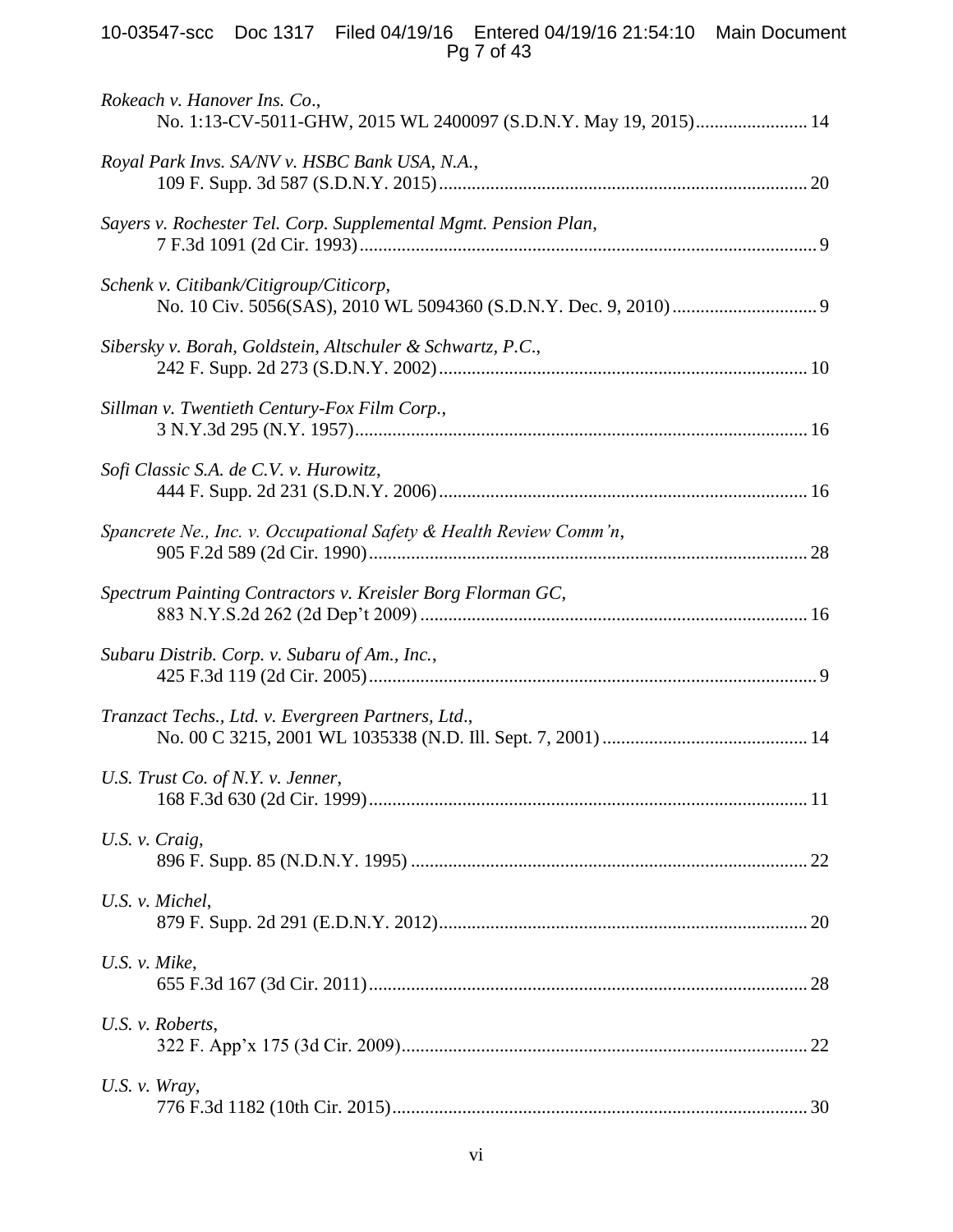*Rokeach v. Hanover Ins. Co.*,
No. 1:13-CV-5011-GHW, 2015 WL 2400097 (S.D.N.Y. May 19, 2015)........................14

*Royal Park Invs. SA/NV v. HSBC Bank USA, N.A.*,
109 F. Supp. 3d 587 (S.D.N.Y. 2015)................................................................................20

*Sayers v. Rochester Tel. Corp. Supplemental Mgmt. Pension Plan*,
7 F.3d 1091 (2d Cir. 1993)..................................................................................................9

*Schenk v. Citibank/Citigroup/Citicorp*,
No. 10 Civ. 5056(SAS), 2010 WL 5094360 (S.D.N.Y. Dec. 9, 2010)...............................9

*Sibersky v. Borah, Goldstein, Altschuler & Schwartz, P.C.*,
242 F. Supp. 2d 273 (S.D.N.Y. 2002)................................................................................10

*Sillman v. Twentieth Century-Fox Film Corp.*,
3 N.Y.3d 295 (N.Y. 1957)..................................................................................................16

*Sofi Classic S.A. de C.V. v. Hurowitz*,
444 F. Supp. 2d 231 (S.D.N.Y. 2006)................................................................................16

*Spancrete Ne., Inc. v. Occupational Safety & Health Review Comm'n*,
905 F.2d 589 (2d Cir. 1990)..............................................................................................28

*Spectrum Painting Contractors v. Kreisler Borg Florman GC*,
883 N.Y.S.2d 262 (2d Dep't 2009)...................................................................................16

*Subaru Distrib. Corp. v. Subaru of Am., Inc.*,
425 F.3d 119 (2d Cir. 2005)................................................................................................9

*Tranzact Techs., Ltd. v. Evergreen Partners, Ltd.*,
No. 00 C 3215, 2001 WL 1035338 (N.D. Ill. Sept. 7, 2001)............................................14

*U.S. Trust Co. of N.Y. v. Jenner*,
168 F.3d 630 (2d Cir. 1999)..............................................................................................11

*U.S. v. Craig*,
896 F. Supp. 85 (N.D.N.Y. 1995).....................................................................................22

*U.S. v. Michel*,
879 F. Supp. 2d 291 (E.D.N.Y. 2012)...............................................................................20

*U.S. v. Mike*,
655 F.3d 167 (3d Cir. 2011)...............................................................................................28

*U.S. v. Roberts*,
322 F. App'x 175 (3d Cir. 2009).......................................................................................22

*U.S. v. Wray*,
776 F.3d 1182 (10th Cir. 2015).........................................................................................30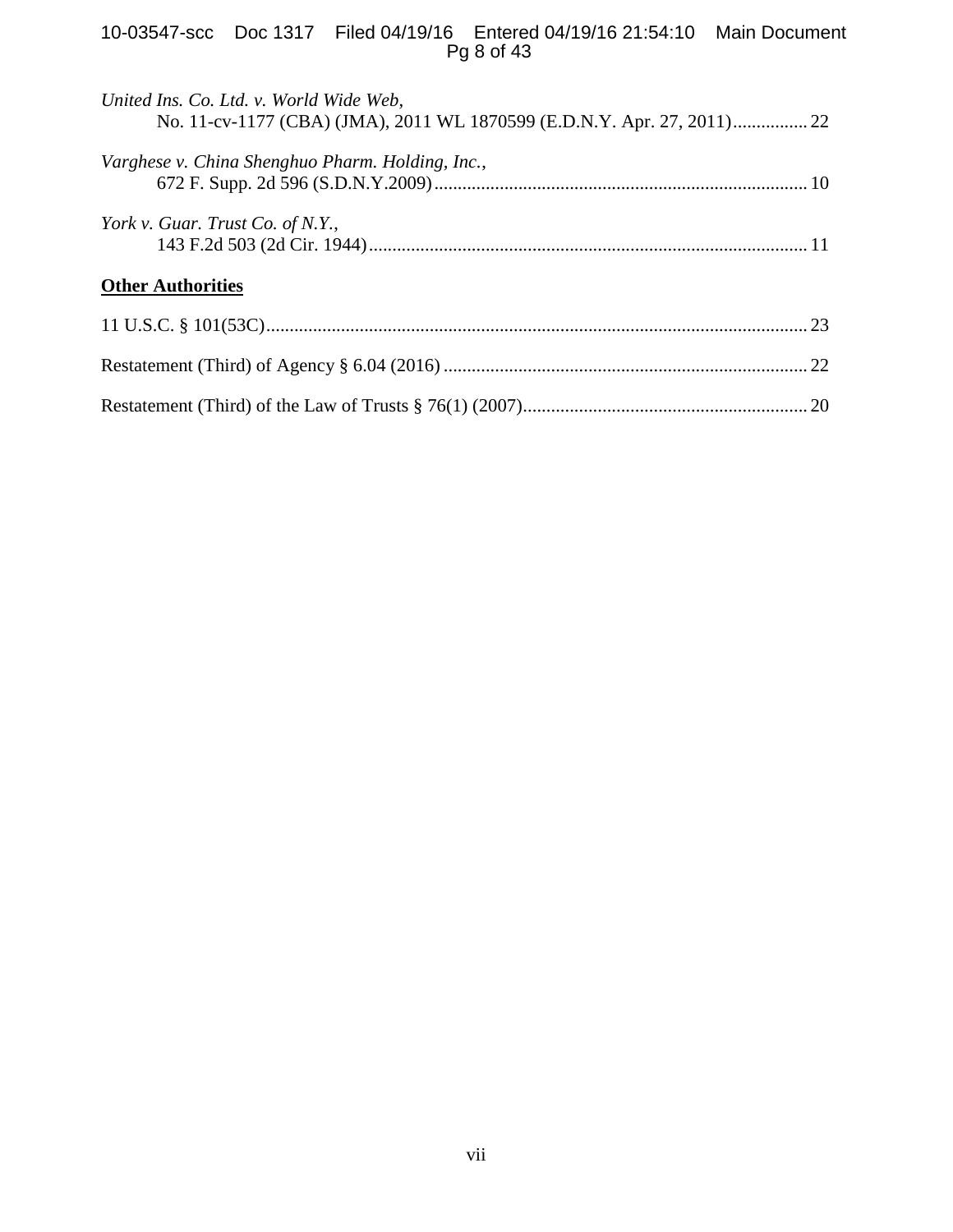*United Ins. Co. Ltd. v. World Wide Web*,
No. 11-cv-1177 (CBA) (JMA), 2011 WL 1870599 (E.D.N.Y. Apr. 27, 2011)................22

*Varghese v. China Shenghuo Pharm. Holding, Inc.*,
672 F. Supp. 2d 596 (S.D.N.Y.2009)................................................................................10

*York v. Guar. Trust Co. of N.Y.*,
143 F.2d 503 (2d Cir. 1944)..............................................................................................11

**Other Authorities**

11 U.S.C. § 101(53C)....................................................................................................................23

Restatement (Third) of Agency § 6.04 (2016) ..............................................................................22

Restatement (Third) of the Law of Trusts § 76(1) (2007).............................................................20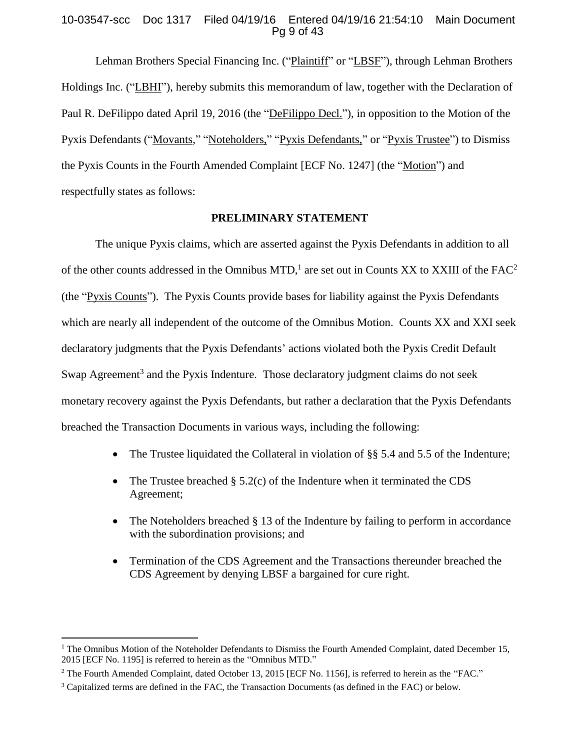Lehman Brothers Special Financing Inc. ("Plaintiff" or "LBSF"), through Lehman Brothers Holdings Inc. ("LBHI"), hereby submits this memorandum of law, together with the Declaration of Paul R. DeFilippo dated April 19, 2016 (the "DeFilippo Decl."), in opposition to the Motion of the Pyxis Defendants ("Movants," "Noteholders," "Pyxis Defendants," or "Pyxis Trustee") to Dismiss the Pyxis Counts in the Fourth Amended Complaint [ECF No. 1247] (the "Motion") and respectfully states as follows:

## PRELIMINARY STATEMENT

The unique Pyxis claims, which are asserted against the Pyxis Defendants in addition to all of the other counts addressed in the Omnibus MTD,[1] are set out in Counts XX to XXIII of the FAC[2] (the "Pyxis Counts"). The Pyxis Counts provide bases for liability against the Pyxis Defendants which are nearly all independent of the outcome of the Omnibus Motion. Counts XX and XXI seek declaratory judgments that the Pyxis Defendants' actions violated both the Pyxis Credit Default Swap Agreement[3] and the Pyxis Indenture. Those declaratory judgment claims do not seek monetary recovery against the Pyxis Defendants, but rather a declaration that the Pyxis Defendants breached the Transaction Documents in various ways, including the following:

- The Trustee liquidated the Collateral in violation of §§ 5.4 and 5.5 of the Indenture;
- The Trustee breached § 5.2(c) of the Indenture when it terminated the CDS Agreement;
- The Noteholders breached § 13 of the Indenture by failing to perform in accordance with the subordination provisions; and
- Termination of the CDS Agreement and the Transactions thereunder breached the CDS Agreement by denying LBSF a bargained for cure right.

---

[1] The Omnibus Motion of the Noteholder Defendants to Dismiss the Fourth Amended Complaint, dated December 15, 2015 [ECF No. 1195] is referred to herein as the "Omnibus MTD."

[2] The Fourth Amended Complaint, dated October 13, 2015 [ECF No. 1156], is referred to herein as the "FAC."

[3] Capitalized terms are defined in the FAC, the Transaction Documents (as defined in the FAC) or below.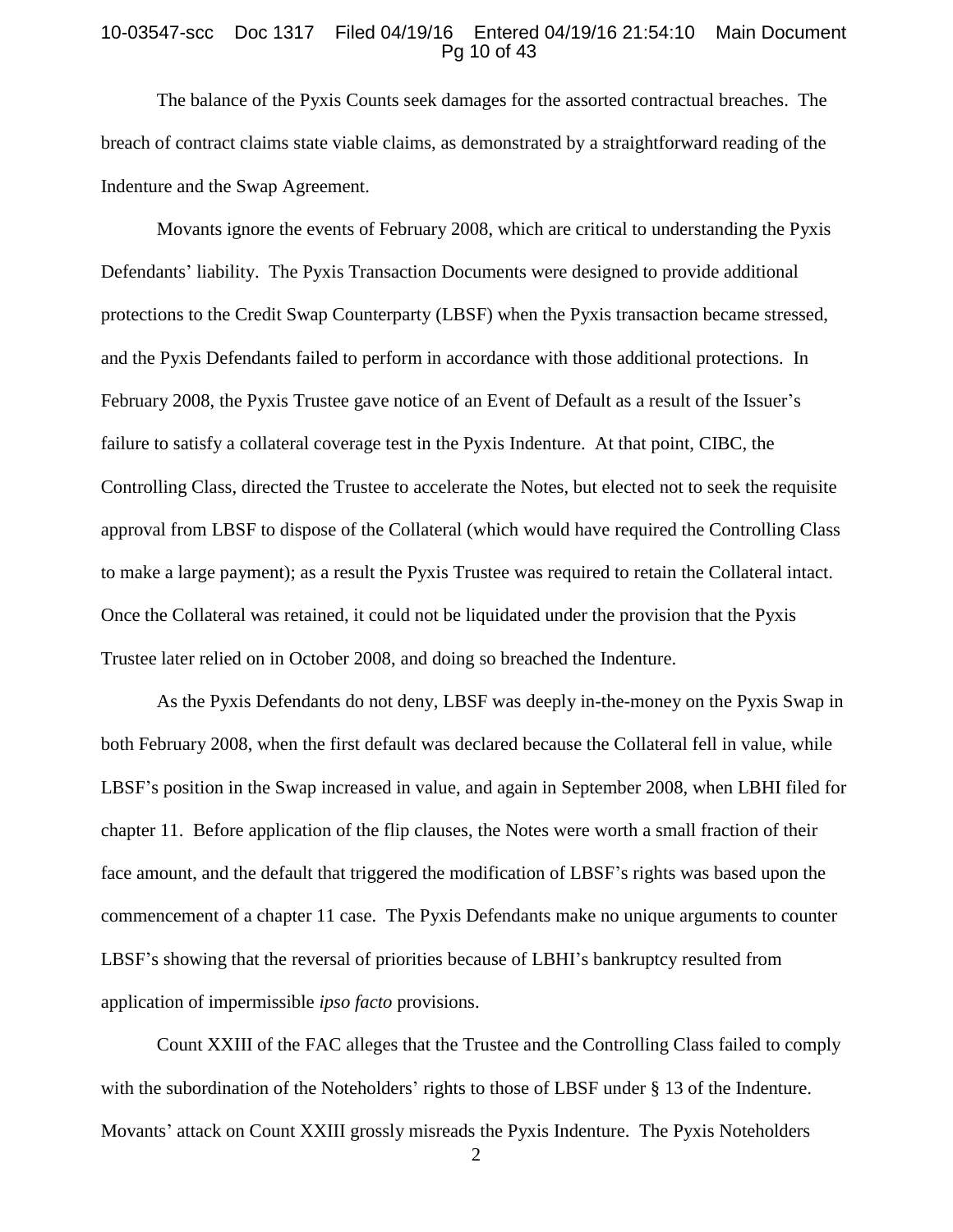The balance of the Pyxis Counts seek damages for the assorted contractual breaches. The breach of contract claims state viable claims, as demonstrated by a straightforward reading of the Indenture and the Swap Agreement.

Movants ignore the events of February 2008, which are critical to understanding the Pyxis Defendants' liability. The Pyxis Transaction Documents were designed to provide additional protections to the Credit Swap Counterparty (LBSF) when the Pyxis transaction became stressed, and the Pyxis Defendants failed to perform in accordance with those additional protections. In February 2008, the Pyxis Trustee gave notice of an Event of Default as a result of the Issuer's failure to satisfy a collateral coverage test in the Pyxis Indenture. At that point, CIBC, the Controlling Class, directed the Trustee to accelerate the Notes, but elected not to seek the requisite approval from LBSF to dispose of the Collateral (which would have required the Controlling Class to make a large payment); as a result the Pyxis Trustee was required to retain the Collateral intact. Once the Collateral was retained, it could not be liquidated under the provision that the Pyxis Trustee later relied on in October 2008, and doing so breached the Indenture.

As the Pyxis Defendants do not deny, LBSF was deeply in-the-money on the Pyxis Swap in both February 2008, when the first default was declared because the Collateral fell in value, while LBSF's position in the Swap increased in value, and again in September 2008, when LBHI filed for chapter 11. Before application of the flip clauses, the Notes were worth a small fraction of their face amount, and the default that triggered the modification of LBSF's rights was based upon the commencement of a chapter 11 case. The Pyxis Defendants make no unique arguments to counter LBSF's showing that the reversal of priorities because of LBHI's bankruptcy resulted from application of impermissible *ipso facto* provisions.

Count XXIII of the FAC alleges that the Trustee and the Controlling Class failed to comply with the subordination of the Noteholders' rights to those of LBSF under § 13 of the Indenture. Movants' attack on Count XXIII grossly misreads the Pyxis Indenture. The Pyxis Noteholders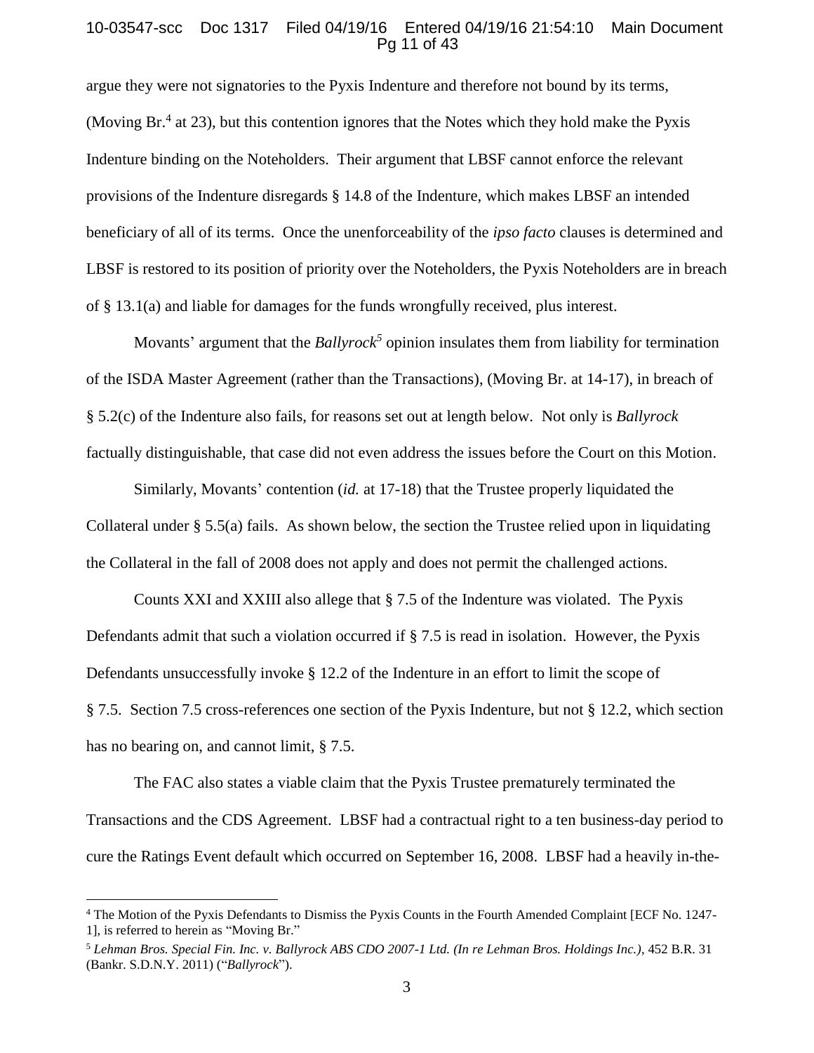argue they were not signatories to the Pyxis Indenture and therefore not bound by its terms, (Moving Br.[4] at 23), but this contention ignores that the Notes which they hold make the Pyxis Indenture binding on the Noteholders. Their argument that LBSF cannot enforce the relevant provisions of the Indenture disregards § 14.8 of the Indenture, which makes LBSF an intended beneficiary of all of its terms. Once the unenforceability of the *ipso facto* clauses is determined and LBSF is restored to its position of priority over the Noteholders, the Pyxis Noteholders are in breach of § 13.1(a) and liable for damages for the funds wrongfully received, plus interest.

Movants' argument that the *Ballyrock*[5] opinion insulates them from liability for termination of the ISDA Master Agreement (rather than the Transactions), (Moving Br. at 14-17), in breach of § 5.2(c) of the Indenture also fails, for reasons set out at length below. Not only is *Ballyrock* factually distinguishable, that case did not even address the issues before the Court on this Motion.

Similarly, Movants' contention (*id.* at 17-18) that the Trustee properly liquidated the Collateral under § 5.5(a) fails. As shown below, the section the Trustee relied upon in liquidating the Collateral in the fall of 2008 does not apply and does not permit the challenged actions.

Counts XXI and XXIII also allege that § 7.5 of the Indenture was violated. The Pyxis Defendants admit that such a violation occurred if § 7.5 is read in isolation. However, the Pyxis Defendants unsuccessfully invoke § 12.2 of the Indenture in an effort to limit the scope of § 7.5. Section 7.5 cross-references one section of the Pyxis Indenture, but not § 12.2, which section has no bearing on, and cannot limit, § 7.5.

The FAC also states a viable claim that the Pyxis Trustee prematurely terminated the Transactions and the CDS Agreement. LBSF had a contractual right to a ten business-day period to cure the Ratings Event default which occurred on September 16, 2008. LBSF had a heavily in-the-

---

[4] The Motion of the Pyxis Defendants to Dismiss the Pyxis Counts in the Fourth Amended Complaint [ECF No. 1247-1], is referred to herein as "Moving Br."

[5] *Lehman Bros. Special Fin. Inc. v. Ballyrock ABS CDO 2007-1 Ltd. (In re Lehman Bros. Holdings Inc.)*, 452 B.R. 31 (Bankr. S.D.N.Y. 2011) ("*Ballyrock*").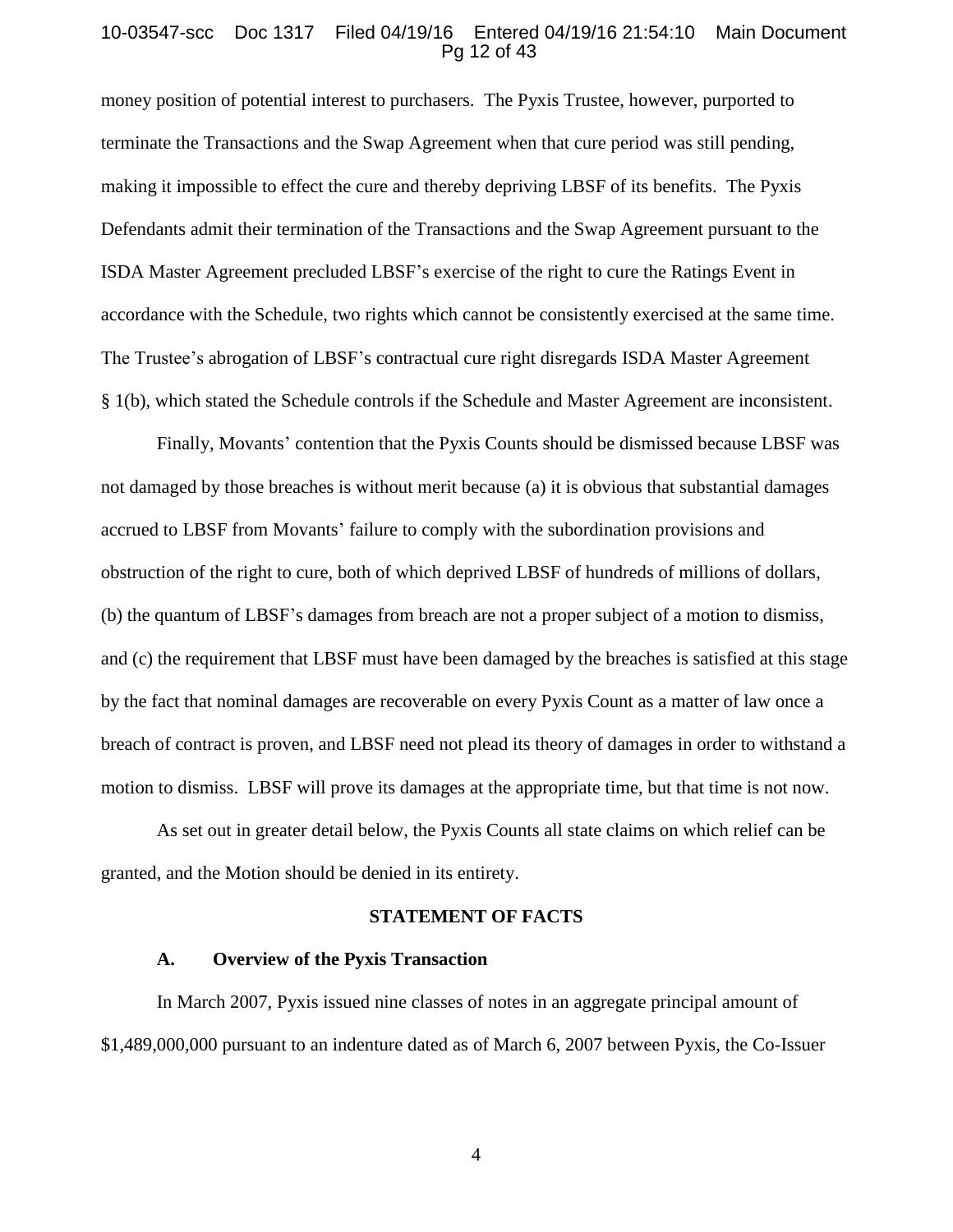money position of potential interest to purchasers. The Pyxis Trustee, however, purported to terminate the Transactions and the Swap Agreement when that cure period was still pending, making it impossible to effect the cure and thereby depriving LBSF of its benefits. The Pyxis Defendants admit their termination of the Transactions and the Swap Agreement pursuant to the ISDA Master Agreement precluded LBSF's exercise of the right to cure the Ratings Event in accordance with the Schedule, two rights which cannot be consistently exercised at the same time. The Trustee's abrogation of LBSF's contractual cure right disregards ISDA Master Agreement § 1(b), which stated the Schedule controls if the Schedule and Master Agreement are inconsistent.

Finally, Movants' contention that the Pyxis Counts should be dismissed because LBSF was not damaged by those breaches is without merit because (a) it is obvious that substantial damages accrued to LBSF from Movants' failure to comply with the subordination provisions and obstruction of the right to cure, both of which deprived LBSF of hundreds of millions of dollars, (b) the quantum of LBSF's damages from breach are not a proper subject of a motion to dismiss, and (c) the requirement that LBSF must have been damaged by the breaches is satisfied at this stage by the fact that nominal damages are recoverable on every Pyxis Count as a matter of law once a breach of contract is proven, and LBSF need not plead its theory of damages in order to withstand a motion to dismiss. LBSF will prove its damages at the appropriate time, but that time is not now.

As set out in greater detail below, the Pyxis Counts all state claims on which relief can be granted, and the Motion should be denied in its entirety.

## STATEMENT OF FACTS

### A. Overview of the Pyxis Transaction

In March 2007, Pyxis issued nine classes of notes in an aggregate principal amount of $1,489,000,000 pursuant to an indenture dated as of March 6, 2007 between Pyxis, the Co-Issuer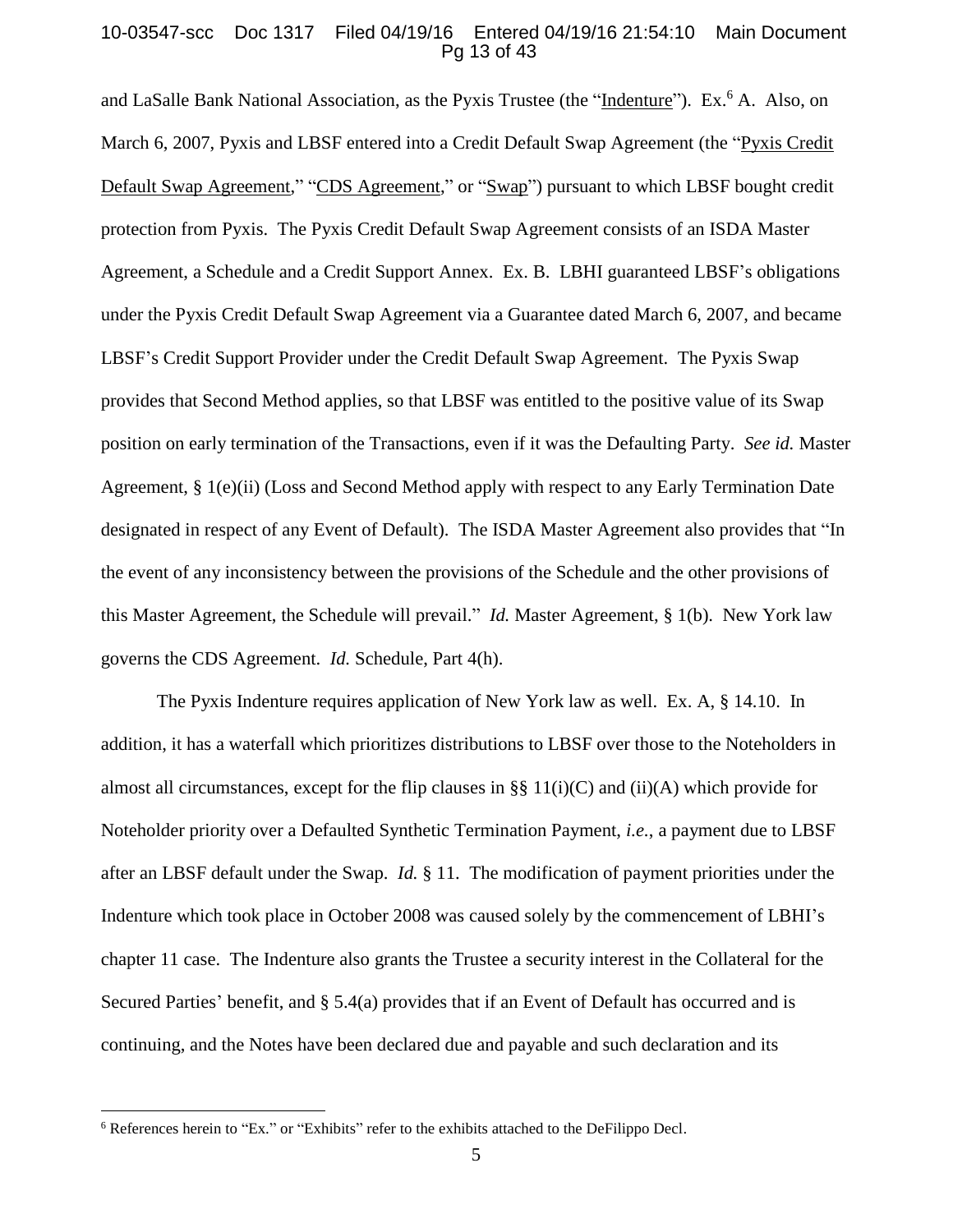and LaSalle Bank National Association, as the Pyxis Trustee (the "Indenture"). Ex.[6] A. Also, on March 6, 2007, Pyxis and LBSF entered into a Credit Default Swap Agreement (the "Pyxis Credit Default Swap Agreement," "CDS Agreement," or "Swap") pursuant to which LBSF bought credit protection from Pyxis. The Pyxis Credit Default Swap Agreement consists of an ISDA Master Agreement, a Schedule and a Credit Support Annex. Ex. B. LBHI guaranteed LBSF's obligations under the Pyxis Credit Default Swap Agreement via a Guarantee dated March 6, 2007, and became LBSF's Credit Support Provider under the Credit Default Swap Agreement. The Pyxis Swap provides that Second Method applies, so that LBSF was entitled to the positive value of its Swap position on early termination of the Transactions, even if it was the Defaulting Party. *See id.* Master Agreement, § 1(e)(ii) (Loss and Second Method apply with respect to any Early Termination Date designated in respect of any Event of Default). The ISDA Master Agreement also provides that "In the event of any inconsistency between the provisions of the Schedule and the other provisions of this Master Agreement, the Schedule will prevail." *Id.* Master Agreement, § 1(b). New York law governs the CDS Agreement. *Id.* Schedule, Part 4(h).

The Pyxis Indenture requires application of New York law as well. Ex. A, § 14.10. In addition, it has a waterfall which prioritizes distributions to LBSF over those to the Noteholders in almost all circumstances, except for the flip clauses in §§ 11(i)(C) and (ii)(A) which provide for Noteholder priority over a Defaulted Synthetic Termination Payment, *i.e.*, a payment due to LBSF after an LBSF default under the Swap. *Id.* § 11. The modification of payment priorities under the Indenture which took place in October 2008 was caused solely by the commencement of LBHI's chapter 11 case. The Indenture also grants the Trustee a security interest in the Collateral for the Secured Parties' benefit, and § 5.4(a) provides that if an Event of Default has occurred and is continuing, and the Notes have been declared due and payable and such declaration and its

[6] References herein to "Ex." or "Exhibits" refer to the exhibits attached to the DeFilippo Decl.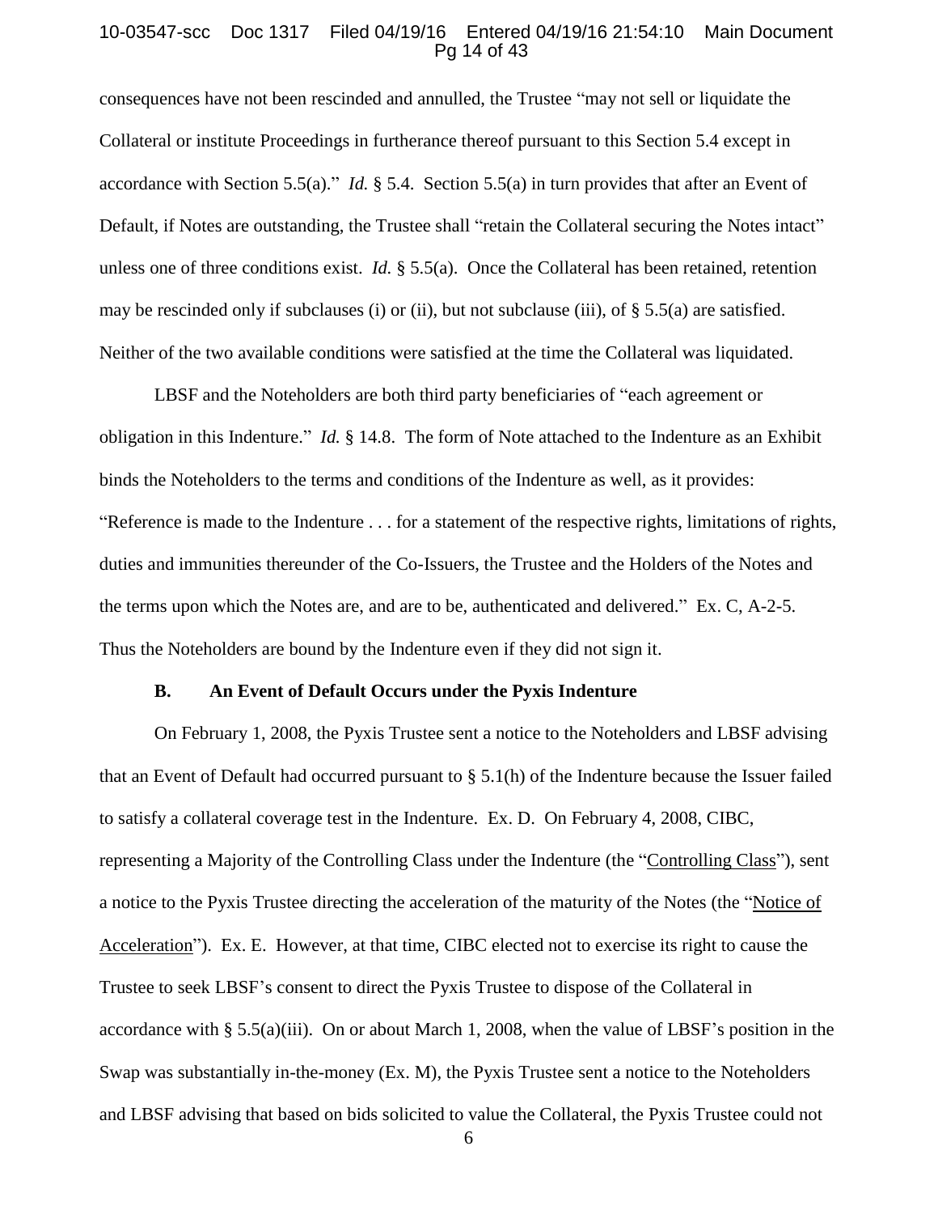consequences have not been rescinded and annulled, the Trustee "may not sell or liquidate the Collateral or institute Proceedings in furtherance thereof pursuant to this Section 5.4 except in accordance with Section 5.5(a)." *Id.* § 5.4. Section 5.5(a) in turn provides that after an Event of Default, if Notes are outstanding, the Trustee shall "retain the Collateral securing the Notes intact" unless one of three conditions exist. *Id.* § 5.5(a). Once the Collateral has been retained, retention may be rescinded only if subclauses (i) or (ii), but not subclause (iii), of § 5.5(a) are satisfied. Neither of the two available conditions were satisfied at the time the Collateral was liquidated.

LBSF and the Noteholders are both third party beneficiaries of "each agreement or obligation in this Indenture." *Id.* § 14.8. The form of Note attached to the Indenture as an Exhibit binds the Noteholders to the terms and conditions of the Indenture as well, as it provides: "Reference is made to the Indenture . . . for a statement of the respective rights, limitations of rights, duties and immunities thereunder of the Co-Issuers, the Trustee and the Holders of the Notes and the terms upon which the Notes are, and are to be, authenticated and delivered." Ex. C, A-2-5. Thus the Noteholders are bound by the Indenture even if they did not sign it.

### B. An Event of Default Occurs under the Pyxis Indenture

On February 1, 2008, the Pyxis Trustee sent a notice to the Noteholders and LBSF advising that an Event of Default had occurred pursuant to § 5.1(h) of the Indenture because the Issuer failed to satisfy a collateral coverage test in the Indenture. Ex. D. On February 4, 2008, CIBC, representing a Majority of the Controlling Class under the Indenture (the "Controlling Class"), sent a notice to the Pyxis Trustee directing the acceleration of the maturity of the Notes (the "Notice of Acceleration"). Ex. E. However, at that time, CIBC elected not to exercise its right to cause the Trustee to seek LBSF's consent to direct the Pyxis Trustee to dispose of the Collateral in accordance with § 5.5(a)(iii). On or about March 1, 2008, when the value of LBSF's position in the Swap was substantially in-the-money (Ex. M), the Pyxis Trustee sent a notice to the Noteholders and LBSF advising that based on bids solicited to value the Collateral, the Pyxis Trustee could not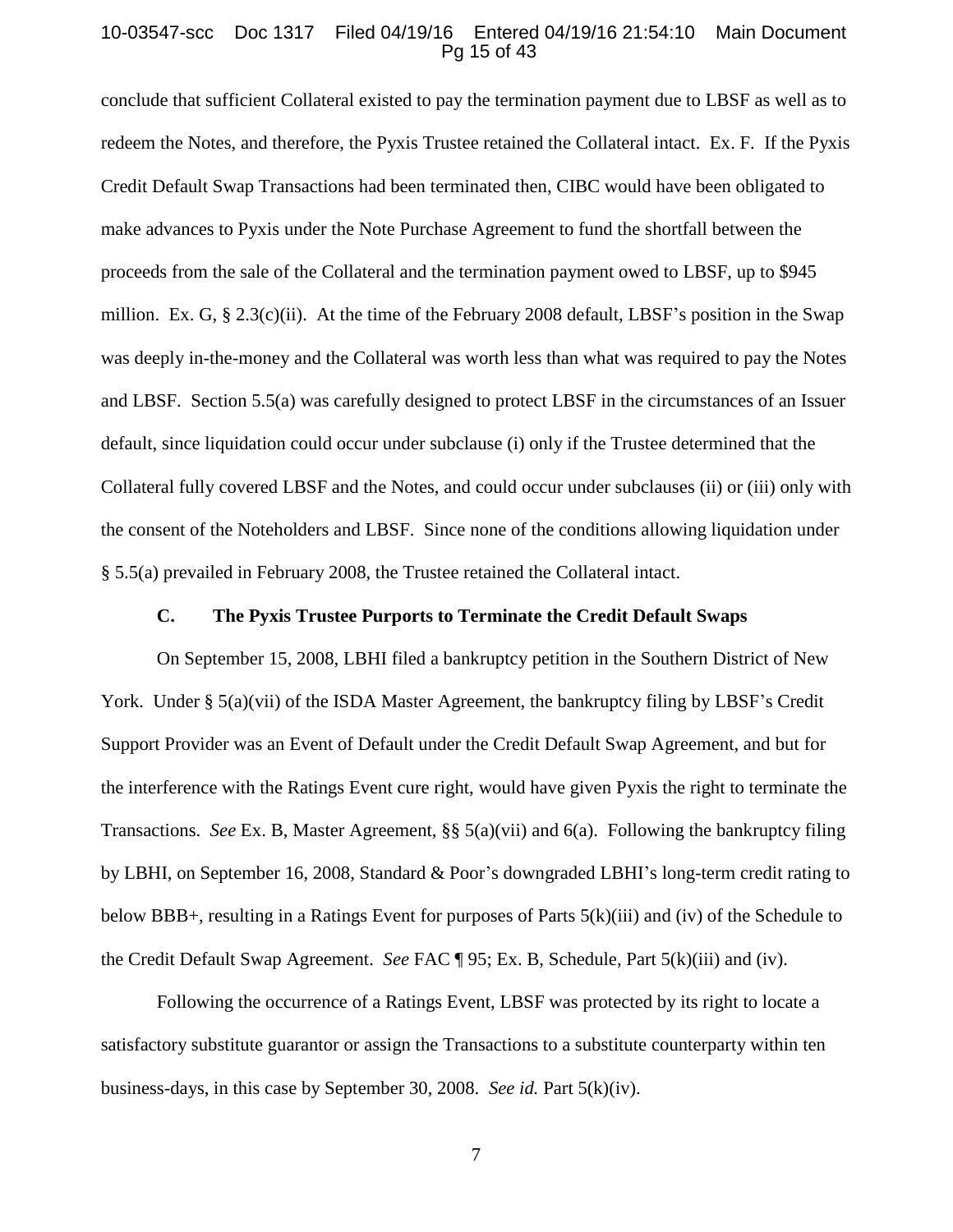conclude that sufficient Collateral existed to pay the termination payment due to LBSF as well as to redeem the Notes, and therefore, the Pyxis Trustee retained the Collateral intact. Ex. F. If the Pyxis Credit Default Swap Transactions had been terminated then, CIBC would have been obligated to make advances to Pyxis under the Note Purchase Agreement to fund the shortfall between the proceeds from the sale of the Collateral and the termination payment owed to LBSF, up to $945 million. Ex. G, § 2.3(c)(ii). At the time of the February 2008 default, LBSF's position in the Swap was deeply in-the-money and the Collateral was worth less than what was required to pay the Notes and LBSF. Section 5.5(a) was carefully designed to protect LBSF in the circumstances of an Issuer default, since liquidation could occur under subclause (i) only if the Trustee determined that the Collateral fully covered LBSF and the Notes, and could occur under subclauses (ii) or (iii) only with the consent of the Noteholders and LBSF. Since none of the conditions allowing liquidation under § 5.5(a) prevailed in February 2008, the Trustee retained the Collateral intact.

### C. The Pyxis Trustee Purports to Terminate the Credit Default Swaps

On September 15, 2008, LBHI filed a bankruptcy petition in the Southern District of New York. Under § 5(a)(vii) of the ISDA Master Agreement, the bankruptcy filing by LBSF's Credit Support Provider was an Event of Default under the Credit Default Swap Agreement, and but for the interference with the Ratings Event cure right, would have given Pyxis the right to terminate the Transactions. *See* Ex. B, Master Agreement, §§ 5(a)(vii) and 6(a). Following the bankruptcy filing by LBHI, on September 16, 2008, Standard & Poor's downgraded LBHI's long-term credit rating to below BBB+, resulting in a Ratings Event for purposes of Parts 5(k)(iii) and (iv) of the Schedule to the Credit Default Swap Agreement. *See* FAC ¶ 95; Ex. B, Schedule, Part 5(k)(iii) and (iv).

Following the occurrence of a Ratings Event, LBSF was protected by its right to locate a satisfactory substitute guarantor or assign the Transactions to a substitute counterparty within ten business-days, in this case by September 30, 2008. *See id.* Part 5(k)(iv).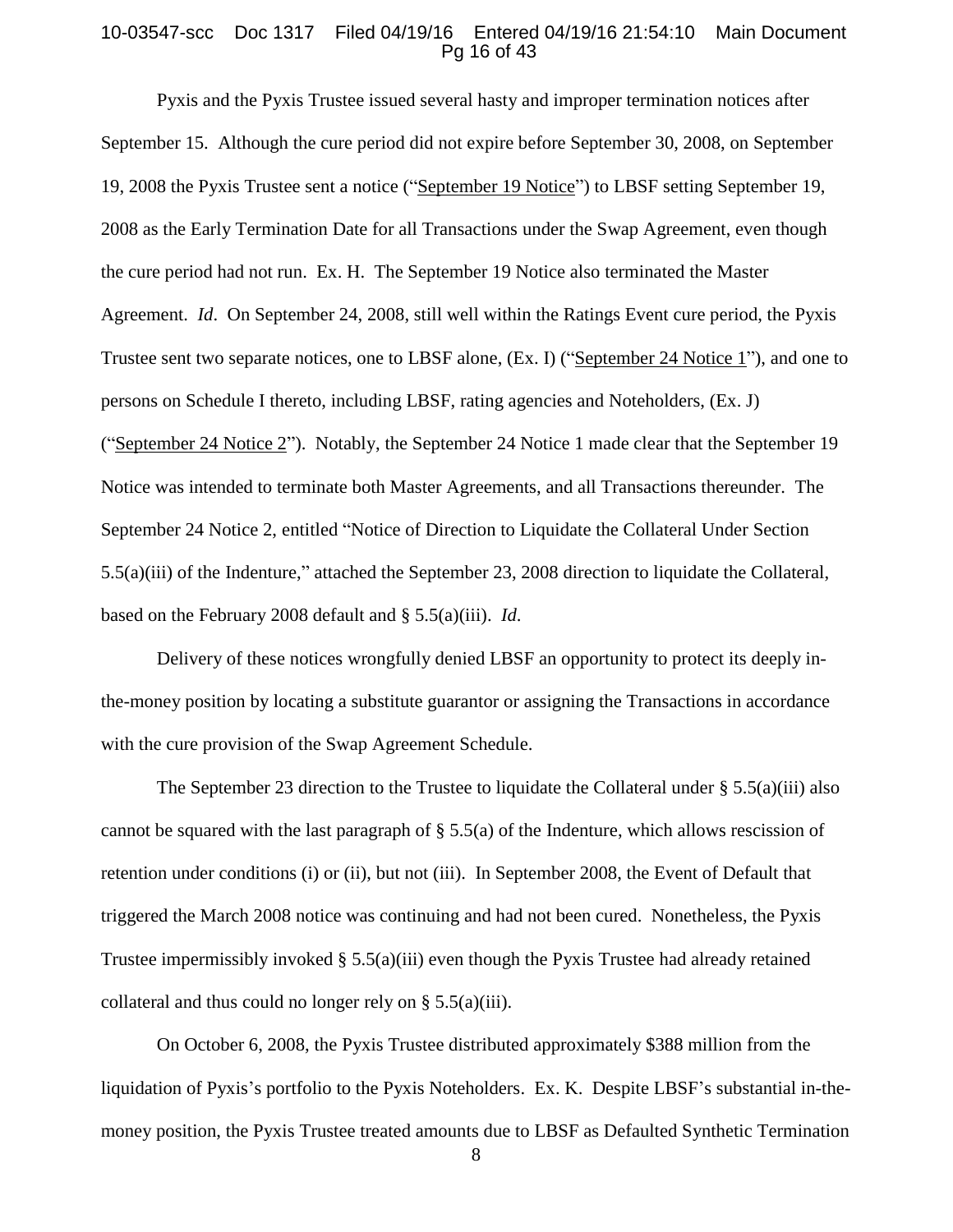Pyxis and the Pyxis Trustee issued several hasty and improper termination notices after September 15. Although the cure period did not expire before September 30, 2008, on September 19, 2008 the Pyxis Trustee sent a notice ("September 19 Notice") to LBSF setting September 19, 2008 as the Early Termination Date for all Transactions under the Swap Agreement, even though the cure period had not run. Ex. H. The September 19 Notice also terminated the Master Agreement. *Id*. On September 24, 2008, still well within the Ratings Event cure period, the Pyxis Trustee sent two separate notices, one to LBSF alone, (Ex. I) ("September 24 Notice 1"), and one to persons on Schedule I thereto, including LBSF, rating agencies and Noteholders, (Ex. J) ("September 24 Notice 2"). Notably, the September 24 Notice 1 made clear that the September 19 Notice was intended to terminate both Master Agreements, and all Transactions thereunder. The September 24 Notice 2, entitled "Notice of Direction to Liquidate the Collateral Under Section 5.5(a)(iii) of the Indenture," attached the September 23, 2008 direction to liquidate the Collateral, based on the February 2008 default and § 5.5(a)(iii). *Id*.

Delivery of these notices wrongfully denied LBSF an opportunity to protect its deeply in-the-money position by locating a substitute guarantor or assigning the Transactions in accordance with the cure provision of the Swap Agreement Schedule.

The September 23 direction to the Trustee to liquidate the Collateral under § 5.5(a)(iii) also cannot be squared with the last paragraph of § 5.5(a) of the Indenture, which allows rescission of retention under conditions (i) or (ii), but not (iii). In September 2008, the Event of Default that triggered the March 2008 notice was continuing and had not been cured. Nonetheless, the Pyxis Trustee impermissibly invoked § 5.5(a)(iii) even though the Pyxis Trustee had already retained collateral and thus could no longer rely on § 5.5(a)(iii).

On October 6, 2008, the Pyxis Trustee distributed approximately $388 million from the liquidation of Pyxis's portfolio to the Pyxis Noteholders. Ex. K. Despite LBSF's substantial in-the-money position, the Pyxis Trustee treated amounts due to LBSF as Defaulted Synthetic Termination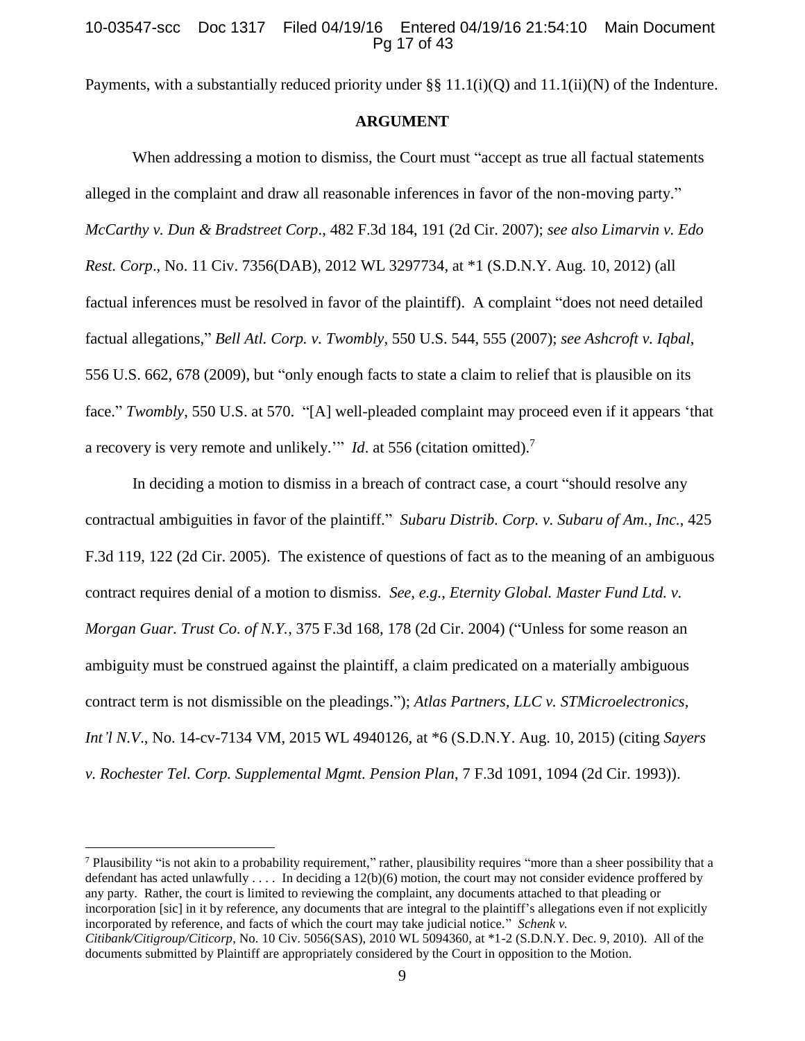Payments, with a substantially reduced priority under §§ 11.1(i)(Q) and 11.1(ii)(N) of the Indenture.

## ARGUMENT

When addressing a motion to dismiss, the Court must "accept as true all factual statements alleged in the complaint and draw all reasonable inferences in favor of the non-moving party." *McCarthy v. Dun & Bradstreet Corp*., 482 F.3d 184, 191 (2d Cir. 2007); *see also Limarvin v. Edo Rest. Corp*., No. 11 Civ. 7356(DAB), 2012 WL 3297734, at *1 (S.D.N.Y. Aug. 10, 2012) (all factual inferences must be resolved in favor of the plaintiff). A complaint "does not need detailed factual allegations," *Bell Atl. Corp. v. Twombly*, 550 U.S. 544, 555 (2007); *see Ashcroft v. Iqbal*, 556 U.S. 662, 678 (2009), but "only enough facts to state a claim to relief that is plausible on its face." *Twombly*, 550 U.S. at 570. "[A] well-pleaded complaint may proceed even if it appears 'that a recovery is very remote and unlikely.'" *Id*. at 556 (citation omitted).[7]

In deciding a motion to dismiss in a breach of contract case, a court "should resolve any contractual ambiguities in favor of the plaintiff." *Subaru Distrib. Corp. v. Subaru of Am., Inc.*, 425 F.3d 119, 122 (2d Cir. 2005). The existence of questions of fact as to the meaning of an ambiguous contract requires denial of a motion to dismiss. *See, e.g.*, *Eternity Global. Master Fund Ltd. v. Morgan Guar. Trust Co. of N.Y.*, 375 F.3d 168, 178 (2d Cir. 2004) ("Unless for some reason an ambiguity must be construed against the plaintiff, a claim predicated on a materially ambiguous contract term is not dismissible on the pleadings."); *Atlas Partners, LLC v. STMicroelectronics, Int'l N.V*., No. 14-cv-7134 VM, 2015 WL 4940126, at *6 (S.D.N.Y. Aug. 10, 2015) (citing *Sayers v. Rochester Tel. Corp. Supplemental Mgmt. Pension Plan*, 7 F.3d 1091, 1094 (2d Cir. 1993)).

---

[7] Plausibility "is not akin to a probability requirement," rather, plausibility requires "more than a sheer possibility that a defendant has acted unlawfully . . . . In deciding a 12(b)(6) motion, the court may not consider evidence proffered by any party. Rather, the court is limited to reviewing the complaint, any documents attached to that pleading or incorporation [sic] in it by reference, any documents that are integral to the plaintiff's allegations even if not explicitly incorporated by reference, and facts of which the court may take judicial notice." *Schenk v. Citibank/Citigroup/Citicorp*, No. 10 Civ. 5056(SAS), 2010 WL 5094360, at *1-2 (S.D.N.Y. Dec. 9, 2010). All of the documents submitted by Plaintiff are appropriately considered by the Court in opposition to the Motion.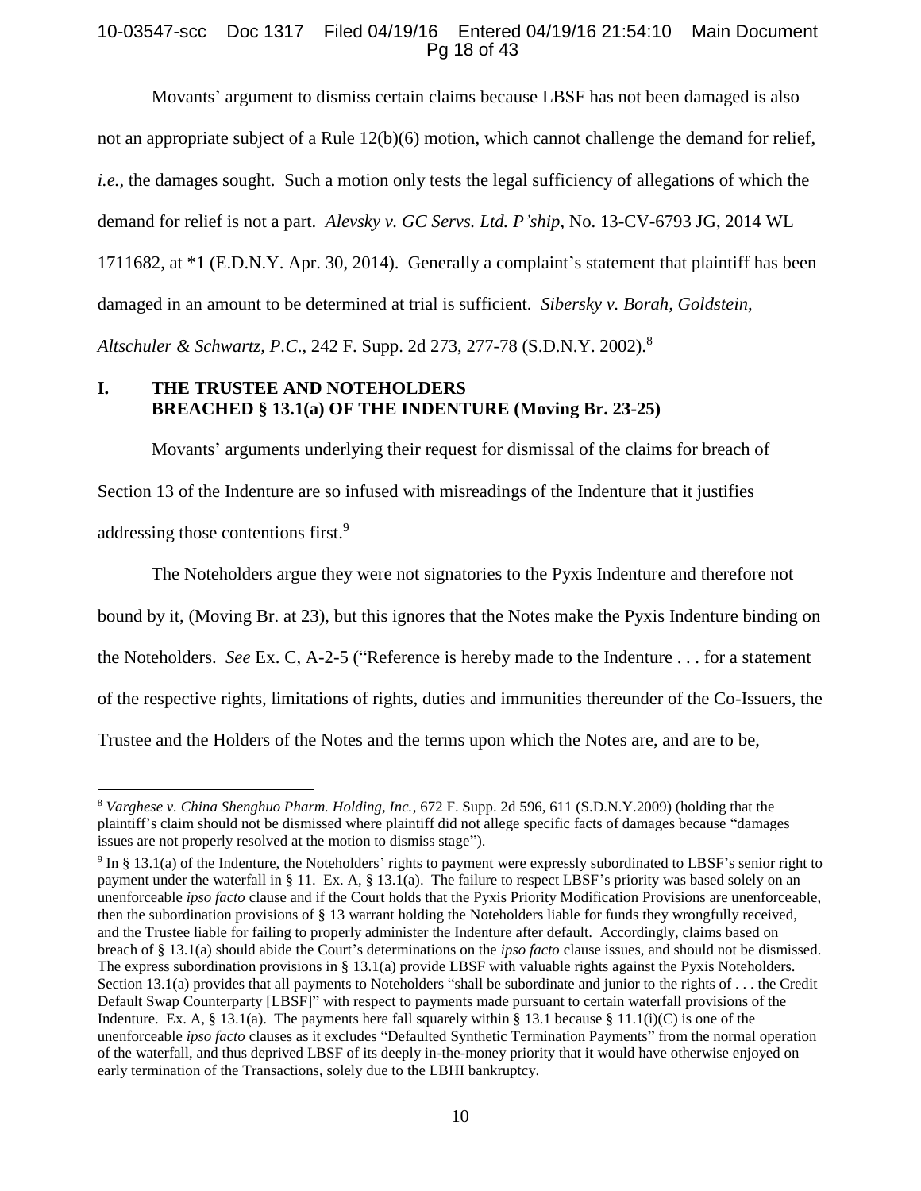Movants' argument to dismiss certain claims because LBSF has not been damaged is also not an appropriate subject of a Rule 12(b)(6) motion, which cannot challenge the demand for relief, *i.e.*, the damages sought. Such a motion only tests the legal sufficiency of allegations of which the demand for relief is not a part. *Alevsky v. GC Servs. Ltd. P'ship*, No. 13-CV-6793 JG, 2014 WL 1711682, at *1 (E.D.N.Y. Apr. 30, 2014). Generally a complaint's statement that plaintiff has been damaged in an amount to be determined at trial is sufficient. *Sibersky v. Borah, Goldstein, Altschuler & Schwartz, P.C.*, 242 F. Supp. 2d 273, 277-78 (S.D.N.Y. 2002).[8]

## I. THE TRUSTEE AND NOTEHOLDERS BREACHED § 13.1(a) OF THE INDENTURE (Moving Br. 23-25)

Movants' arguments underlying their request for dismissal of the claims for breach of Section 13 of the Indenture are so infused with misreadings of the Indenture that it justifies addressing those contentions first.[9]

The Noteholders argue they were not signatories to the Pyxis Indenture and therefore not bound by it, (Moving Br. at 23), but this ignores that the Notes make the Pyxis Indenture binding on the Noteholders. *See* Ex. C, A-2-5 ("Reference is hereby made to the Indenture . . . for a statement of the respective rights, limitations of rights, duties and immunities thereunder of the Co-Issuers, the Trustee and the Holders of the Notes and the terms upon which the Notes are, and are to be,

---

[8] *Varghese v. China Shenghuo Pharm. Holding, Inc.*, 672 F. Supp. 2d 596, 611 (S.D.N.Y.2009) (holding that the plaintiff's claim should not be dismissed where plaintiff did not allege specific facts of damages because "damages issues are not properly resolved at the motion to dismiss stage").

[9] In § 13.1(a) of the Indenture, the Noteholders' rights to payment were expressly subordinated to LBSF's senior right to payment under the waterfall in § 11. Ex. A, § 13.1(a). The failure to respect LBSF's priority was based solely on an unenforceable *ipso facto* clause and if the Court holds that the Pyxis Priority Modification Provisions are unenforceable, then the subordination provisions of § 13 warrant holding the Noteholders liable for funds they wrongfully received, and the Trustee liable for failing to properly administer the Indenture after default. Accordingly, claims based on breach of § 13.1(a) should abide the Court's determinations on the *ipso facto* clause issues, and should not be dismissed. The express subordination provisions in § 13.1(a) provide LBSF with valuable rights against the Pyxis Noteholders. Section 13.1(a) provides that all payments to Noteholders "shall be subordinate and junior to the rights of . . . the Credit Default Swap Counterparty [LBSF]" with respect to payments made pursuant to certain waterfall provisions of the Indenture. Ex. A, § 13.1(a). The payments here fall squarely within § 13.1 because § 11.1(i)(C) is one of the unenforceable *ipso facto* clauses as it excludes "Defaulted Synthetic Termination Payments" from the normal operation of the waterfall, and thus deprived LBSF of its deeply in-the-money priority that it would have otherwise enjoyed on early termination of the Transactions, solely due to the LBHI bankruptcy.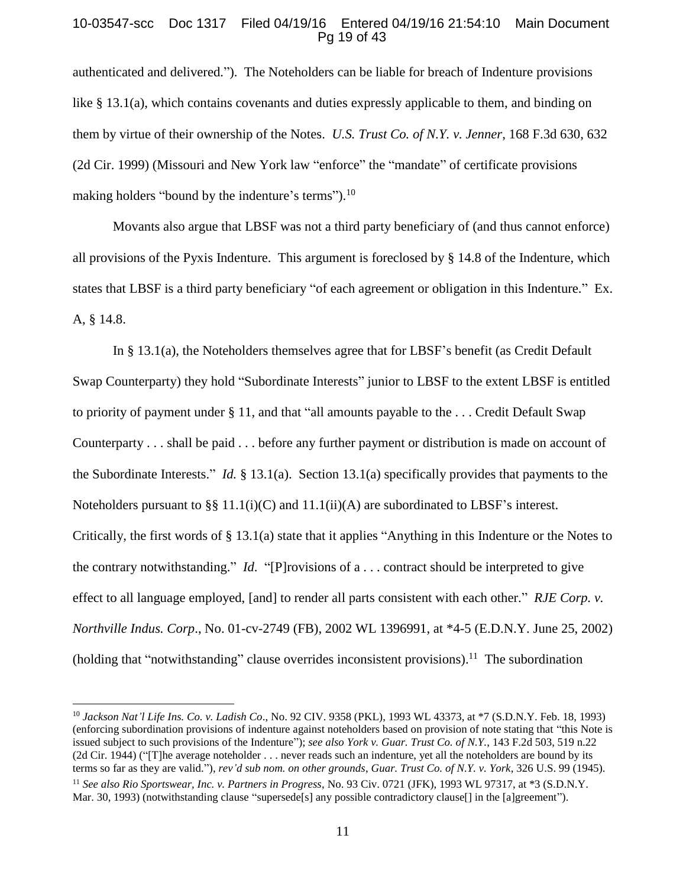authenticated and delivered."). The Noteholders can be liable for breach of Indenture provisions like § 13.1(a), which contains covenants and duties expressly applicable to them, and binding on them by virtue of their ownership of the Notes. *U.S. Trust Co. of N.Y. v. Jenner*, 168 F.3d 630, 632 (2d Cir. 1999) (Missouri and New York law "enforce" the "mandate" of certificate provisions making holders "bound by the indenture's terms").[10]

Movants also argue that LBSF was not a third party beneficiary of (and thus cannot enforce) all provisions of the Pyxis Indenture. This argument is foreclosed by § 14.8 of the Indenture, which states that LBSF is a third party beneficiary "of each agreement or obligation in this Indenture." Ex. A, § 14.8.

In § 13.1(a), the Noteholders themselves agree that for LBSF's benefit (as Credit Default Swap Counterparty) they hold "Subordinate Interests" junior to LBSF to the extent LBSF is entitled to priority of payment under § 11, and that "all amounts payable to the . . . Credit Default Swap Counterparty . . . shall be paid . . . before any further payment or distribution is made on account of the Subordinate Interests." *Id.* § 13.1(a). Section 13.1(a) specifically provides that payments to the Noteholders pursuant to §§ 11.1(i)(C) and 11.1(ii)(A) are subordinated to LBSF's interest. Critically, the first words of § 13.1(a) state that it applies "Anything in this Indenture or the Notes to the contrary notwithstanding." *Id*. "[P]rovisions of a . . . contract should be interpreted to give effect to all language employed, [and] to render all parts consistent with each other." *RJE Corp. v. Northville Indus. Corp*., No. 01-cv-2749 (FB), 2002 WL 1396991, at *4-5 (E.D.N.Y. June 25, 2002) (holding that "notwithstanding" clause overrides inconsistent provisions).[11] The subordination

---

[10] *Jackson Nat'l Life Ins. Co. v. Ladish Co*., No. 92 CIV. 9358 (PKL), 1993 WL 43373, at *7 (S.D.N.Y. Feb. 18, 1993) (enforcing subordination provisions of indenture against noteholders based on provision of note stating that "this Note is issued subject to such provisions of the Indenture"); *see also York v. Guar. Trust Co. of N.Y.*, 143 F.2d 503, 519 n.22 (2d Cir. 1944) ("[T]he average noteholder . . . never reads such an indenture, yet all the noteholders are bound by its terms so far as they are valid."), *rev'd sub nom. on other grounds*, *Guar. Trust Co. of N.Y. v. York*, 326 U.S. 99 (1945).

[11] *See also Rio Sportswear, Inc. v. Partners in Progress*, No. 93 Civ. 0721 (JFK), 1993 WL 97317, at *3 (S.D.N.Y. Mar. 30, 1993) (notwithstanding clause "supersede[s] any possible contradictory clause[] in the [a]greement").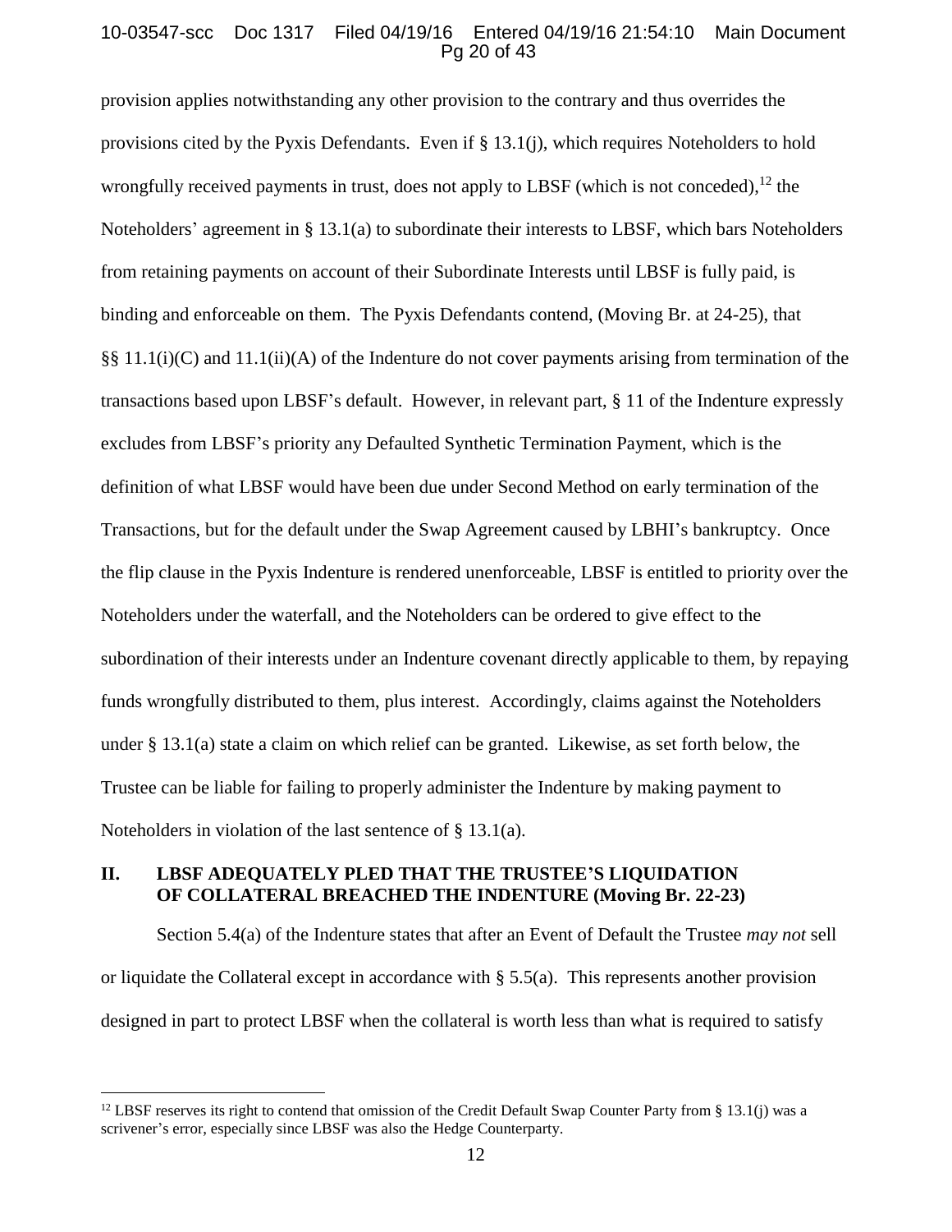provision applies notwithstanding any other provision to the contrary and thus overrides the provisions cited by the Pyxis Defendants. Even if § 13.1(j), which requires Noteholders to hold wrongfully received payments in trust, does not apply to LBSF (which is not conceded),[12] the Noteholders' agreement in § 13.1(a) to subordinate their interests to LBSF, which bars Noteholders from retaining payments on account of their Subordinate Interests until LBSF is fully paid, is binding and enforceable on them. The Pyxis Defendants contend, (Moving Br. at 24-25), that §§ 11.1(i)(C) and 11.1(ii)(A) of the Indenture do not cover payments arising from termination of the transactions based upon LBSF's default. However, in relevant part, § 11 of the Indenture expressly excludes from LBSF's priority any Defaulted Synthetic Termination Payment, which is the definition of what LBSF would have been due under Second Method on early termination of the Transactions, but for the default under the Swap Agreement caused by LBHI's bankruptcy. Once the flip clause in the Pyxis Indenture is rendered unenforceable, LBSF is entitled to priority over the Noteholders under the waterfall, and the Noteholders can be ordered to give effect to the subordination of their interests under an Indenture covenant directly applicable to them, by repaying funds wrongfully distributed to them, plus interest. Accordingly, claims against the Noteholders under § 13.1(a) state a claim on which relief can be granted. Likewise, as set forth below, the Trustee can be liable for failing to properly administer the Indenture by making payment to Noteholders in violation of the last sentence of § 13.1(a).

## II. LBSF ADEQUATELY PLED THAT THE TRUSTEE'S LIQUIDATION OF COLLATERAL BREACHED THE INDENTURE (Moving Br. 22-23)

Section 5.4(a) of the Indenture states that after an Event of Default the Trustee *may not* sell or liquidate the Collateral except in accordance with § 5.5(a). This represents another provision designed in part to protect LBSF when the collateral is worth less than what is required to satisfy

[12] LBSF reserves its right to contend that omission of the Credit Default Swap Counter Party from § 13.1(j) was a scrivener's error, especially since LBSF was also the Hedge Counterparty.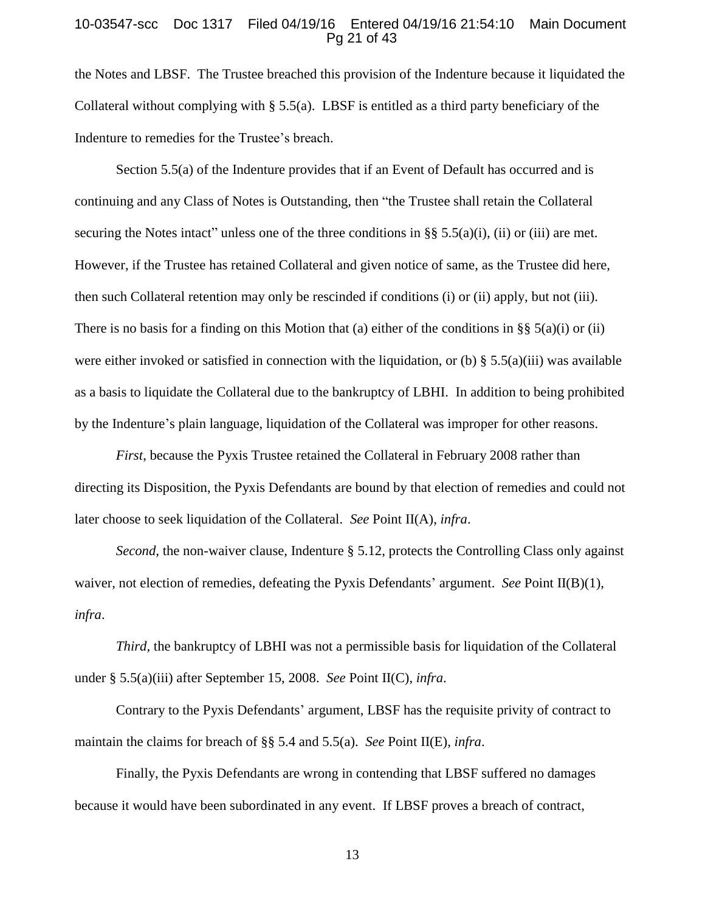the Notes and LBSF. The Trustee breached this provision of the Indenture because it liquidated the Collateral without complying with § 5.5(a). LBSF is entitled as a third party beneficiary of the Indenture to remedies for the Trustee's breach.

Section 5.5(a) of the Indenture provides that if an Event of Default has occurred and is continuing and any Class of Notes is Outstanding, then "the Trustee shall retain the Collateral securing the Notes intact" unless one of the three conditions in §§ 5.5(a)(i), (ii) or (iii) are met. However, if the Trustee has retained Collateral and given notice of same, as the Trustee did here, then such Collateral retention may only be rescinded if conditions (i) or (ii) apply, but not (iii). There is no basis for a finding on this Motion that (a) either of the conditions in §§ 5(a)(i) or (ii) were either invoked or satisfied in connection with the liquidation, or (b) § 5.5(a)(iii) was available as a basis to liquidate the Collateral due to the bankruptcy of LBHI. In addition to being prohibited by the Indenture's plain language, liquidation of the Collateral was improper for other reasons.

*First*, because the Pyxis Trustee retained the Collateral in February 2008 rather than directing its Disposition, the Pyxis Defendants are bound by that election of remedies and could not later choose to seek liquidation of the Collateral. *See* Point II(A), *infra*.

*Second*, the non-waiver clause, Indenture § 5.12, protects the Controlling Class only against waiver, not election of remedies, defeating the Pyxis Defendants' argument. *See* Point II(B)(1), *infra*.

*Third*, the bankruptcy of LBHI was not a permissible basis for liquidation of the Collateral under § 5.5(a)(iii) after September 15, 2008. *See* Point II(C), *infra*.

Contrary to the Pyxis Defendants' argument, LBSF has the requisite privity of contract to maintain the claims for breach of §§ 5.4 and 5.5(a). *See* Point II(E), *infra*.

Finally, the Pyxis Defendants are wrong in contending that LBSF suffered no damages because it would have been subordinated in any event. If LBSF proves a breach of contract,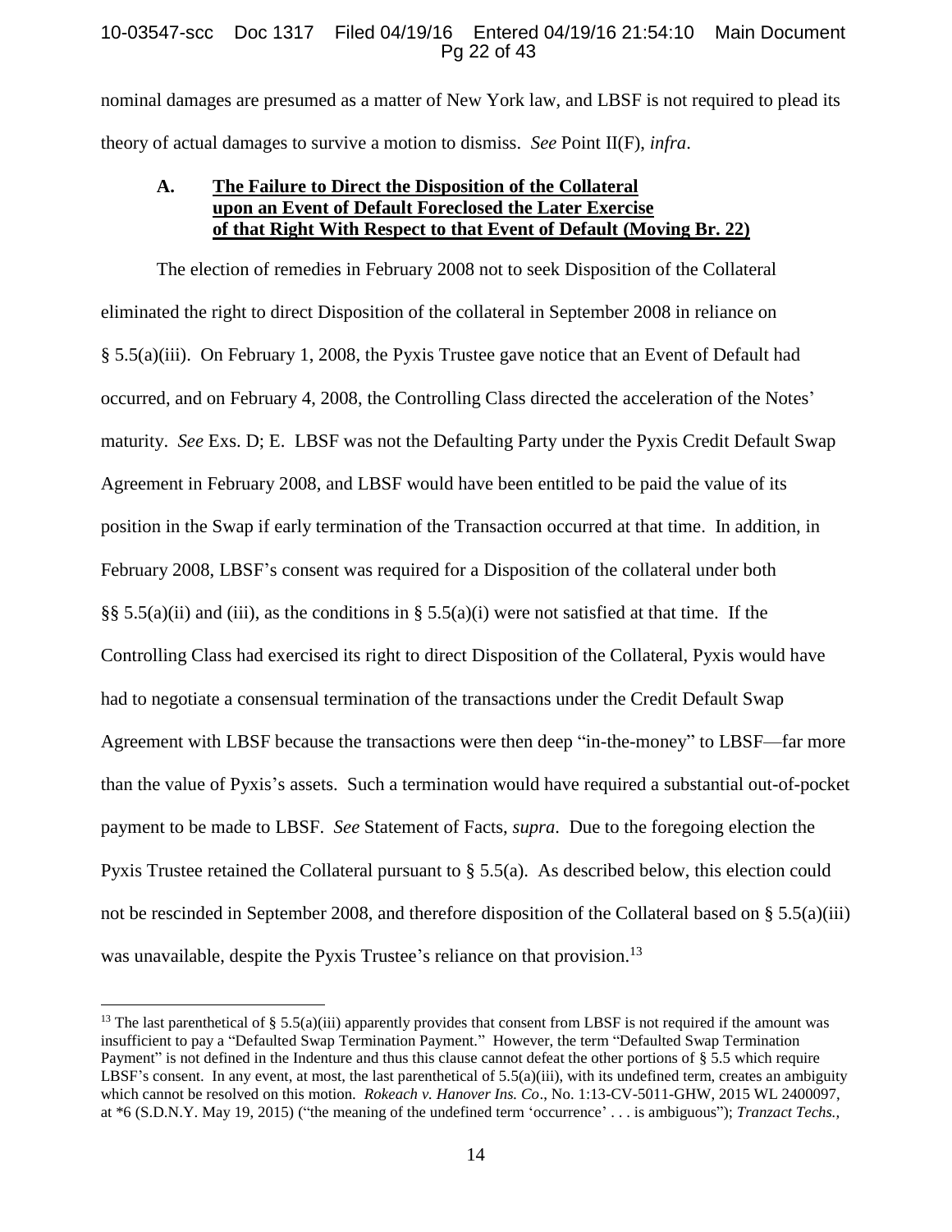nominal damages are presumed as a matter of New York law, and LBSF is not required to plead its theory of actual damages to survive a motion to dismiss. *See* Point II(F), *infra*.

### A. <u>The Failure to Direct the Disposition of the Collateral upon an Event of Default Foreclosed the Later Exercise of that Right With Respect to that Event of Default (Moving Br. 22)</u>

The election of remedies in February 2008 not to seek Disposition of the Collateral eliminated the right to direct Disposition of the collateral in September 2008 in reliance on § 5.5(a)(iii). On February 1, 2008, the Pyxis Trustee gave notice that an Event of Default had occurred, and on February 4, 2008, the Controlling Class directed the acceleration of the Notes' maturity. *See* Exs. D; E. LBSF was not the Defaulting Party under the Pyxis Credit Default Swap Agreement in February 2008, and LBSF would have been entitled to be paid the value of its position in the Swap if early termination of the Transaction occurred at that time. In addition, in February 2008, LBSF's consent was required for a Disposition of the collateral under both §§ 5.5(a)(ii) and (iii), as the conditions in § 5.5(a)(i) were not satisfied at that time. If the Controlling Class had exercised its right to direct Disposition of the Collateral, Pyxis would have had to negotiate a consensual termination of the transactions under the Credit Default Swap Agreement with LBSF because the transactions were then deep "in-the-money" to LBSF—far more than the value of Pyxis's assets. Such a termination would have required a substantial out-of-pocket payment to be made to LBSF. *See* Statement of Facts, *supra*. Due to the foregoing election the Pyxis Trustee retained the Collateral pursuant to § 5.5(a). As described below, this election could not be rescinded in September 2008, and therefore disposition of the Collateral based on § 5.5(a)(iii) was unavailable, despite the Pyxis Trustee's reliance on that provision.[13]

---

[13] The last parenthetical of § 5.5(a)(iii) apparently provides that consent from LBSF is not required if the amount was insufficient to pay a "Defaulted Swap Termination Payment." However, the term "Defaulted Swap Termination Payment" is not defined in the Indenture and thus this clause cannot defeat the other portions of § 5.5 which require LBSF's consent. In any event, at most, the last parenthetical of 5.5(a)(iii), with its undefined term, creates an ambiguity which cannot be resolved on this motion. *Rokeach v. Hanover Ins. Co*., No. 1:13-CV-5011-GHW, 2015 WL 2400097, at *6 (S.D.N.Y. May 19, 2015) ("the meaning of the undefined term 'occurrence' . . . is ambiguous"); *Tranzact Techs.,*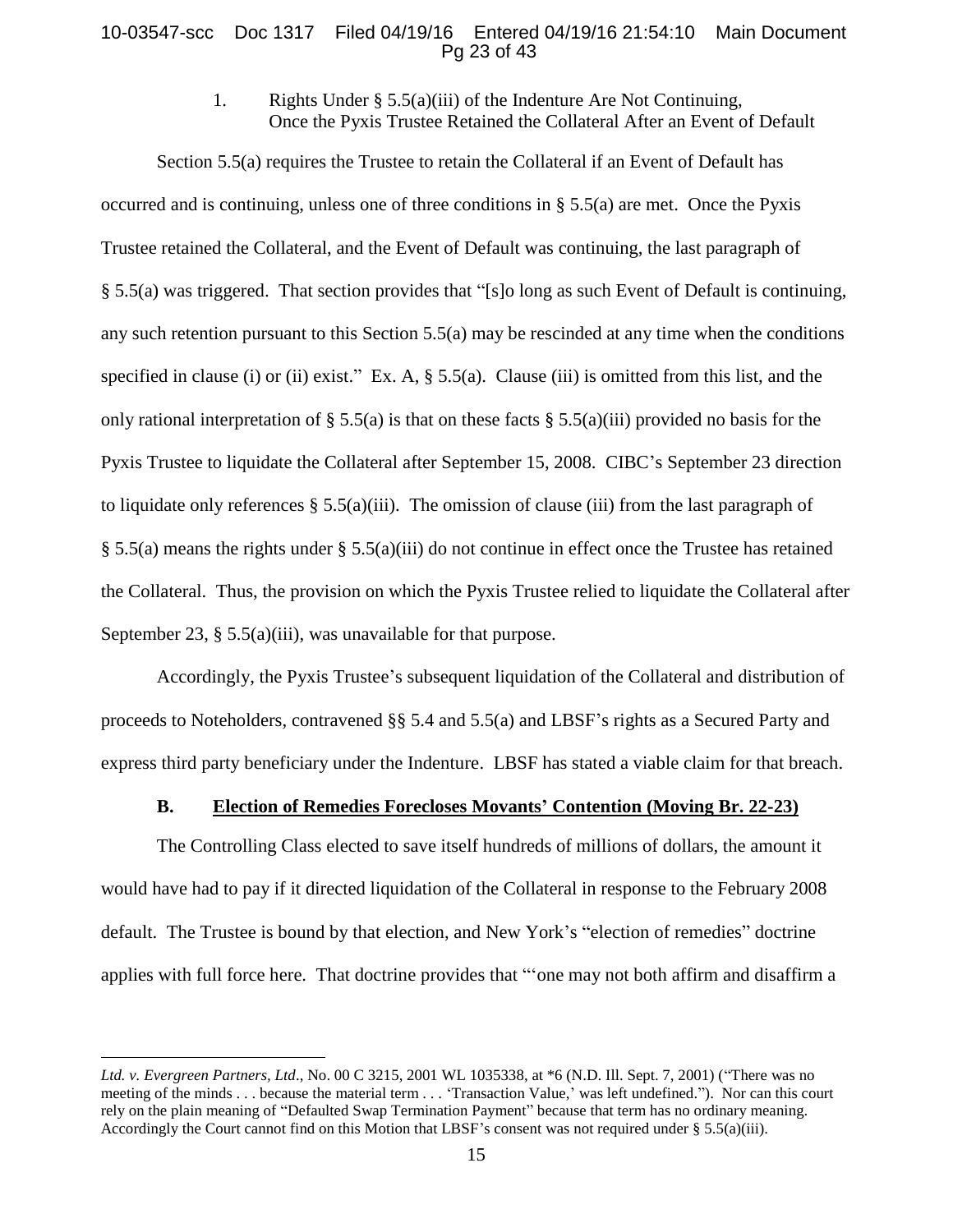1. Rights Under § 5.5(a)(iii) of the Indenture Are Not Continuing, Once the Pyxis Trustee Retained the Collateral After an Event of Default

Section 5.5(a) requires the Trustee to retain the Collateral if an Event of Default has occurred and is continuing, unless one of three conditions in § 5.5(a) are met. Once the Pyxis Trustee retained the Collateral, and the Event of Default was continuing, the last paragraph of § 5.5(a) was triggered. That section provides that "[s]o long as such Event of Default is continuing, any such retention pursuant to this Section 5.5(a) may be rescinded at any time when the conditions specified in clause (i) or (ii) exist." Ex. A, § 5.5(a). Clause (iii) is omitted from this list, and the only rational interpretation of § 5.5(a) is that on these facts § 5.5(a)(iii) provided no basis for the Pyxis Trustee to liquidate the Collateral after September 15, 2008. CIBC's September 23 direction to liquidate only references § 5.5(a)(iii). The omission of clause (iii) from the last paragraph of § 5.5(a) means the rights under § 5.5(a)(iii) do not continue in effect once the Trustee has retained the Collateral. Thus, the provision on which the Pyxis Trustee relied to liquidate the Collateral after September 23, § 5.5(a)(iii), was unavailable for that purpose.

Accordingly, the Pyxis Trustee's subsequent liquidation of the Collateral and distribution of proceeds to Noteholders, contravened §§ 5.4 and 5.5(a) and LBSF's rights as a Secured Party and express third party beneficiary under the Indenture. LBSF has stated a viable claim for that breach.

### B. <u>Election of Remedies Forecloses Movants' Contention (Moving Br. 22-23)</u>

The Controlling Class elected to save itself hundreds of millions of dollars, the amount it would have had to pay if it directed liquidation of the Collateral in response to the February 2008 default. The Trustee is bound by that election, and New York's "election of remedies" doctrine applies with full force here. That doctrine provides that "'one may not both affirm and disaffirm a

---

*Ltd. v. Evergreen Partners, Ltd*., No. 00 C 3215, 2001 WL 1035338, at *6 (N.D. Ill. Sept. 7, 2001) ("There was no meeting of the minds . . . because the material term . . . 'Transaction Value,' was left undefined."). Nor can this court rely on the plain meaning of "Defaulted Swap Termination Payment" because that term has no ordinary meaning. Accordingly the Court cannot find on this Motion that LBSF's consent was not required under § 5.5(a)(iii).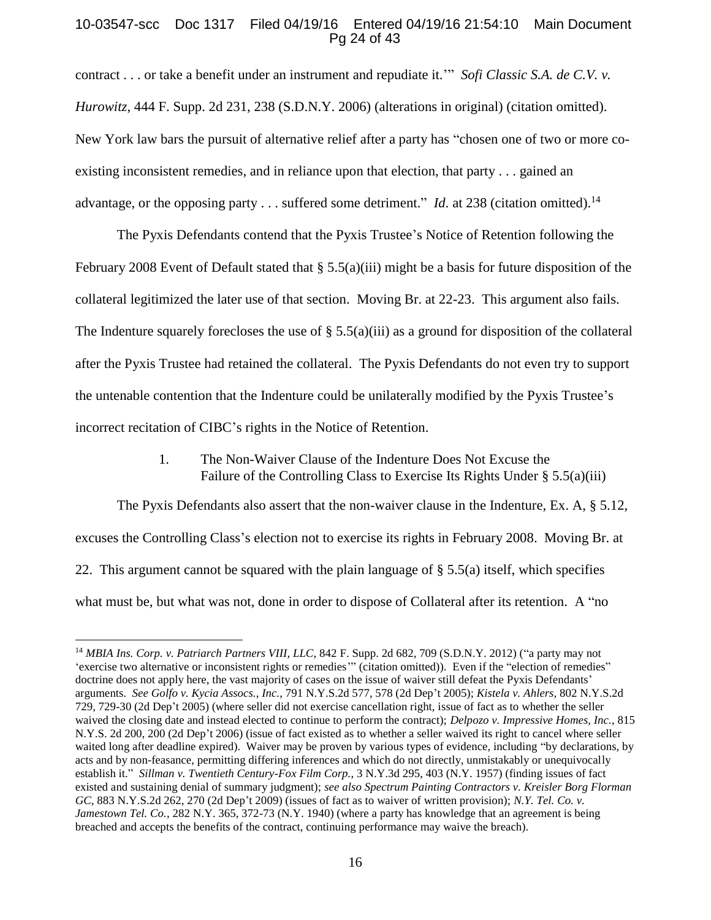contract . . . or take a benefit under an instrument and repudiate it.'" *Sofi Classic S.A. de C.V. v. Hurowitz*, 444 F. Supp. 2d 231, 238 (S.D.N.Y. 2006) (alterations in original) (citation omitted). New York law bars the pursuit of alternative relief after a party has "chosen one of two or more co-existing inconsistent remedies, and in reliance upon that election, that party . . . gained an advantage, or the opposing party . . . suffered some detriment." *Id.* at 238 (citation omitted).[14]

The Pyxis Defendants contend that the Pyxis Trustee's Notice of Retention following the February 2008 Event of Default stated that § 5.5(a)(iii) might be a basis for future disposition of the collateral legitimized the later use of that section. Moving Br. at 22-23. This argument also fails. The Indenture squarely forecloses the use of § 5.5(a)(iii) as a ground for disposition of the collateral after the Pyxis Trustee had retained the collateral. The Pyxis Defendants do not even try to support the untenable contention that the Indenture could be unilaterally modified by the Pyxis Trustee's incorrect recitation of CIBC's rights in the Notice of Retention.

### 1. The Non-Waiver Clause of the Indenture Does Not Excuse the Failure of the Controlling Class to Exercise Its Rights Under § 5.5(a)(iii)

The Pyxis Defendants also assert that the non-waiver clause in the Indenture, Ex. A, § 5.12, excuses the Controlling Class's election not to exercise its rights in February 2008. Moving Br. at 22. This argument cannot be squared with the plain language of § 5.5(a) itself, which specifies what must be, but what was not, done in order to dispose of Collateral after its retention. A "no

---

[14] *MBIA Ins. Corp. v. Patriarch Partners VIII, LLC*, 842 F. Supp. 2d 682, 709 (S.D.N.Y. 2012) ("a party may not 'exercise two alternative or inconsistent rights or remedies'" (citation omitted)). Even if the "election of remedies" doctrine does not apply here, the vast majority of cases on the issue of waiver still defeat the Pyxis Defendants' arguments. *See Golfo v. Kycia Assocs., Inc.*, 791 N.Y.S.2d 577, 578 (2d Dep't 2005); *Kistela v. Ahlers*, 802 N.Y.S.2d 729, 729-30 (2d Dep't 2005) (where seller did not exercise cancellation right, issue of fact as to whether the seller waived the closing date and instead elected to continue to perform the contract); *Delpozo v. Impressive Homes, Inc.*, 815 N.Y.S. 2d 200, 200 (2d Dep't 2006) (issue of fact existed as to whether a seller waived its right to cancel where seller waited long after deadline expired). Waiver may be proven by various types of evidence, including "by declarations, by acts and by non-feasance, permitting differing inferences and which do not directly, unmistakably or unequivocally establish it." *Sillman v. Twentieth Century-Fox Film Corp.*, 3 N.Y.3d 295, 403 (N.Y. 1957) (finding issues of fact existed and sustaining denial of summary judgment); *see also Spectrum Painting Contractors v. Kreisler Borg Florman GC*, 883 N.Y.S.2d 262, 270 (2d Dep't 2009) (issues of fact as to waiver of written provision); *N.Y. Tel. Co. v. Jamestown Tel. Co.*, 282 N.Y. 365, 372-73 (N.Y. 1940) (where a party has knowledge that an agreement is being breached and accepts the benefits of the contract, continuing performance may waive the breach).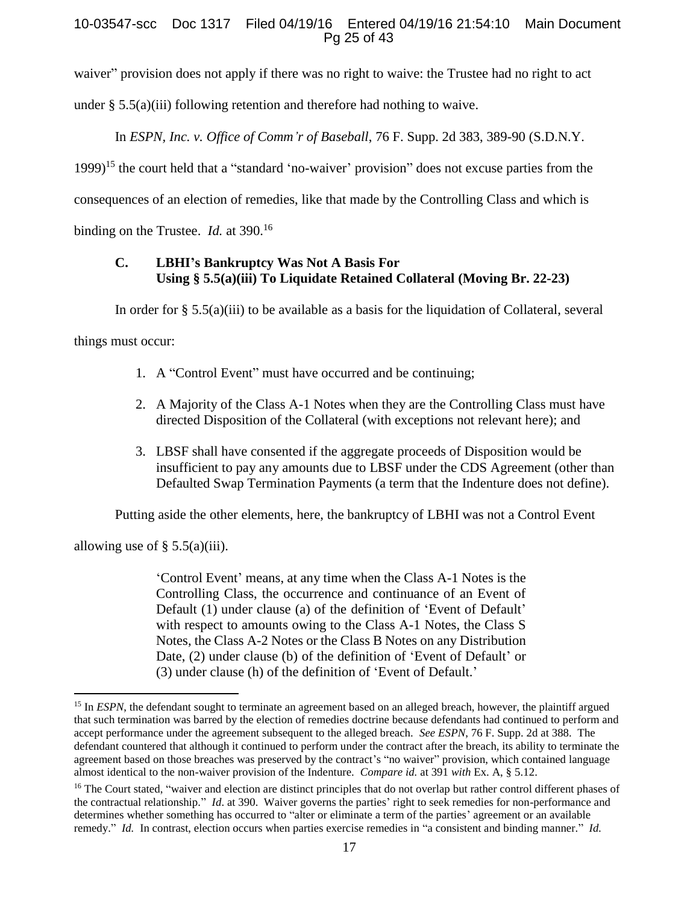waiver" provision does not apply if there was no right to waive: the Trustee had no right to act under § 5.5(a)(iii) following retention and therefore had nothing to waive.

In *ESPN, Inc. v. Office of Comm'r of Baseball*, 76 F. Supp. 2d 383, 389-90 (S.D.N.Y. 1999)[15] the court held that a "standard 'no-waiver' provision" does not excuse parties from the consequences of an election of remedies, like that made by the Controlling Class and which is binding on the Trustee. *Id.* at 390.[16]

### C. LBHI's Bankruptcy Was Not A Basis For Using § 5.5(a)(iii) To Liquidate Retained Collateral (Moving Br. 22-23)

In order for § 5.5(a)(iii) to be available as a basis for the liquidation of Collateral, several things must occur:

1. A "Control Event" must have occurred and be continuing;
2. A Majority of the Class A-1 Notes when they are the Controlling Class must have directed Disposition of the Collateral (with exceptions not relevant here); and
3. LBSF shall have consented if the aggregate proceeds of Disposition would be insufficient to pay any amounts due to LBSF under the CDS Agreement (other than Defaulted Swap Termination Payments (a term that the Indenture does not define).

Putting aside the other elements, here, the bankruptcy of LBHI was not a Control Event allowing use of § 5.5(a)(iii).

> 'Control Event' means, at any time when the Class A-1 Notes is the Controlling Class, the occurrence and continuance of an Event of Default (1) under clause (a) of the definition of 'Event of Default' with respect to amounts owing to the Class A-1 Notes, the Class S Notes, the Class A-2 Notes or the Class B Notes on any Distribution Date, (2) under clause (b) of the definition of 'Event of Default' or (3) under clause (h) of the definition of 'Event of Default.'

---

[15] In *ESPN*, the defendant sought to terminate an agreement based on an alleged breach, however, the plaintiff argued that such termination was barred by the election of remedies doctrine because defendants had continued to perform and accept performance under the agreement subsequent to the alleged breach. *See ESPN*, 76 F. Supp. 2d at 388. The defendant countered that although it continued to perform under the contract after the breach, its ability to terminate the agreement based on those breaches was preserved by the contract's "no waiver" provision, which contained language almost identical to the non-waiver provision of the Indenture. *Compare id.* at 391 *with* Ex. A, § 5.12.

[16] The Court stated, "waiver and election are distinct principles that do not overlap but rather control different phases of the contractual relationship." *Id*. at 390. Waiver governs the parties' right to seek remedies for non-performance and determines whether something has occurred to "alter or eliminate a term of the parties' agreement or an available remedy." *Id.* In contrast, election occurs when parties exercise remedies in "a consistent and binding manner." *Id.*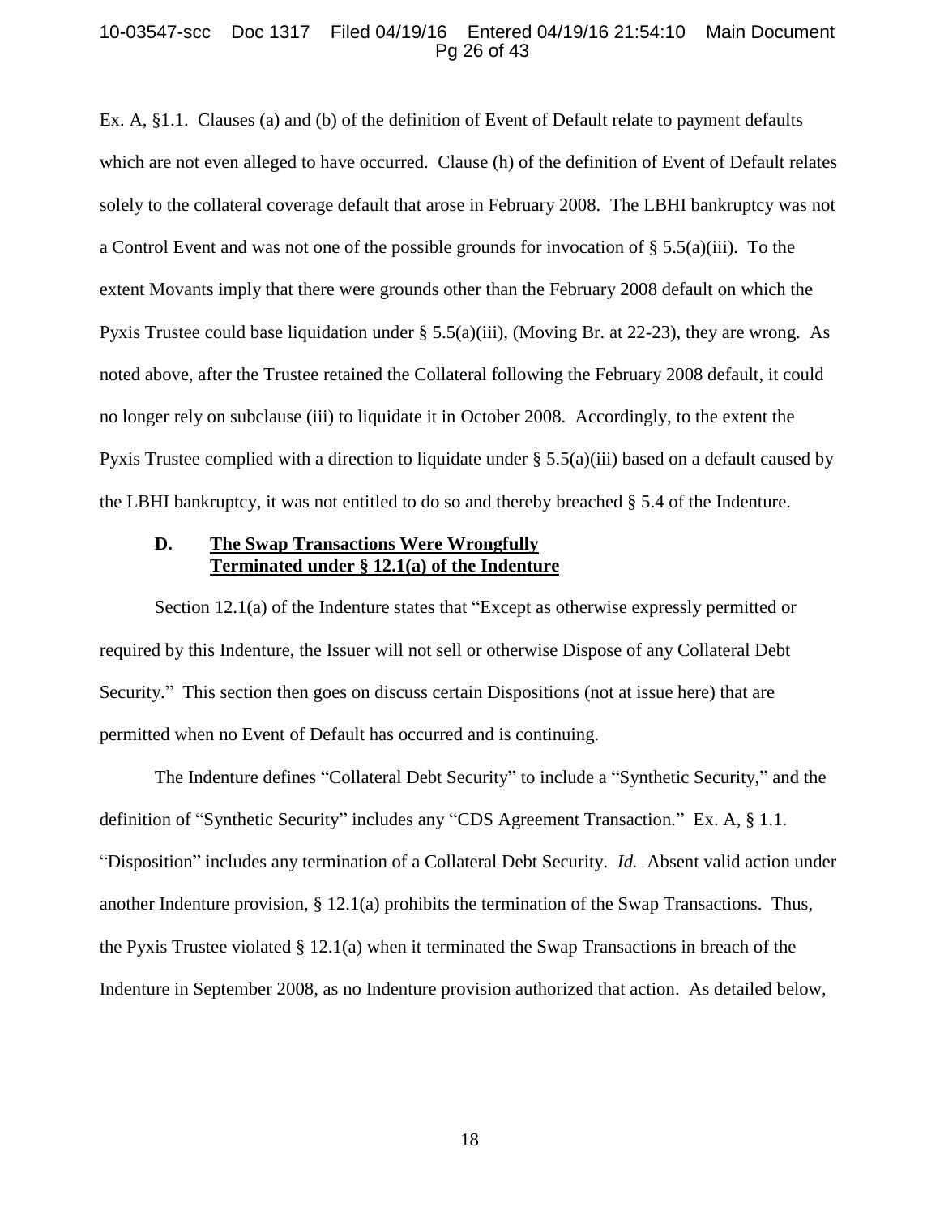Ex. A, §1.1. Clauses (a) and (b) of the definition of Event of Default relate to payment defaults which are not even alleged to have occurred. Clause (h) of the definition of Event of Default relates solely to the collateral coverage default that arose in February 2008. The LBHI bankruptcy was not a Control Event and was not one of the possible grounds for invocation of § 5.5(a)(iii). To the extent Movants imply that there were grounds other than the February 2008 default on which the Pyxis Trustee could base liquidation under § 5.5(a)(iii), (Moving Br. at 22-23), they are wrong. As noted above, after the Trustee retained the Collateral following the February 2008 default, it could no longer rely on subclause (iii) to liquidate it in October 2008. Accordingly, to the extent the Pyxis Trustee complied with a direction to liquidate under § 5.5(a)(iii) based on a default caused by the LBHI bankruptcy, it was not entitled to do so and thereby breached § 5.4 of the Indenture.

### D. The Swap Transactions Were Wrongfully Terminated under § 12.1(a) of the Indenture

Section 12.1(a) of the Indenture states that "Except as otherwise expressly permitted or required by this Indenture, the Issuer will not sell or otherwise Dispose of any Collateral Debt Security." This section then goes on discuss certain Dispositions (not at issue here) that are permitted when no Event of Default has occurred and is continuing.

The Indenture defines "Collateral Debt Security" to include a "Synthetic Security," and the definition of "Synthetic Security" includes any "CDS Agreement Transaction." Ex. A, § 1.1. "Disposition" includes any termination of a Collateral Debt Security. *Id.* Absent valid action under another Indenture provision, § 12.1(a) prohibits the termination of the Swap Transactions. Thus, the Pyxis Trustee violated § 12.1(a) when it terminated the Swap Transactions in breach of the Indenture in September 2008, as no Indenture provision authorized that action. As detailed below,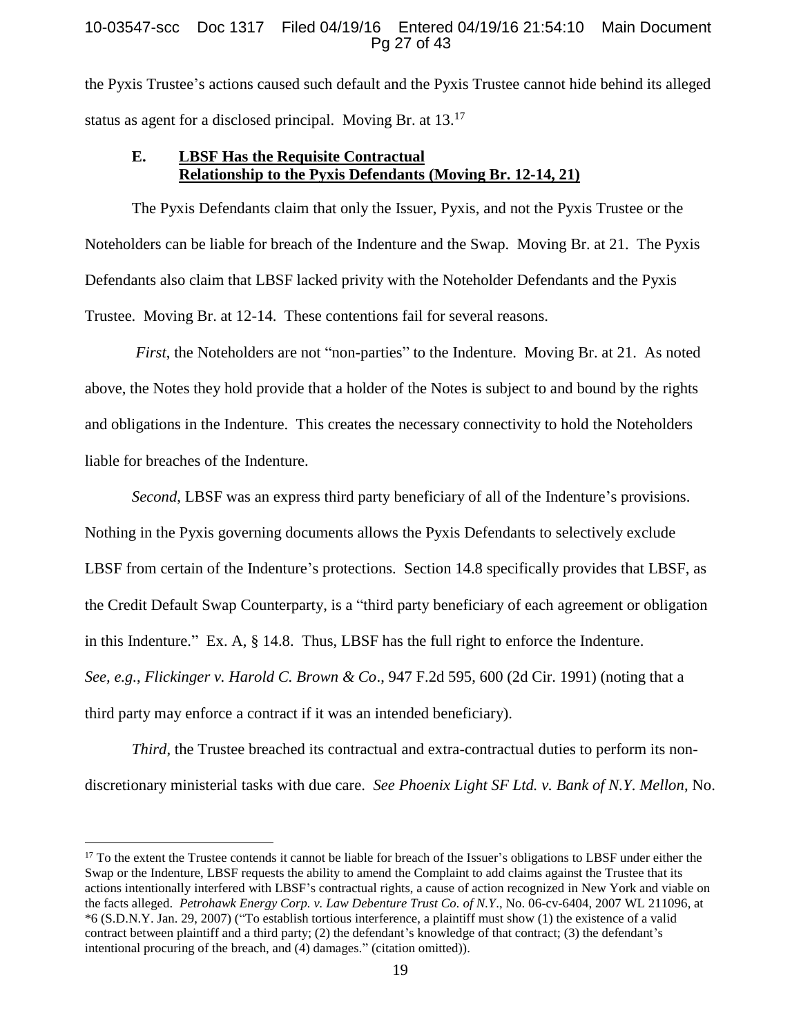the Pyxis Trustee's actions caused such default and the Pyxis Trustee cannot hide behind its alleged status as agent for a disclosed principal. Moving Br. at 13.[17]

### E. LBSF Has the Requisite Contractual Relationship to the Pyxis Defendants (Moving Br. 12-14, 21)

The Pyxis Defendants claim that only the Issuer, Pyxis, and not the Pyxis Trustee or the Noteholders can be liable for breach of the Indenture and the Swap. Moving Br. at 21. The Pyxis Defendants also claim that LBSF lacked privity with the Noteholder Defendants and the Pyxis Trustee. Moving Br. at 12-14. These contentions fail for several reasons.

*First*, the Noteholders are not "non-parties" to the Indenture. Moving Br. at 21. As noted above, the Notes they hold provide that a holder of the Notes is subject to and bound by the rights and obligations in the Indenture. This creates the necessary connectivity to hold the Noteholders liable for breaches of the Indenture.

*Second*, LBSF was an express third party beneficiary of all of the Indenture's provisions. Nothing in the Pyxis governing documents allows the Pyxis Defendants to selectively exclude LBSF from certain of the Indenture's protections. Section 14.8 specifically provides that LBSF, as the Credit Default Swap Counterparty, is a "third party beneficiary of each agreement or obligation in this Indenture." Ex. A, § 14.8. Thus, LBSF has the full right to enforce the Indenture. *See, e.g.*, *Flickinger v. Harold C. Brown & Co*., 947 F.2d 595, 600 (2d Cir. 1991) (noting that a third party may enforce a contract if it was an intended beneficiary).

*Third*, the Trustee breached its contractual and extra-contractual duties to perform its non-discretionary ministerial tasks with due care. *See Phoenix Light SF Ltd. v. Bank of N.Y. Mellon*, No.

---

[17] To the extent the Trustee contends it cannot be liable for breach of the Issuer's obligations to LBSF under either the Swap or the Indenture, LBSF requests the ability to amend the Complaint to add claims against the Trustee that its actions intentionally interfered with LBSF's contractual rights, a cause of action recognized in New York and viable on the facts alleged. *Petrohawk Energy Corp. v. Law Debenture Trust Co. of N.Y*., No. 06-cv-6404, 2007 WL 211096, at *6 (S.D.N.Y. Jan. 29, 2007) ("To establish tortious interference, a plaintiff must show (1) the existence of a valid contract between plaintiff and a third party; (2) the defendant's knowledge of that contract; (3) the defendant's intentional procuring of the breach, and (4) damages." (citation omitted)).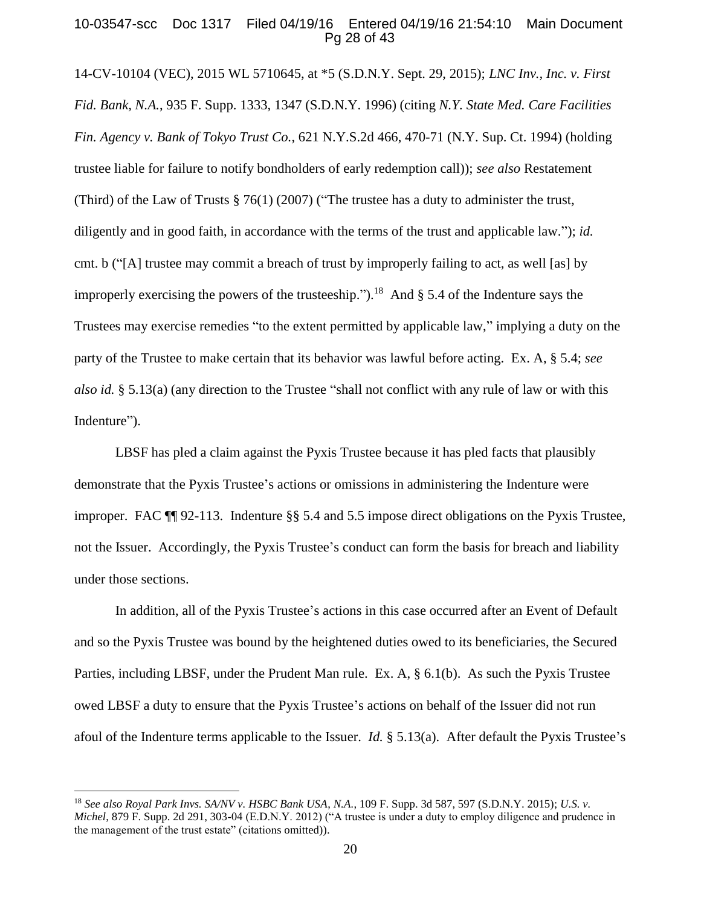14-CV-10104 (VEC), 2015 WL 5710645, at *5 (S.D.N.Y. Sept. 29, 2015); *LNC Inv., Inc. v. First Fid. Bank, N.A.*, 935 F. Supp. 1333, 1347 (S.D.N.Y. 1996) (citing *N.Y. State Med. Care Facilities Fin. Agency v. Bank of Tokyo Trust Co.*, 621 N.Y.S.2d 466, 470-71 (N.Y. Sup. Ct. 1994) (holding trustee liable for failure to notify bondholders of early redemption call)); *see also* Restatement (Third) of the Law of Trusts § 76(1) (2007) ("The trustee has a duty to administer the trust, diligently and in good faith, in accordance with the terms of the trust and applicable law."); *id.* cmt. b ("[A] trustee may commit a breach of trust by improperly failing to act, as well [as] by improperly exercising the powers of the trusteeship.").[18] And § 5.4 of the Indenture says the Trustees may exercise remedies "to the extent permitted by applicable law," implying a duty on the party of the Trustee to make certain that its behavior was lawful before acting. Ex. A, § 5.4; *see also id.* § 5.13(a) (any direction to the Trustee "shall not conflict with any rule of law or with this Indenture").

LBSF has pled a claim against the Pyxis Trustee because it has pled facts that plausibly demonstrate that the Pyxis Trustee's actions or omissions in administering the Indenture were improper. FAC ¶¶ 92-113. Indenture §§ 5.4 and 5.5 impose direct obligations on the Pyxis Trustee, not the Issuer. Accordingly, the Pyxis Trustee's conduct can form the basis for breach and liability under those sections.

In addition, all of the Pyxis Trustee's actions in this case occurred after an Event of Default and so the Pyxis Trustee was bound by the heightened duties owed to its beneficiaries, the Secured Parties, including LBSF, under the Prudent Man rule. Ex. A, § 6.1(b). As such the Pyxis Trustee owed LBSF a duty to ensure that the Pyxis Trustee's actions on behalf of the Issuer did not run afoul of the Indenture terms applicable to the Issuer. *Id.* § 5.13(a). After default the Pyxis Trustee's

---

[18] *See also Royal Park Invs. SA/NV v. HSBC Bank USA, N.A.*, 109 F. Supp. 3d 587, 597 (S.D.N.Y. 2015); *U.S. v. Michel*, 879 F. Supp. 2d 291, 303-04 (E.D.N.Y. 2012) ("A trustee is under a duty to employ diligence and prudence in the management of the trust estate" (citations omitted)).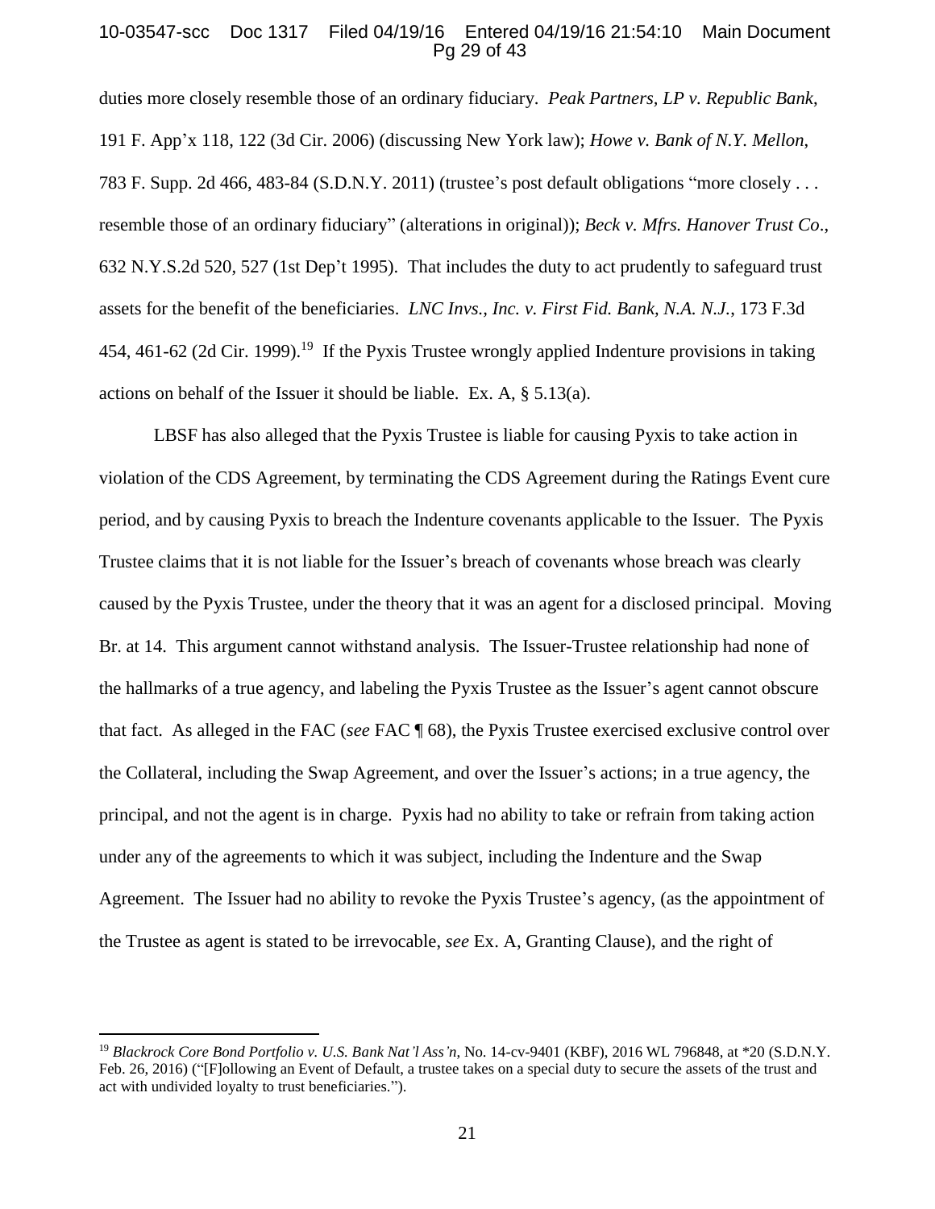duties more closely resemble those of an ordinary fiduciary. *Peak Partners, LP v. Republic Bank*, 191 F. App'x 118, 122 (3d Cir. 2006) (discussing New York law); *Howe v. Bank of N.Y. Mellon*, 783 F. Supp. 2d 466, 483-84 (S.D.N.Y. 2011) (trustee's post default obligations "more closely . . . resemble those of an ordinary fiduciary" (alterations in original)); *Beck v. Mfrs. Hanover Trust Co*., 632 N.Y.S.2d 520, 527 (1st Dep't 1995). That includes the duty to act prudently to safeguard trust assets for the benefit of the beneficiaries. *LNC Invs., Inc. v. First Fid. Bank, N.A. N.J.*, 173 F.3d 454, 461-62 (2d Cir. 1999).[19] If the Pyxis Trustee wrongly applied Indenture provisions in taking actions on behalf of the Issuer it should be liable. Ex. A, § 5.13(a).

LBSF has also alleged that the Pyxis Trustee is liable for causing Pyxis to take action in violation of the CDS Agreement, by terminating the CDS Agreement during the Ratings Event cure period, and by causing Pyxis to breach the Indenture covenants applicable to the Issuer. The Pyxis Trustee claims that it is not liable for the Issuer's breach of covenants whose breach was clearly caused by the Pyxis Trustee, under the theory that it was an agent for a disclosed principal. Moving Br. at 14. This argument cannot withstand analysis. The Issuer-Trustee relationship had none of the hallmarks of a true agency, and labeling the Pyxis Trustee as the Issuer's agent cannot obscure that fact. As alleged in the FAC (*see* FAC ¶ 68), the Pyxis Trustee exercised exclusive control over the Collateral, including the Swap Agreement, and over the Issuer's actions; in a true agency, the principal, and not the agent is in charge. Pyxis had no ability to take or refrain from taking action under any of the agreements to which it was subject, including the Indenture and the Swap Agreement. The Issuer had no ability to revoke the Pyxis Trustee's agency, (as the appointment of the Trustee as agent is stated to be irrevocable, *see* Ex. A, Granting Clause), and the right of

---

[19] *Blackrock Core Bond Portfolio v. U.S. Bank Nat'l Ass'n*, No. 14-cv-9401 (KBF), 2016 WL 796848, at *20 (S.D.N.Y. Feb. 26, 2016) ("[F]ollowing an Event of Default, a trustee takes on a special duty to secure the assets of the trust and act with undivided loyalty to trust beneficiaries.").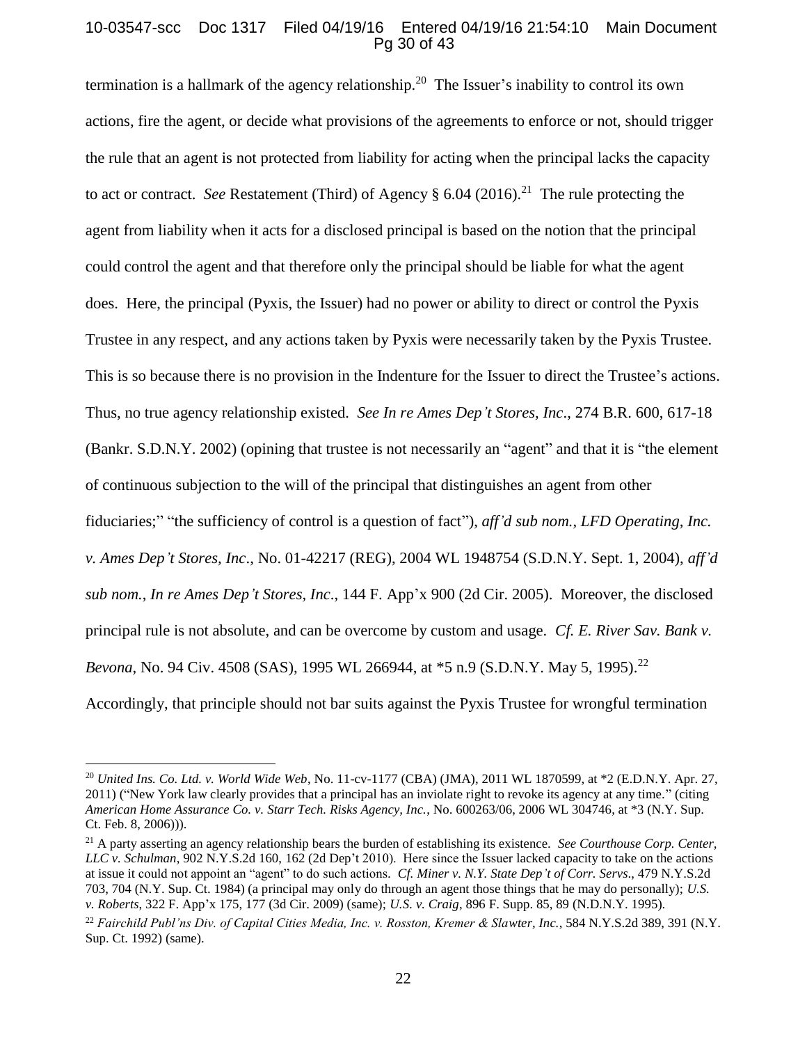termination is a hallmark of the agency relationship.[20] The Issuer's inability to control its own actions, fire the agent, or decide what provisions of the agreements to enforce or not, should trigger the rule that an agent is not protected from liability for acting when the principal lacks the capacity to act or contract. *See* Restatement (Third) of Agency § 6.04 (2016).[21] The rule protecting the agent from liability when it acts for a disclosed principal is based on the notion that the principal could control the agent and that therefore only the principal should be liable for what the agent does. Here, the principal (Pyxis, the Issuer) had no power or ability to direct or control the Pyxis Trustee in any respect, and any actions taken by Pyxis were necessarily taken by the Pyxis Trustee. This is so because there is no provision in the Indenture for the Issuer to direct the Trustee's actions. Thus, no true agency relationship existed. *See In re Ames Dep't Stores, Inc*., 274 B.R. 600, 617-18 (Bankr. S.D.N.Y. 2002) (opining that trustee is not necessarily an "agent" and that it is "the element of continuous subjection to the will of the principal that distinguishes an agent from other fiduciaries;" "the sufficiency of control is a question of fact"), *aff'd sub nom., LFD Operating, Inc. v. Ames Dep't Stores, Inc*., No. 01-42217 (REG), 2004 WL 1948754 (S.D.N.Y. Sept. 1, 2004), *aff'd sub nom.*, *In re Ames Dep't Stores, Inc*., 144 F. App'x 900 (2d Cir. 2005). Moreover, the disclosed principal rule is not absolute, and can be overcome by custom and usage. *Cf. E. River Sav. Bank v. Bevona*, No. 94 Civ. 4508 (SAS), 1995 WL 266944, at *5 n.9 (S.D.N.Y. May 5, 1995).[22] Accordingly, that principle should not bar suits against the Pyxis Trustee for wrongful termination

---

[20] *United Ins. Co. Ltd. v. World Wide Web*, No. 11-cv-1177 (CBA) (JMA), 2011 WL 1870599, at *2 (E.D.N.Y. Apr. 27, 2011) ("New York law clearly provides that a principal has an inviolate right to revoke its agency at any time." (citing *American Home Assurance Co. v. Starr Tech. Risks Agency, Inc.*, No. 600263/06, 2006 WL 304746, at *3 (N.Y. Sup. Ct. Feb. 8, 2006))).

[21] A party asserting an agency relationship bears the burden of establishing its existence. *See Courthouse Corp. Center, LLC v. Schulman*, 902 N.Y.S.2d 160, 162 (2d Dep't 2010). Here since the Issuer lacked capacity to take on the actions at issue it could not appoint an "agent" to do such actions. *Cf. Miner v. N.Y. State Dep't of Corr. Servs*., 479 N.Y.S.2d 703, 704 (N.Y. Sup. Ct. 1984) (a principal may only do through an agent those things that he may do personally); *U.S. v. Roberts*, 322 F. App'x 175, 177 (3d Cir. 2009) (same); *U.S. v. Craig*, 896 F. Supp. 85, 89 (N.D.N.Y. 1995).

[22] *Fairchild Publ'ns Div. of Capital Cities Media, Inc. v. Rosston, Kremer & Slawter, Inc.*, 584 N.Y.S.2d 389, 391 (N.Y. Sup. Ct. 1992) (same).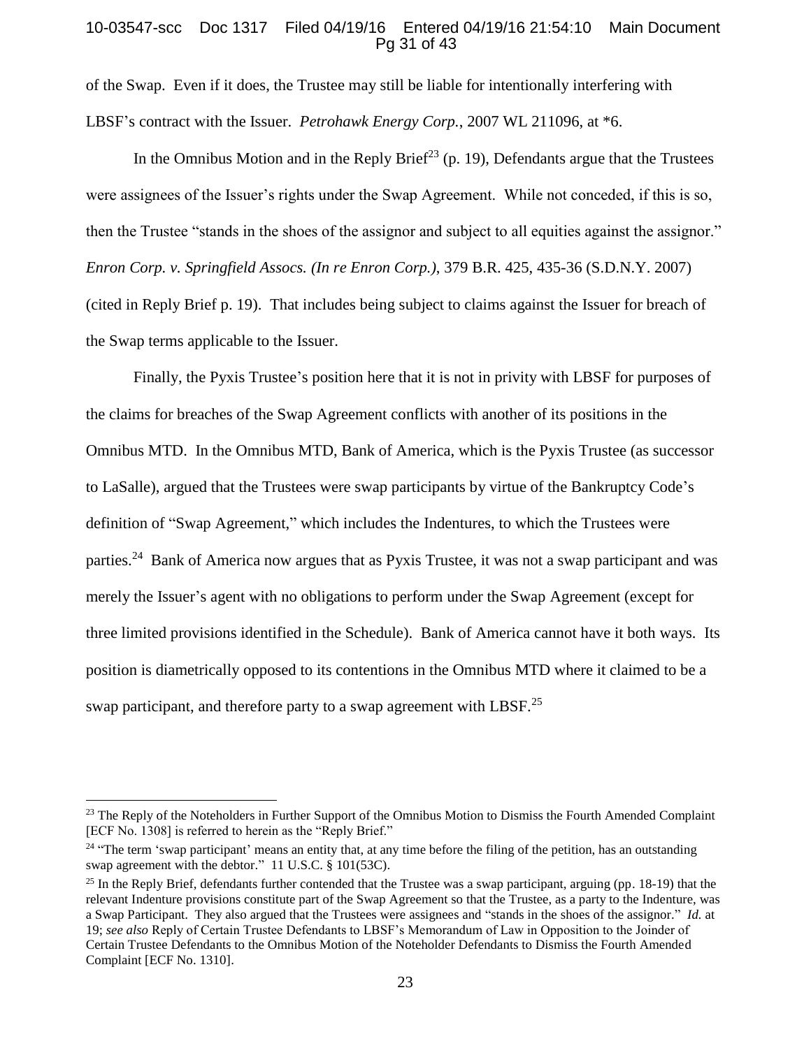of the Swap. Even if it does, the Trustee may still be liable for intentionally interfering with LBSF's contract with the Issuer. *Petrohawk Energy Corp.*, 2007 WL 211096, at *6.

In the Omnibus Motion and in the Reply Brief[23] (p. 19), Defendants argue that the Trustees were assignees of the Issuer's rights under the Swap Agreement. While not conceded, if this is so, then the Trustee "stands in the shoes of the assignor and subject to all equities against the assignor." *Enron Corp. v. Springfield Assocs. (In re Enron Corp.)*, 379 B.R. 425, 435-36 (S.D.N.Y. 2007) (cited in Reply Brief p. 19). That includes being subject to claims against the Issuer for breach of the Swap terms applicable to the Issuer.

Finally, the Pyxis Trustee's position here that it is not in privity with LBSF for purposes of the claims for breaches of the Swap Agreement conflicts with another of its positions in the Omnibus MTD. In the Omnibus MTD, Bank of America, which is the Pyxis Trustee (as successor to LaSalle), argued that the Trustees were swap participants by virtue of the Bankruptcy Code's definition of "Swap Agreement," which includes the Indentures, to which the Trustees were parties.[24] Bank of America now argues that as Pyxis Trustee, it was not a swap participant and was merely the Issuer's agent with no obligations to perform under the Swap Agreement (except for three limited provisions identified in the Schedule). Bank of America cannot have it both ways. Its position is diametrically opposed to its contentions in the Omnibus MTD where it claimed to be a swap participant, and therefore party to a swap agreement with LBSF.[25]

---

[23] The Reply of the Noteholders in Further Support of the Omnibus Motion to Dismiss the Fourth Amended Complaint [ECF No. 1308] is referred to herein as the "Reply Brief."

[24] "The term 'swap participant' means an entity that, at any time before the filing of the petition, has an outstanding swap agreement with the debtor." 11 U.S.C. § 101(53C).

[25] In the Reply Brief, defendants further contended that the Trustee was a swap participant, arguing (pp. 18-19) that the relevant Indenture provisions constitute part of the Swap Agreement so that the Trustee, as a party to the Indenture, was a Swap Participant. They also argued that the Trustees were assignees and "stands in the shoes of the assignor." *Id.* at 19; *see also* Reply of Certain Trustee Defendants to LBSF's Memorandum of Law in Opposition to the Joinder of Certain Trustee Defendants to the Omnibus Motion of the Noteholder Defendants to Dismiss the Fourth Amended Complaint [ECF No. 1310].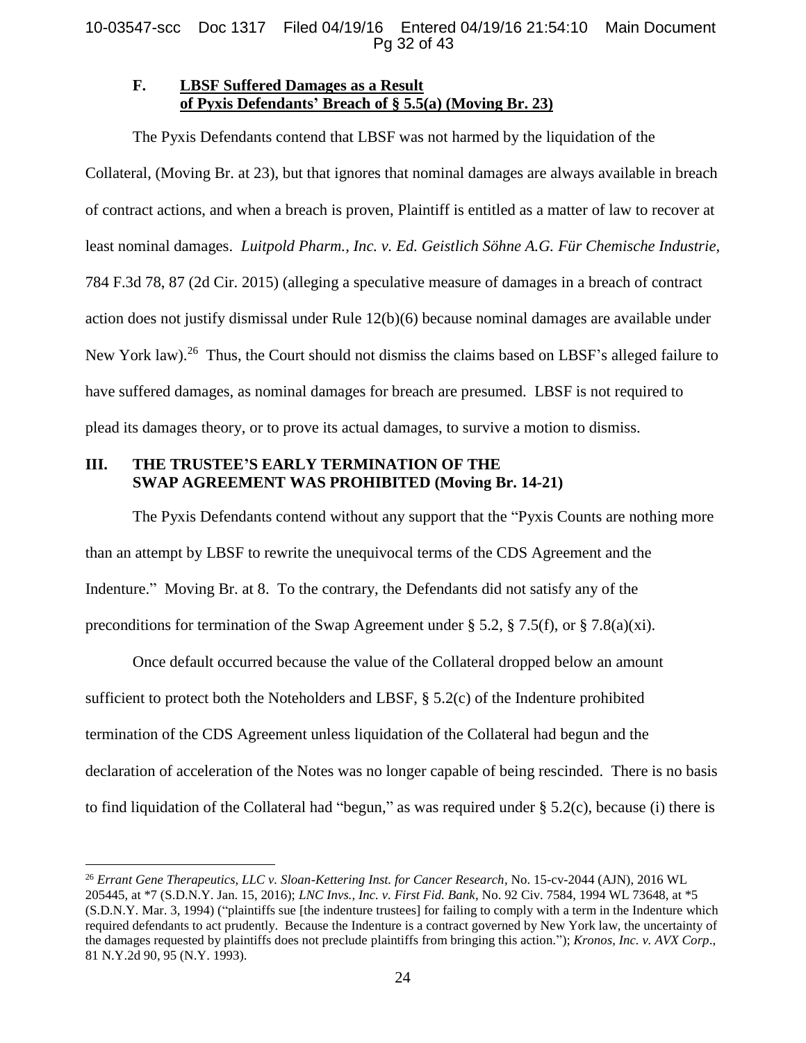### F. **LBSF Suffered Damages as a Result of Pyxis Defendants' Breach of § 5.5(a) (Moving Br. 23)**

The Pyxis Defendants contend that LBSF was not harmed by the liquidation of the Collateral, (Moving Br. at 23), but that ignores that nominal damages are always available in breach of contract actions, and when a breach is proven, Plaintiff is entitled as a matter of law to recover at least nominal damages. *Luitpold Pharm., Inc. v. Ed. Geistlich Söhne A.G. Für Chemische Industrie*, 784 F.3d 78, 87 (2d Cir. 2015) (alleging a speculative measure of damages in a breach of contract action does not justify dismissal under Rule 12(b)(6) because nominal damages are available under New York law).[26] Thus, the Court should not dismiss the claims based on LBSF's alleged failure to have suffered damages, as nominal damages for breach are presumed. LBSF is not required to plead its damages theory, or to prove its actual damages, to survive a motion to dismiss.

## III. THE TRUSTEE'S EARLY TERMINATION OF THE SWAP AGREEMENT WAS PROHIBITED (Moving Br. 14-21)

The Pyxis Defendants contend without any support that the "Pyxis Counts are nothing more than an attempt by LBSF to rewrite the unequivocal terms of the CDS Agreement and the Indenture." Moving Br. at 8. To the contrary, the Defendants did not satisfy any of the preconditions for termination of the Swap Agreement under § 5.2, § 7.5(f), or § 7.8(a)(xi).

Once default occurred because the value of the Collateral dropped below an amount sufficient to protect both the Noteholders and LBSF, § 5.2(c) of the Indenture prohibited termination of the CDS Agreement unless liquidation of the Collateral had begun and the declaration of acceleration of the Notes was no longer capable of being rescinded. There is no basis to find liquidation of the Collateral had "begun," as was required under § 5.2(c), because (i) there is

---

[26] *Errant Gene Therapeutics, LLC v. Sloan-Kettering Inst. for Cancer Research*, No. 15-cv-2044 (AJN), 2016 WL 205445, at *7 (S.D.N.Y. Jan. 15, 2016); *LNC Invs., Inc. v. First Fid. Bank*, No. 92 Civ. 7584, 1994 WL 73648, at *5 (S.D.N.Y. Mar. 3, 1994) ("plaintiffs sue [the indenture trustees] for failing to comply with a term in the Indenture which required defendants to act prudently. Because the Indenture is a contract governed by New York law, the uncertainty of the damages requested by plaintiffs does not preclude plaintiffs from bringing this action."); *Kronos, Inc. v. AVX Corp*., 81 N.Y.2d 90, 95 (N.Y. 1993).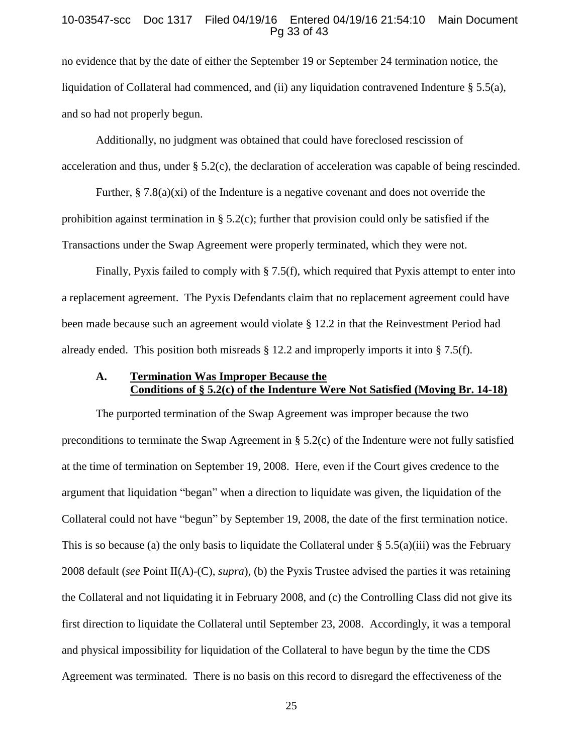no evidence that by the date of either the September 19 or September 24 termination notice, the liquidation of Collateral had commenced, and (ii) any liquidation contravened Indenture § 5.5(a), and so had not properly begun.

Additionally, no judgment was obtained that could have foreclosed rescission of acceleration and thus, under § 5.2(c), the declaration of acceleration was capable of being rescinded.

Further, § 7.8(a)(xi) of the Indenture is a negative covenant and does not override the prohibition against termination in § 5.2(c); further that provision could only be satisfied if the Transactions under the Swap Agreement were properly terminated, which they were not.

Finally, Pyxis failed to comply with § 7.5(f), which required that Pyxis attempt to enter into a replacement agreement. The Pyxis Defendants claim that no replacement agreement could have been made because such an agreement would violate § 12.2 in that the Reinvestment Period had already ended. This position both misreads § 12.2 and improperly imports it into § 7.5(f).

### A. Termination Was Improper Because the Conditions of § 5.2(c) of the Indenture Were Not Satisfied (Moving Br. 14-18)

The purported termination of the Swap Agreement was improper because the two preconditions to terminate the Swap Agreement in § 5.2(c) of the Indenture were not fully satisfied at the time of termination on September 19, 2008. Here, even if the Court gives credence to the argument that liquidation "began" when a direction to liquidate was given, the liquidation of the Collateral could not have "begun" by September 19, 2008, the date of the first termination notice. This is so because (a) the only basis to liquidate the Collateral under § 5.5(a)(iii) was the February 2008 default (*see* Point II(A)-(C), *supra*), (b) the Pyxis Trustee advised the parties it was retaining the Collateral and not liquidating it in February 2008, and (c) the Controlling Class did not give its first direction to liquidate the Collateral until September 23, 2008. Accordingly, it was a temporal and physical impossibility for liquidation of the Collateral to have begun by the time the CDS Agreement was terminated. There is no basis on this record to disregard the effectiveness of the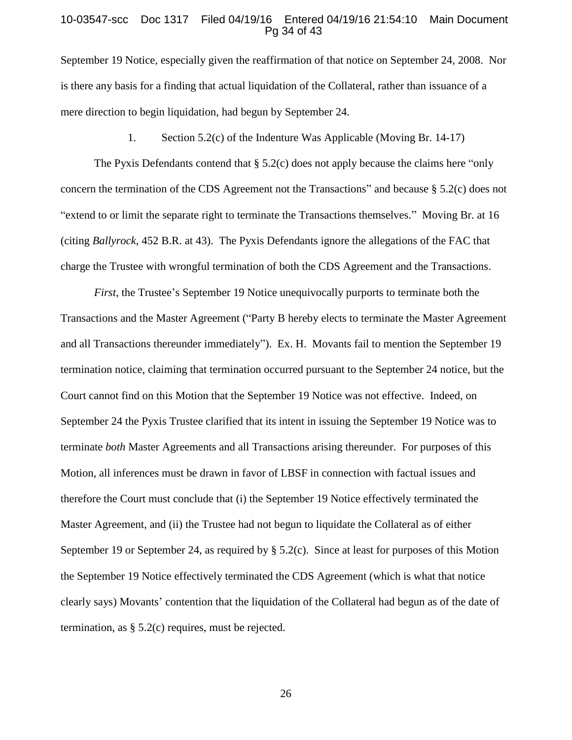September 19 Notice, especially given the reaffirmation of that notice on September 24, 2008. Nor is there any basis for a finding that actual liquidation of the Collateral, rather than issuance of a mere direction to begin liquidation, had begun by September 24.

1. Section 5.2(c) of the Indenture Was Applicable (Moving Br. 14-17)

The Pyxis Defendants contend that § 5.2(c) does not apply because the claims here "only concern the termination of the CDS Agreement not the Transactions" and because § 5.2(c) does not "extend to or limit the separate right to terminate the Transactions themselves." Moving Br. at 16 (citing *Ballyrock*, 452 B.R. at 43). The Pyxis Defendants ignore the allegations of the FAC that charge the Trustee with wrongful termination of both the CDS Agreement and the Transactions.

*First*, the Trustee's September 19 Notice unequivocally purports to terminate both the Transactions and the Master Agreement ("Party B hereby elects to terminate the Master Agreement and all Transactions thereunder immediately"). Ex. H. Movants fail to mention the September 19 termination notice, claiming that termination occurred pursuant to the September 24 notice, but the Court cannot find on this Motion that the September 19 Notice was not effective. Indeed, on September 24 the Pyxis Trustee clarified that its intent in issuing the September 19 Notice was to terminate *both* Master Agreements and all Transactions arising thereunder. For purposes of this Motion, all inferences must be drawn in favor of LBSF in connection with factual issues and therefore the Court must conclude that (i) the September 19 Notice effectively terminated the Master Agreement, and (ii) the Trustee had not begun to liquidate the Collateral as of either September 19 or September 24, as required by § 5.2(c). Since at least for purposes of this Motion the September 19 Notice effectively terminated the CDS Agreement (which is what that notice clearly says) Movants' contention that the liquidation of the Collateral had begun as of the date of termination, as § 5.2(c) requires, must be rejected.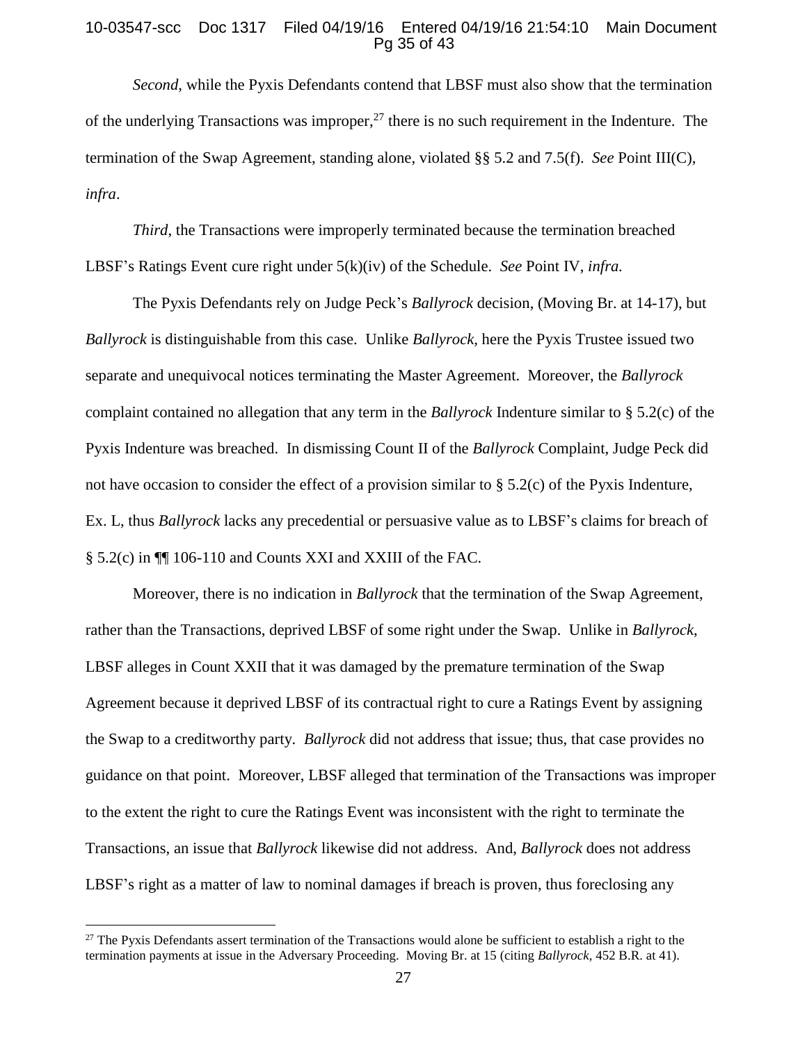*Second*, while the Pyxis Defendants contend that LBSF must also show that the termination of the underlying Transactions was improper,[27] there is no such requirement in the Indenture. The termination of the Swap Agreement, standing alone, violated §§ 5.2 and 7.5(f). *See* Point III(C), *infra*.

*Third*, the Transactions were improperly terminated because the termination breached LBSF's Ratings Event cure right under 5(k)(iv) of the Schedule. *See* Point IV, *infra.*

The Pyxis Defendants rely on Judge Peck's *Ballyrock* decision, (Moving Br. at 14-17), but *Ballyrock* is distinguishable from this case. Unlike *Ballyrock,* here the Pyxis Trustee issued two separate and unequivocal notices terminating the Master Agreement. Moreover, the *Ballyrock* complaint contained no allegation that any term in the *Ballyrock* Indenture similar to § 5.2(c) of the Pyxis Indenture was breached. In dismissing Count II of the *Ballyrock* Complaint, Judge Peck did not have occasion to consider the effect of a provision similar to § 5.2(c) of the Pyxis Indenture, Ex. L, thus *Ballyrock* lacks any precedential or persuasive value as to LBSF's claims for breach of § 5.2(c) in ¶¶ 106-110 and Counts XXI and XXIII of the FAC.

Moreover, there is no indication in *Ballyrock* that the termination of the Swap Agreement, rather than the Transactions, deprived LBSF of some right under the Swap. Unlike in *Ballyrock*, LBSF alleges in Count XXII that it was damaged by the premature termination of the Swap Agreement because it deprived LBSF of its contractual right to cure a Ratings Event by assigning the Swap to a creditworthy party. *Ballyrock* did not address that issue; thus, that case provides no guidance on that point. Moreover, LBSF alleged that termination of the Transactions was improper to the extent the right to cure the Ratings Event was inconsistent with the right to terminate the Transactions, an issue that *Ballyrock* likewise did not address. And, *Ballyrock* does not address LBSF's right as a matter of law to nominal damages if breach is proven, thus foreclosing any

[27] The Pyxis Defendants assert termination of the Transactions would alone be sufficient to establish a right to the termination payments at issue in the Adversary Proceeding. Moving Br. at 15 (citing *Ballyrock*, 452 B.R. at 41).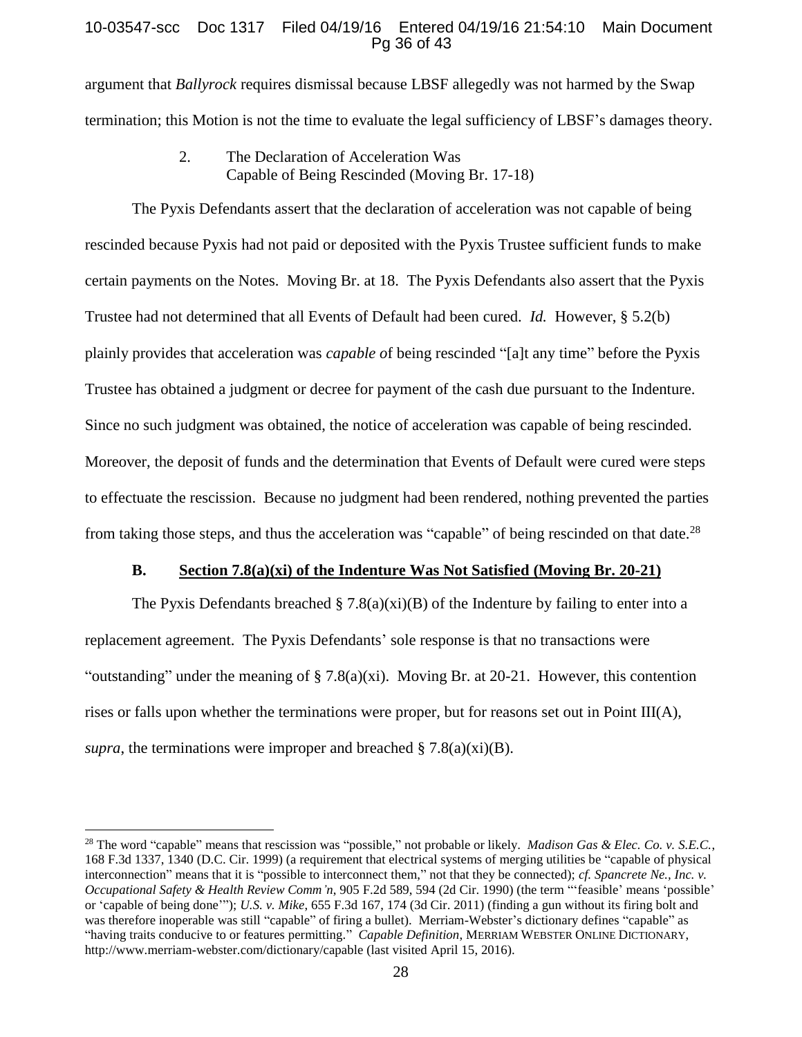argument that *Ballyrock* requires dismissal because LBSF allegedly was not harmed by the Swap termination; this Motion is not the time to evaluate the legal sufficiency of LBSF's damages theory.

2. The Declaration of Acceleration Was Capable of Being Rescinded (Moving Br. 17-18)

The Pyxis Defendants assert that the declaration of acceleration was not capable of being rescinded because Pyxis had not paid or deposited with the Pyxis Trustee sufficient funds to make certain payments on the Notes. Moving Br. at 18. The Pyxis Defendants also assert that the Pyxis Trustee had not determined that all Events of Default had been cured. *Id.* However, § 5.2(b) plainly provides that acceleration was *capable o*f being rescinded "[a]t any time" before the Pyxis Trustee has obtained a judgment or decree for payment of the cash due pursuant to the Indenture. Since no such judgment was obtained, the notice of acceleration was capable of being rescinded. Moreover, the deposit of funds and the determination that Events of Default were cured were steps to effectuate the rescission. Because no judgment had been rendered, nothing prevented the parties from taking those steps, and thus the acceleration was "capable" of being rescinded on that date.[28]

**B. Section 7.8(a)(xi) of the Indenture Was Not Satisfied (Moving Br. 20-21)**

The Pyxis Defendants breached § 7.8(a)(xi)(B) of the Indenture by failing to enter into a replacement agreement. The Pyxis Defendants' sole response is that no transactions were "outstanding" under the meaning of § 7.8(a)(xi). Moving Br. at 20-21. However, this contention rises or falls upon whether the terminations were proper, but for reasons set out in Point III(A), *supra*, the terminations were improper and breached § 7.8(a)(xi)(B).

---

[28] The word "capable" means that rescission was "possible," not probable or likely. *Madison Gas & Elec. Co. v. S.E.C.*, 168 F.3d 1337, 1340 (D.C. Cir. 1999) (a requirement that electrical systems of merging utilities be "capable of physical interconnection" means that it is "possible to interconnect them," not that they be connected); *cf. Spancrete Ne., Inc. v. Occupational Safety & Health Review Comm'n*, 905 F.2d 589, 594 (2d Cir. 1990) (the term "'feasible' means 'possible' or 'capable of being done'"); *U.S. v. Mike*, 655 F.3d 167, 174 (3d Cir. 2011) (finding a gun without its firing bolt and was therefore inoperable was still "capable" of firing a bullet). Merriam-Webster's dictionary defines "capable" as "having traits conducive to or features permitting." *Capable Definition*, MERRIAM WEBSTER ONLINE DICTIONARY, http://www.merriam-webster.com/dictionary/capable (last visited April 15, 2016).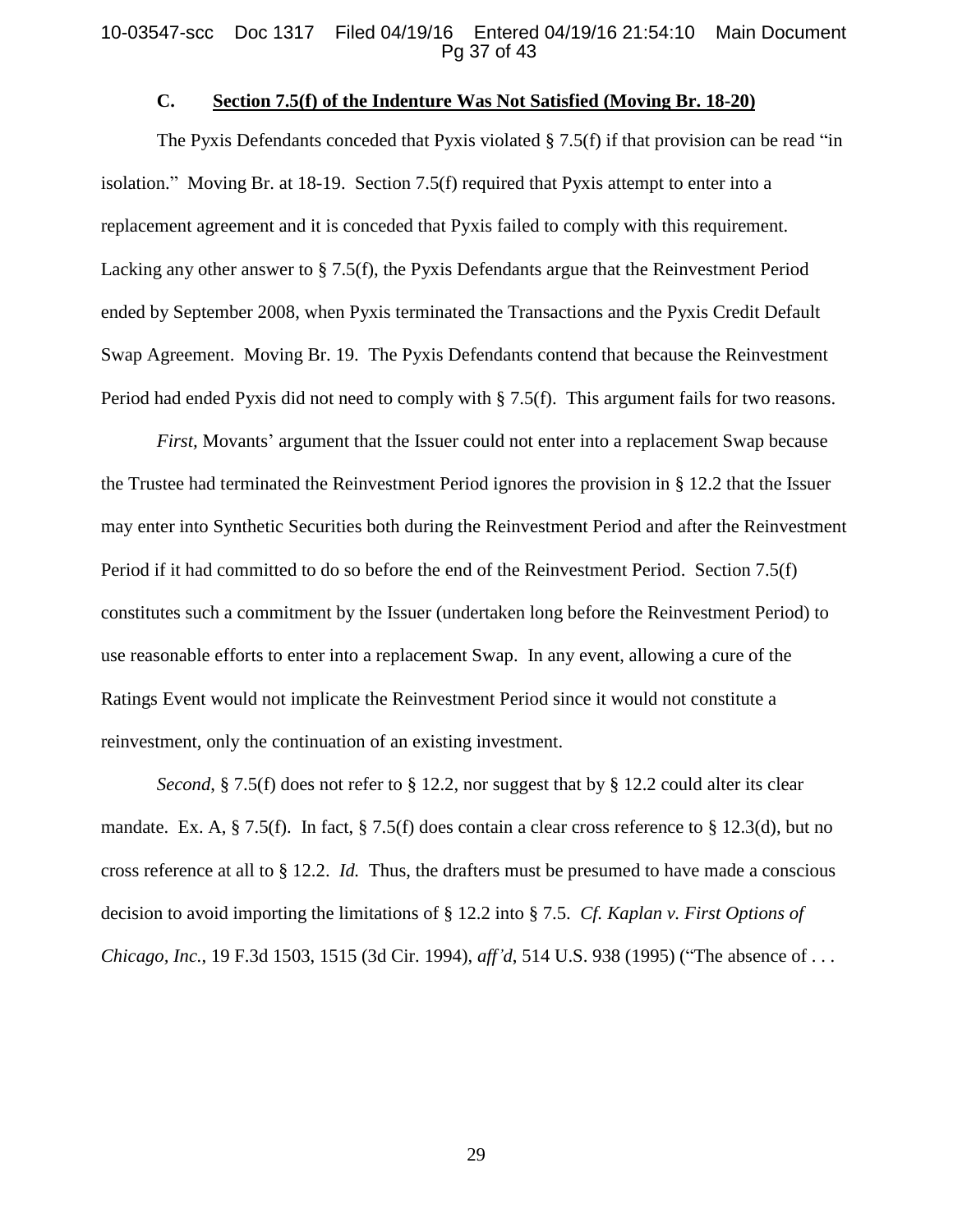### C. **Section 7.5(f) of the Indenture Was Not Satisfied (Moving Br. 18-20)**

The Pyxis Defendants conceded that Pyxis violated § 7.5(f) if that provision can be read "in isolation." Moving Br. at 18-19. Section 7.5(f) required that Pyxis attempt to enter into a replacement agreement and it is conceded that Pyxis failed to comply with this requirement. Lacking any other answer to § 7.5(f), the Pyxis Defendants argue that the Reinvestment Period ended by September 2008, when Pyxis terminated the Transactions and the Pyxis Credit Default Swap Agreement. Moving Br. 19. The Pyxis Defendants contend that because the Reinvestment Period had ended Pyxis did not need to comply with § 7.5(f). This argument fails for two reasons.

*First*, Movants' argument that the Issuer could not enter into a replacement Swap because the Trustee had terminated the Reinvestment Period ignores the provision in § 12.2 that the Issuer may enter into Synthetic Securities both during the Reinvestment Period and after the Reinvestment Period if it had committed to do so before the end of the Reinvestment Period. Section 7.5(f) constitutes such a commitment by the Issuer (undertaken long before the Reinvestment Period) to use reasonable efforts to enter into a replacement Swap. In any event, allowing a cure of the Ratings Event would not implicate the Reinvestment Period since it would not constitute a reinvestment, only the continuation of an existing investment.

*Second*, § 7.5(f) does not refer to § 12.2, nor suggest that by § 12.2 could alter its clear mandate. Ex. A, § 7.5(f). In fact, § 7.5(f) does contain a clear cross reference to § 12.3(d), but no cross reference at all to § 12.2. *Id.* Thus, the drafters must be presumed to have made a conscious decision to avoid importing the limitations of § 12.2 into § 7.5. *Cf. Kaplan v. First Options of Chicago, Inc.*, 19 F.3d 1503, 1515 (3d Cir. 1994), *aff'd*, 514 U.S. 938 (1995) ("The absence of . . .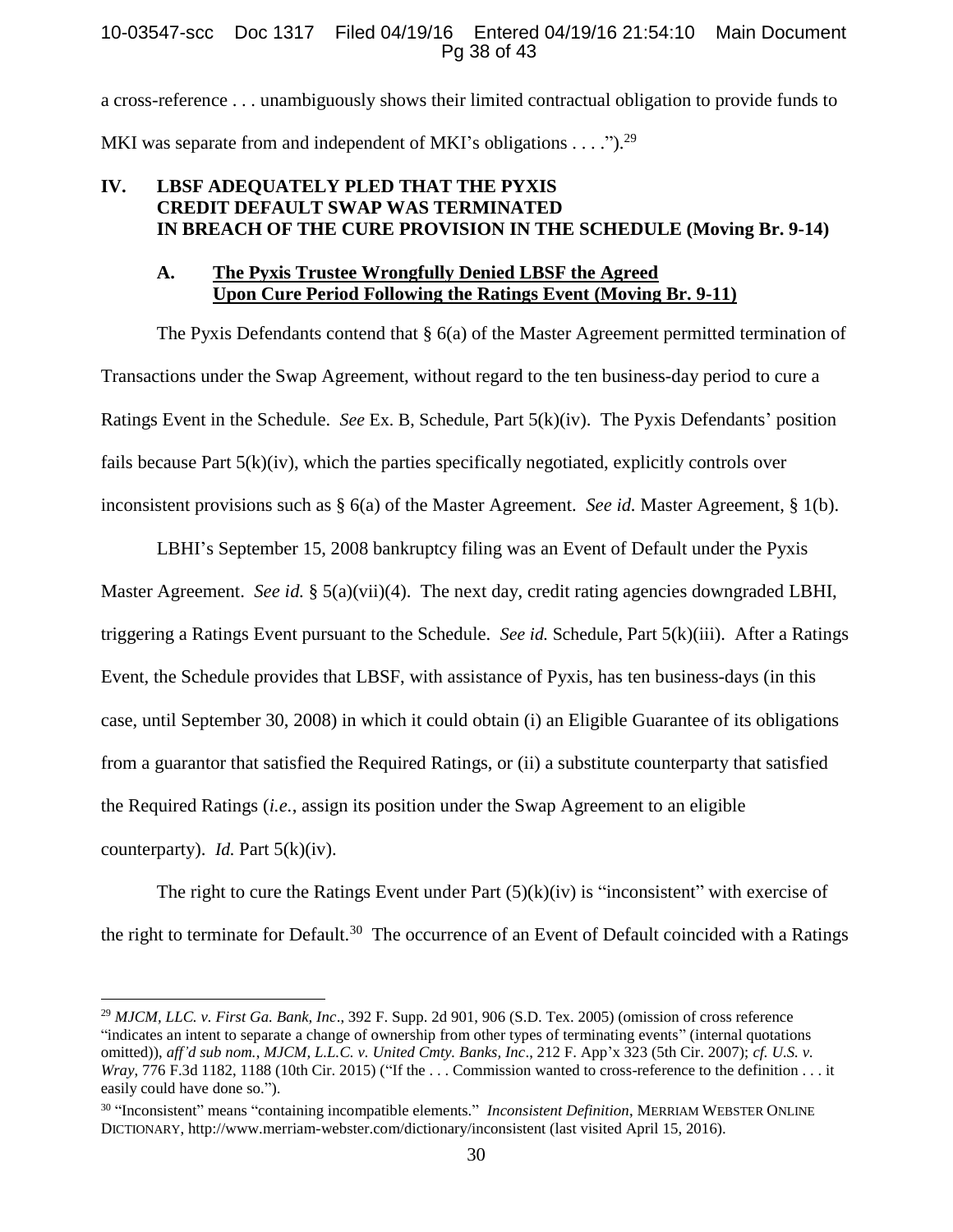a cross-reference . . . unambiguously shows their limited contractual obligation to provide funds to MKI was separate from and independent of MKI's obligations . . . .").[29]

## IV. LBSF ADEQUATELY PLED THAT THE PYXIS CREDIT DEFAULT SWAP WAS TERMINATED IN BREACH OF THE CURE PROVISION IN THE SCHEDULE (Moving Br. 9-14)

### A. The Pyxis Trustee Wrongfully Denied LBSF the Agreed Upon Cure Period Following the Ratings Event (Moving Br. 9-11)

The Pyxis Defendants contend that § 6(a) of the Master Agreement permitted termination of Transactions under the Swap Agreement, without regard to the ten business-day period to cure a Ratings Event in the Schedule. *See* Ex. B, Schedule, Part 5(k)(iv). The Pyxis Defendants' position fails because Part 5(k)(iv), which the parties specifically negotiated, explicitly controls over inconsistent provisions such as § 6(a) of the Master Agreement. *See id.* Master Agreement, § 1(b).

LBHI's September 15, 2008 bankruptcy filing was an Event of Default under the Pyxis Master Agreement. *See id.* § 5(a)(vii)(4). The next day, credit rating agencies downgraded LBHI, triggering a Ratings Event pursuant to the Schedule. *See id.* Schedule, Part 5(k)(iii). After a Ratings Event, the Schedule provides that LBSF, with assistance of Pyxis, has ten business-days (in this case, until September 30, 2008) in which it could obtain (i) an Eligible Guarantee of its obligations from a guarantor that satisfied the Required Ratings, or (ii) a substitute counterparty that satisfied the Required Ratings (*i.e.*, assign its position under the Swap Agreement to an eligible counterparty). *Id.* Part 5(k)(iv).

The right to cure the Ratings Event under Part (5)(k)(iv) is "inconsistent" with exercise of the right to terminate for Default.[30] The occurrence of an Event of Default coincided with a Ratings

---

[29] *MJCM, LLC. v. First Ga. Bank, Inc*., 392 F. Supp. 2d 901, 906 (S.D. Tex. 2005) (omission of cross reference "indicates an intent to separate a change of ownership from other types of terminating events" (internal quotations omitted)), *aff'd sub nom.*, *MJCM, L.L.C. v. United Cmty. Banks, Inc*., 212 F. App'x 323 (5th Cir. 2007); *cf. U.S. v. Wray*, 776 F.3d 1182, 1188 (10th Cir. 2015) ("If the . . . Commission wanted to cross-reference to the definition . . . it easily could have done so.").

[30] "Inconsistent" means "containing incompatible elements." *Inconsistent Definition*, MERRIAM WEBSTER ONLINE DICTIONARY, http://www.merriam-webster.com/dictionary/inconsistent (last visited April 15, 2016).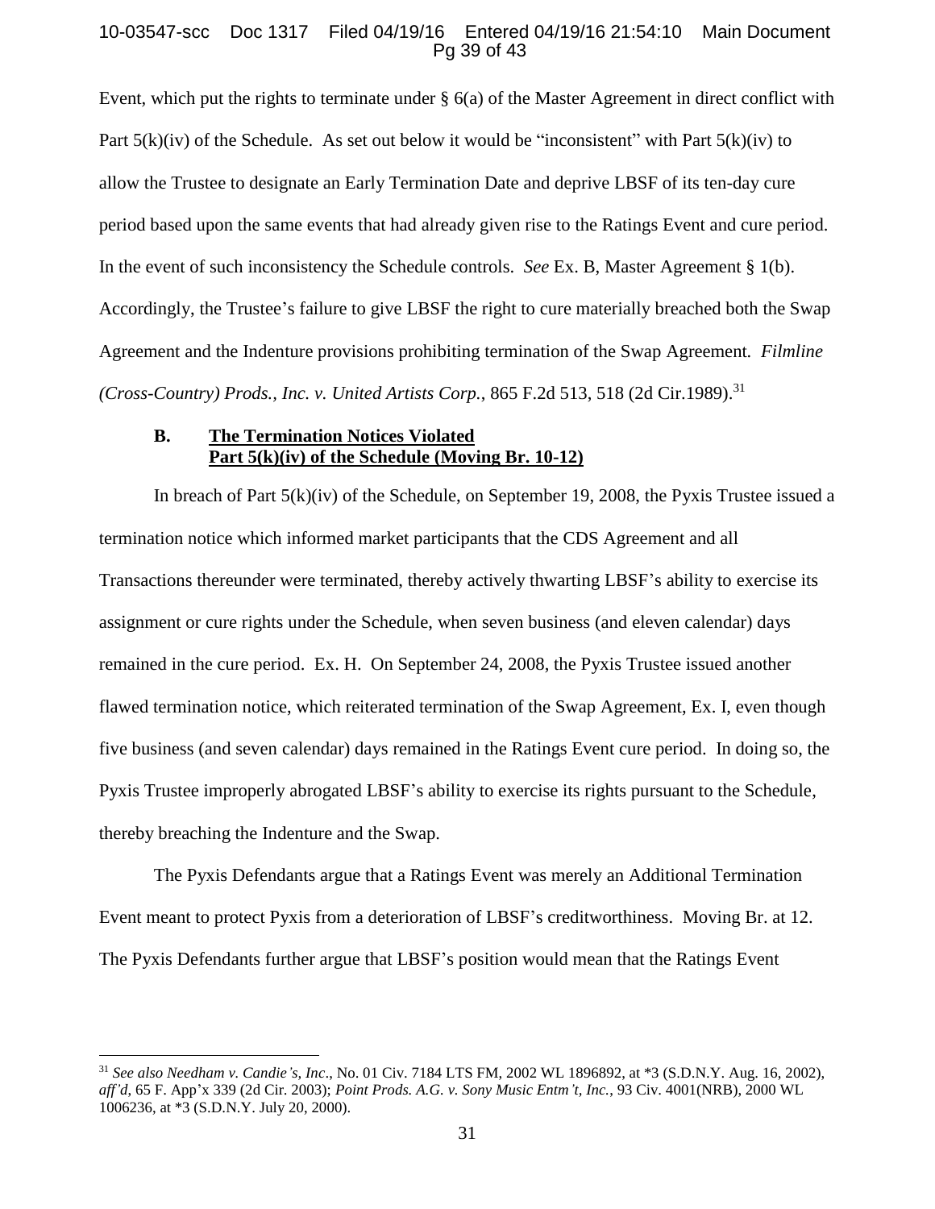Event, which put the rights to terminate under § 6(a) of the Master Agreement in direct conflict with Part 5(k)(iv) of the Schedule. As set out below it would be "inconsistent" with Part 5(k)(iv) to allow the Trustee to designate an Early Termination Date and deprive LBSF of its ten-day cure period based upon the same events that had already given rise to the Ratings Event and cure period. In the event of such inconsistency the Schedule controls. *See* Ex. B, Master Agreement § 1(b). Accordingly, the Trustee's failure to give LBSF the right to cure materially breached both the Swap Agreement and the Indenture provisions prohibiting termination of the Swap Agreement*. Filmline (Cross-Country) Prods., Inc. v. United Artists Corp.*, 865 F.2d 513, 518 (2d Cir.1989).[31]

### B. <u>The Termination Notices Violated Part 5(k)(iv) of the Schedule (Moving Br. 10-12)</u>

In breach of Part 5(k)(iv) of the Schedule, on September 19, 2008, the Pyxis Trustee issued a termination notice which informed market participants that the CDS Agreement and all Transactions thereunder were terminated, thereby actively thwarting LBSF's ability to exercise its assignment or cure rights under the Schedule, when seven business (and eleven calendar) days remained in the cure period. Ex. H. On September 24, 2008, the Pyxis Trustee issued another flawed termination notice, which reiterated termination of the Swap Agreement, Ex. I, even though five business (and seven calendar) days remained in the Ratings Event cure period. In doing so, the Pyxis Trustee improperly abrogated LBSF's ability to exercise its rights pursuant to the Schedule, thereby breaching the Indenture and the Swap.

The Pyxis Defendants argue that a Ratings Event was merely an Additional Termination Event meant to protect Pyxis from a deterioration of LBSF's creditworthiness. Moving Br. at 12. The Pyxis Defendants further argue that LBSF's position would mean that the Ratings Event

---

[31] *See also Needham v. Candie's, Inc*., No. 01 Civ. 7184 LTS FM, 2002 WL 1896892, at *3 (S.D.N.Y. Aug. 16, 2002), *aff'd*, 65 F. App'x 339 (2d Cir. 2003); *Point Prods. A.G. v. Sony Music Entm't, Inc.*, 93 Civ. 4001(NRB), 2000 WL 1006236, at *3 (S.D.N.Y. July 20, 2000).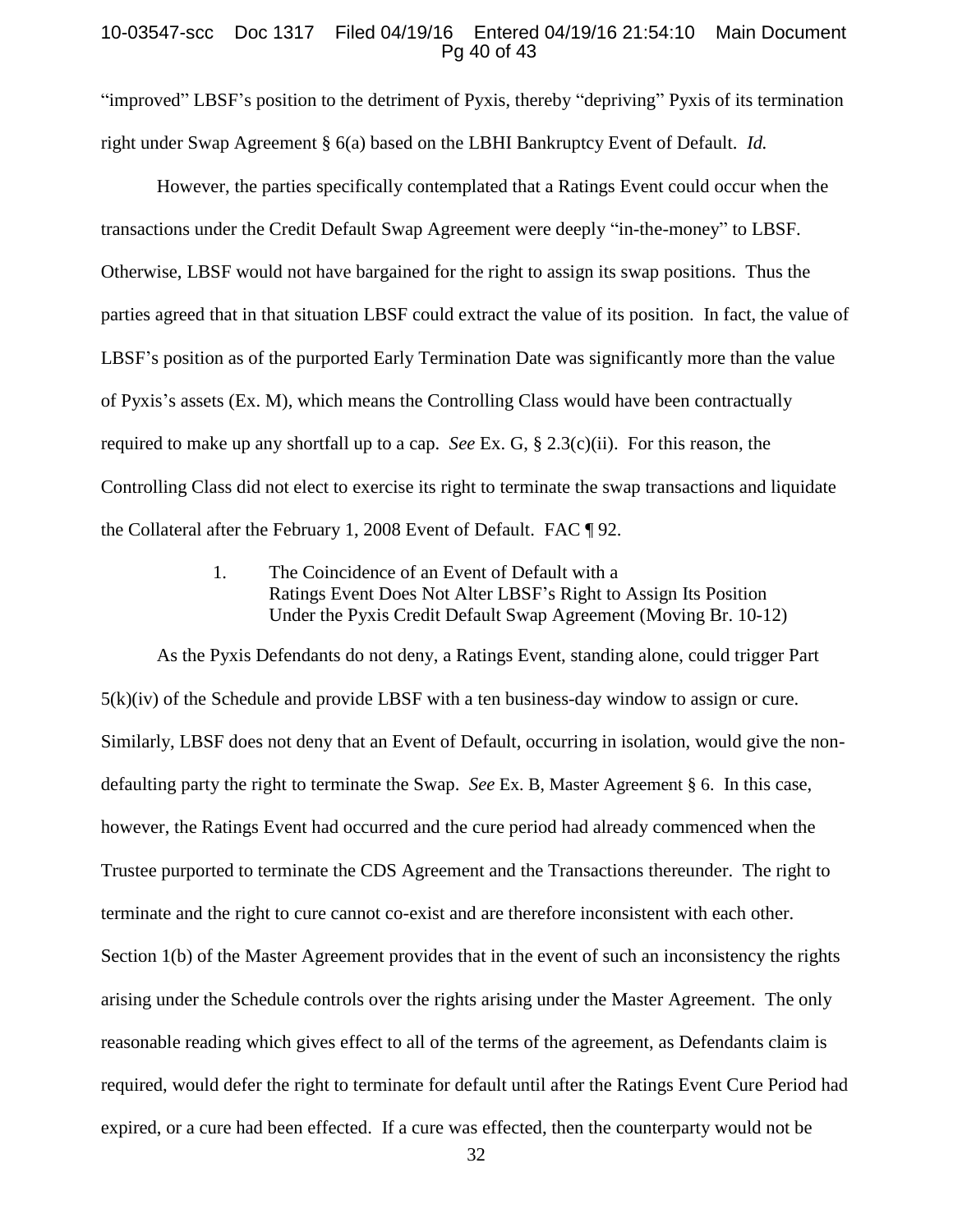"improved" LBSF's position to the detriment of Pyxis, thereby "depriving" Pyxis of its termination right under Swap Agreement § 6(a) based on the LBHI Bankruptcy Event of Default. *Id.*

However, the parties specifically contemplated that a Ratings Event could occur when the transactions under the Credit Default Swap Agreement were deeply "in-the-money" to LBSF. Otherwise, LBSF would not have bargained for the right to assign its swap positions. Thus the parties agreed that in that situation LBSF could extract the value of its position. In fact, the value of LBSF's position as of the purported Early Termination Date was significantly more than the value of Pyxis's assets (Ex. M), which means the Controlling Class would have been contractually required to make up any shortfall up to a cap. *See* Ex. G, § 2.3(c)(ii). For this reason, the Controlling Class did not elect to exercise its right to terminate the swap transactions and liquidate the Collateral after the February 1, 2008 Event of Default. FAC ¶ 92.

### 1. The Coincidence of an Event of Default with a Ratings Event Does Not Alter LBSF's Right to Assign Its Position Under the Pyxis Credit Default Swap Agreement (Moving Br. 10-12)

As the Pyxis Defendants do not deny, a Ratings Event, standing alone, could trigger Part 5(k)(iv) of the Schedule and provide LBSF with a ten business-day window to assign or cure. Similarly, LBSF does not deny that an Event of Default, occurring in isolation, would give the non-defaulting party the right to terminate the Swap. *See* Ex. B, Master Agreement § 6. In this case, however, the Ratings Event had occurred and the cure period had already commenced when the Trustee purported to terminate the CDS Agreement and the Transactions thereunder. The right to terminate and the right to cure cannot co-exist and are therefore inconsistent with each other. Section 1(b) of the Master Agreement provides that in the event of such an inconsistency the rights arising under the Schedule controls over the rights arising under the Master Agreement. The only reasonable reading which gives effect to all of the terms of the agreement, as Defendants claim is required, would defer the right to terminate for default until after the Ratings Event Cure Period had expired, or a cure had been effected. If a cure was effected, then the counterparty would not be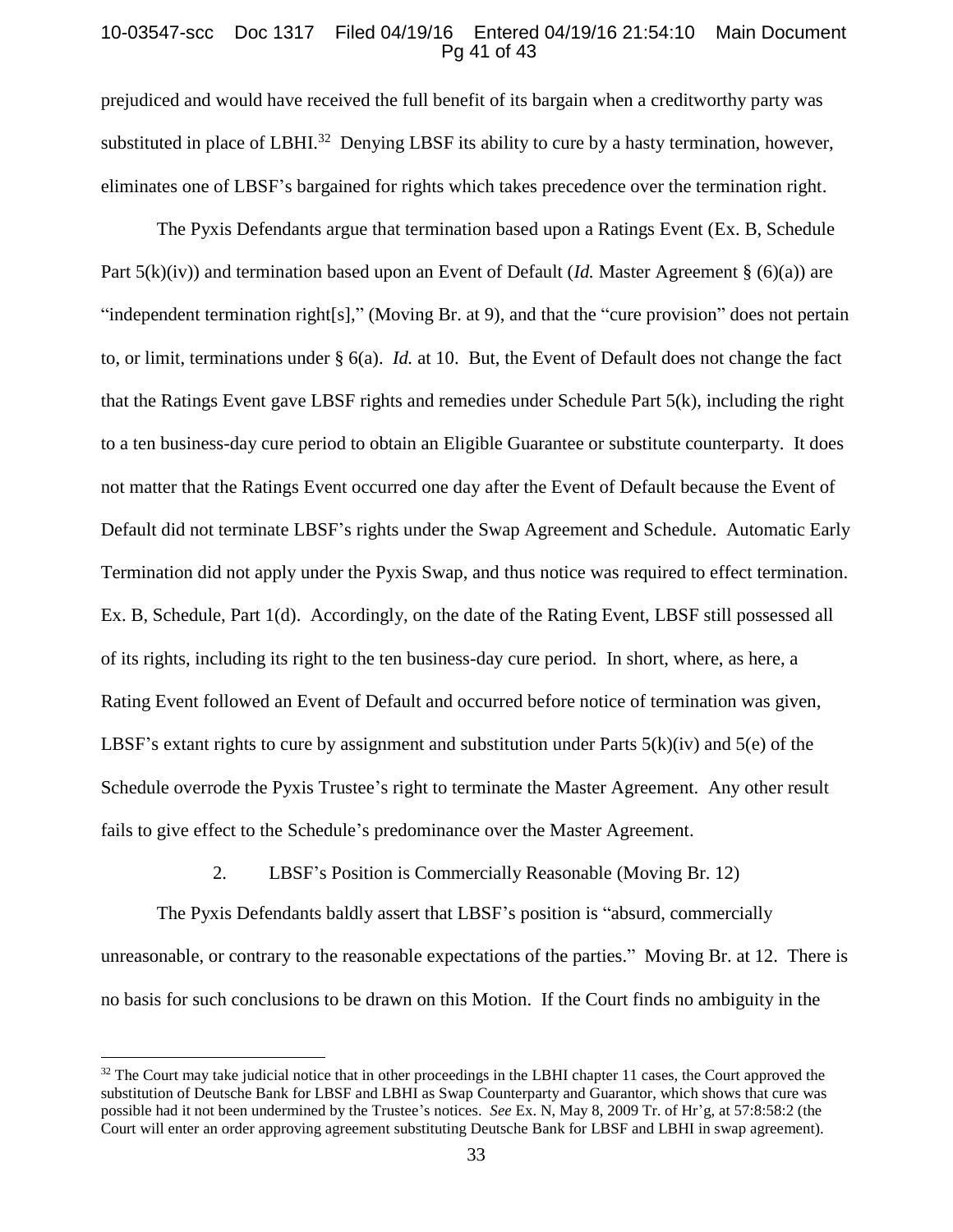prejudiced and would have received the full benefit of its bargain when a creditworthy party was substituted in place of LBHI.[32] Denying LBSF its ability to cure by a hasty termination, however, eliminates one of LBSF's bargained for rights which takes precedence over the termination right.

The Pyxis Defendants argue that termination based upon a Ratings Event (Ex. B, Schedule Part 5(k)(iv)) and termination based upon an Event of Default (*Id.* Master Agreement § (6)(a)) are "independent termination right[s]," (Moving Br. at 9), and that the "cure provision" does not pertain to, or limit, terminations under § 6(a). *Id.* at 10. But, the Event of Default does not change the fact that the Ratings Event gave LBSF rights and remedies under Schedule Part 5(k), including the right to a ten business-day cure period to obtain an Eligible Guarantee or substitute counterparty. It does not matter that the Ratings Event occurred one day after the Event of Default because the Event of Default did not terminate LBSF's rights under the Swap Agreement and Schedule. Automatic Early Termination did not apply under the Pyxis Swap, and thus notice was required to effect termination. Ex. B, Schedule, Part 1(d). Accordingly, on the date of the Rating Event, LBSF still possessed all of its rights, including its right to the ten business-day cure period. In short, where, as here, a Rating Event followed an Event of Default and occurred before notice of termination was given, LBSF's extant rights to cure by assignment and substitution under Parts 5(k)(iv) and 5(e) of the Schedule overrode the Pyxis Trustee's right to terminate the Master Agreement. Any other result fails to give effect to the Schedule's predominance over the Master Agreement.

2. LBSF's Position is Commercially Reasonable (Moving Br. 12)

The Pyxis Defendants baldly assert that LBSF's position is "absurd, commercially unreasonable, or contrary to the reasonable expectations of the parties." Moving Br. at 12. There is no basis for such conclusions to be drawn on this Motion. If the Court finds no ambiguity in the

---

[32] The Court may take judicial notice that in other proceedings in the LBHI chapter 11 cases, the Court approved the substitution of Deutsche Bank for LBSF and LBHI as Swap Counterparty and Guarantor, which shows that cure was possible had it not been undermined by the Trustee's notices. *See* Ex. N, May 8, 2009 Tr. of Hr'g, at 57:8:58:2 (the Court will enter an order approving agreement substituting Deutsche Bank for LBSF and LBHI in swap agreement).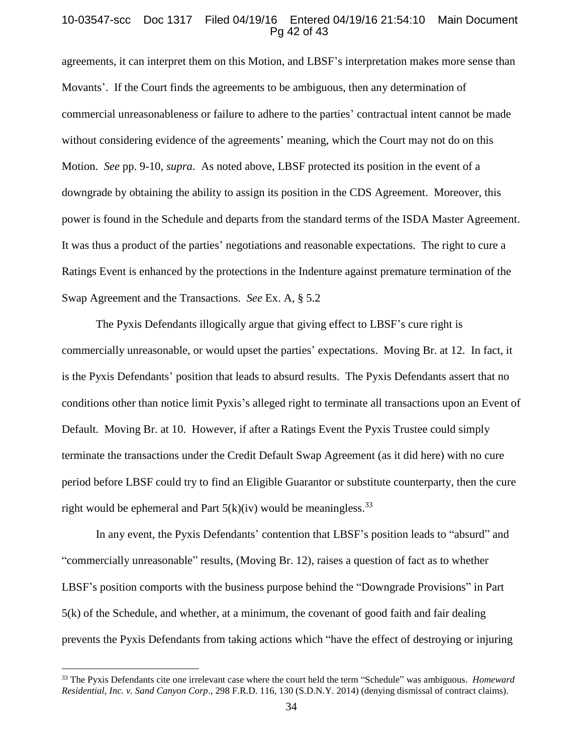agreements, it can interpret them on this Motion, and LBSF's interpretation makes more sense than Movants'. If the Court finds the agreements to be ambiguous, then any determination of commercial unreasonableness or failure to adhere to the parties' contractual intent cannot be made without considering evidence of the agreements' meaning, which the Court may not do on this Motion. *See* pp. 9-10, *supra*. As noted above, LBSF protected its position in the event of a downgrade by obtaining the ability to assign its position in the CDS Agreement. Moreover, this power is found in the Schedule and departs from the standard terms of the ISDA Master Agreement. It was thus a product of the parties' negotiations and reasonable expectations. The right to cure a Ratings Event is enhanced by the protections in the Indenture against premature termination of the Swap Agreement and the Transactions. *See* Ex. A, § 5.2

The Pyxis Defendants illogically argue that giving effect to LBSF's cure right is commercially unreasonable, or would upset the parties' expectations. Moving Br. at 12. In fact, it is the Pyxis Defendants' position that leads to absurd results. The Pyxis Defendants assert that no conditions other than notice limit Pyxis's alleged right to terminate all transactions upon an Event of Default. Moving Br. at 10. However, if after a Ratings Event the Pyxis Trustee could simply terminate the transactions under the Credit Default Swap Agreement (as it did here) with no cure period before LBSF could try to find an Eligible Guarantor or substitute counterparty, then the cure right would be ephemeral and Part 5(k)(iv) would be meaningless.[33]

In any event, the Pyxis Defendants' contention that LBSF's position leads to "absurd" and "commercially unreasonable" results, (Moving Br. 12), raises a question of fact as to whether LBSF's position comports with the business purpose behind the "Downgrade Provisions" in Part 5(k) of the Schedule, and whether, at a minimum, the covenant of good faith and fair dealing prevents the Pyxis Defendants from taking actions which "have the effect of destroying or injuring

---

[33] The Pyxis Defendants cite one irrelevant case where the court held the term "Schedule" was ambiguous. *Homeward Residential, Inc. v. Sand Canyon Corp*., 298 F.R.D. 116, 130 (S.D.N.Y. 2014) (denying dismissal of contract claims).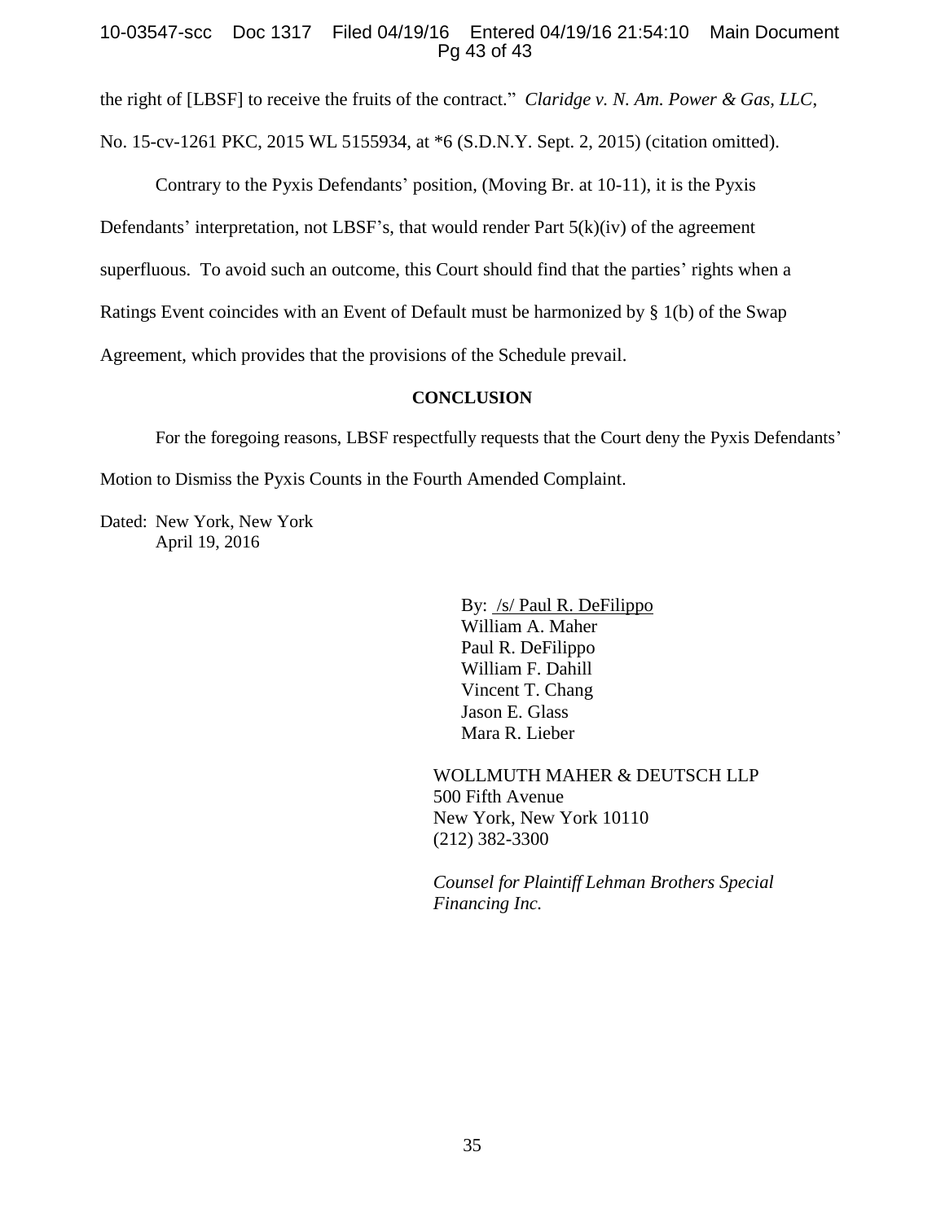the right of [LBSF] to receive the fruits of the contract." *Claridge v. N. Am. Power & Gas, LLC*, No. 15-cv-1261 PKC, 2015 WL 5155934, at *6 (S.D.N.Y. Sept. 2, 2015) (citation omitted).

Contrary to the Pyxis Defendants' position, (Moving Br. at 10-11), it is the Pyxis Defendants' interpretation, not LBSF's, that would render Part 5(k)(iv) of the agreement superfluous. To avoid such an outcome, this Court should find that the parties' rights when a Ratings Event coincides with an Event of Default must be harmonized by § 1(b) of the Swap Agreement, which provides that the provisions of the Schedule prevail.

## CONCLUSION

For the foregoing reasons, LBSF respectfully requests that the Court deny the Pyxis Defendants' Motion to Dismiss the Pyxis Counts in the Fourth Amended Complaint.

Dated: New York, New York
April 19, 2016

By: /s/ Paul R. DeFilippo
William A. Maher
Paul R. DeFilippo
William F. Dahill
Vincent T. Chang
Jason E. Glass
Mara R. Lieber

WOLLMUTH MAHER & DEUTSCH LLP
500 Fifth Avenue
New York, New York 10110
(212) 382-3300

*Counsel for Plaintiff Lehman Brothers Special Financing Inc.*